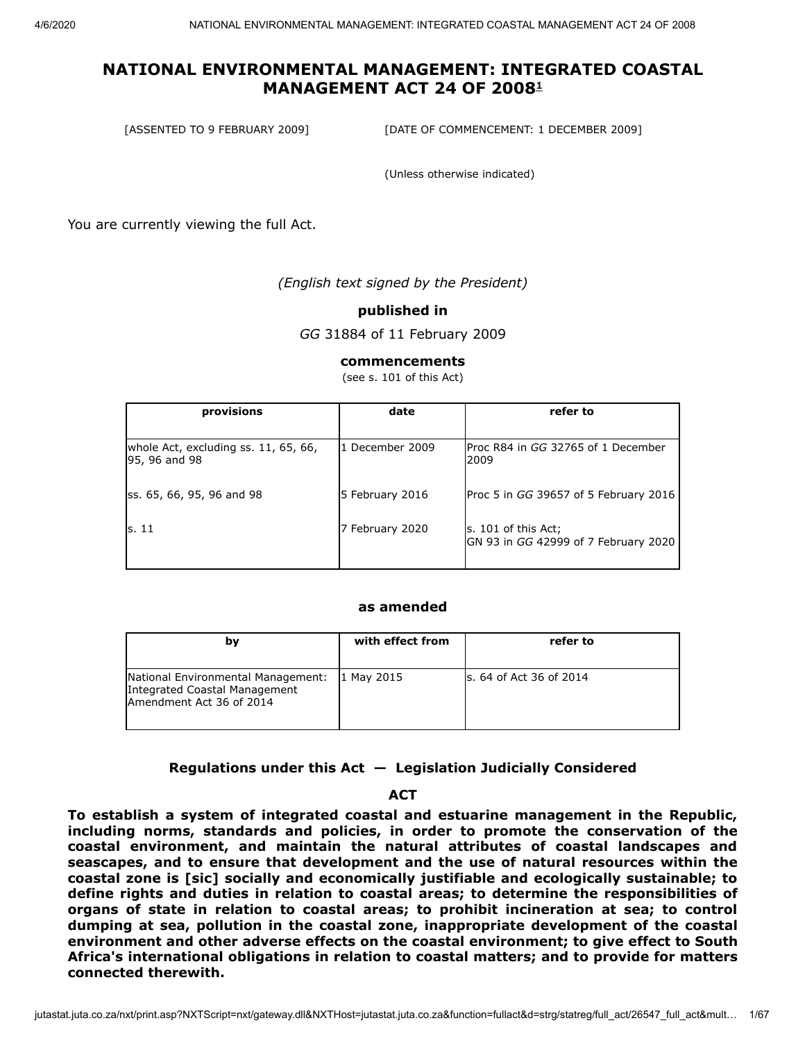# NATIONAL ENVIRONMENTAL MANAGEMENT: INTEGRATED COASTAL MANAGEMENT ACT 24 OF 2008[1]

[ASSENTED TO 9 FEBRUARY 2009] [DATE OF COMMENCEMENT: 1 DECEMBER 2009]

(Unless otherwise indicated)

You are currently viewing the full Act.

*(English text signed by the President)*

**published in**

*GG* 31884 of 11 February 2009

**commencements**

(see s. 101 of this Act)

| provisions | date | refer to |
|---|---|---|
| whole Act, excluding ss. 11, 65, 66, 95, 96 and 98 | 1 December 2009 | Proc R84 in *GG* 32765 of 1 December 2009 |
| ss. 65, 66, 95, 96 and 98 | 5 February 2016 | Proc 5 in *GG* 39657 of 5 February 2016 |
| s. 11 | 7 February 2020 | s. 101 of this Act; GN 93 in *GG* 42999 of 7 February 2020 |

**as amended**

| by | with effect from | refer to |
|---|---|---|
| National Environmental Management: Integrated Coastal Management Amendment Act 36 of 2014 | 1 May 2015 | s. 64 of Act 36 of 2014 |

**Regulations under this Act — Legislation Judicially Considered**

**ACT**

**To establish a system of integrated coastal and estuarine management in the Republic, including norms, standards and policies, in order to promote the conservation of the coastal environment, and maintain the natural attributes of coastal landscapes and seascapes, and to ensure that development and the use of natural resources within the coastal zone is [sic] socially and economically justifiable and ecologically sustainable; to define rights and duties in relation to coastal areas; to determine the responsibilities of organs of state in relation to coastal areas; to prohibit incineration at sea; to control dumping at sea, pollution in the coastal zone, inappropriate development of the coastal environment and other adverse effects on the coastal environment; to give effect to South Africa's international obligations in relation to coastal matters; and to provide for matters connected therewith.**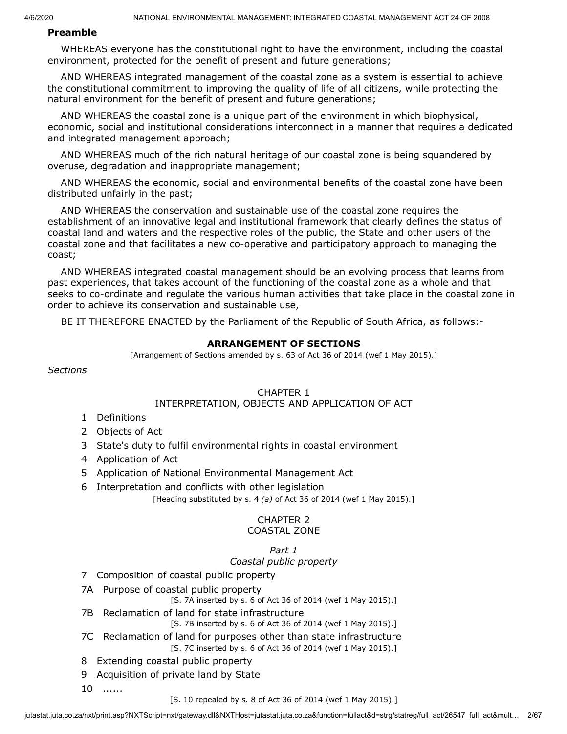**Preamble**

WHEREAS everyone has the constitutional right to have the environment, including the coastal environment, protected for the benefit of present and future generations;

AND WHEREAS integrated management of the coastal zone as a system is essential to achieve the constitutional commitment to improving the quality of life of all citizens, while protecting the natural environment for the benefit of present and future generations;

AND WHEREAS the coastal zone is a unique part of the environment in which biophysical, economic, social and institutional considerations interconnect in a manner that requires a dedicated and integrated management approach;

AND WHEREAS much of the rich natural heritage of our coastal zone is being squandered by overuse, degradation and inappropriate management;

AND WHEREAS the economic, social and environmental benefits of the coastal zone have been distributed unfairly in the past;

AND WHEREAS the conservation and sustainable use of the coastal zone requires the establishment of an innovative legal and institutional framework that clearly defines the status of coastal land and waters and the respective roles of the public, the State and other users of the coastal zone and that facilitates a new co-operative and participatory approach to managing the coast;

AND WHEREAS integrated coastal management should be an evolving process that learns from past experiences, that takes account of the functioning of the coastal zone as a whole and that seeks to co-ordinate and regulate the various human activities that take place in the coastal zone in order to achieve its conservation and sustainable use,

BE IT THEREFORE ENACTED by the Parliament of the Republic of South Africa, as follows:-

## ARRANGEMENT OF SECTIONS

[Arrangement of Sections amended by s. 63 of Act 36 of 2014 (wef 1 May 2015).]

*Sections*

### CHAPTER 1
### INTERPRETATION, OBJECTS AND APPLICATION OF ACT

1 Definitions

2 Objects of Act

3 State's duty to fulfil environmental rights in coastal environment

4 Application of Act

5 Application of National Environmental Management Act

6 Interpretation and conflicts with other legislation

[Heading substituted by s. 4 *(a)* of Act 36 of 2014 (wef 1 May 2015).]

### CHAPTER 2
### COASTAL ZONE

*Part 1*
*Coastal public property*

7 Composition of coastal public property

7A Purpose of coastal public property

[S. 7A inserted by s. 6 of Act 36 of 2014 (wef 1 May 2015).]

7B Reclamation of land for state infrastructure

[S. 7B inserted by s. 6 of Act 36 of 2014 (wef 1 May 2015).]

7C Reclamation of land for purposes other than state infrastructure

[S. 7C inserted by s. 6 of Act 36 of 2014 (wef 1 May 2015).]

8 Extending coastal public property

9 Acquisition of private land by State

10 ......

[S. 10 repealed by s. 8 of Act 36 of 2014 (wef 1 May 2015).]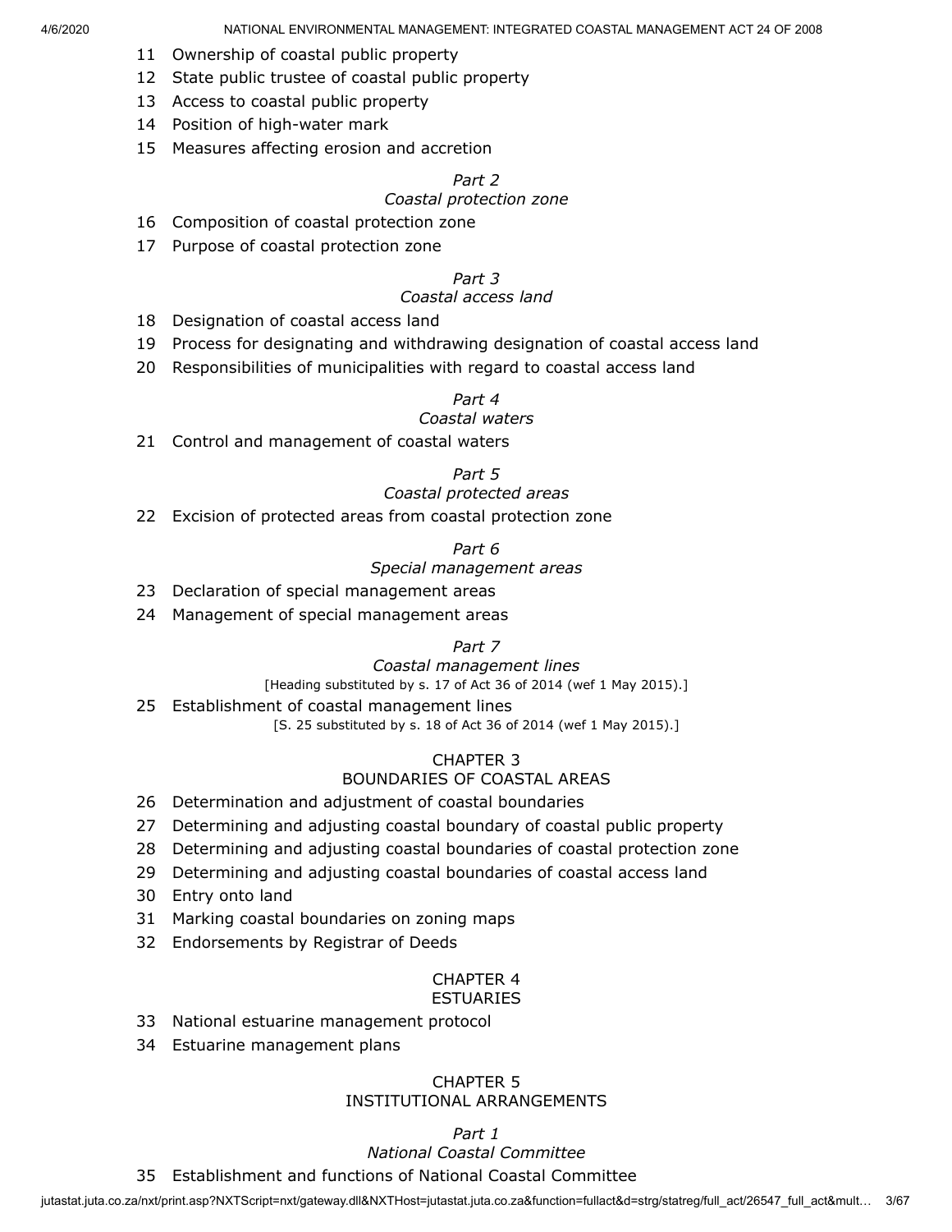11 Ownership of coastal public property

12 State public trustee of coastal public property

13 Access to coastal public property

14 Position of high-water mark

15 Measures affecting erosion and accretion

*Part 2*

*Coastal protection zone*

16 Composition of coastal protection zone

17 Purpose of coastal protection zone

*Part 3*

*Coastal access land*

18 Designation of coastal access land

19 Process for designating and withdrawing designation of coastal access land

20 Responsibilities of municipalities with regard to coastal access land

*Part 4*

*Coastal waters*

21 Control and management of coastal waters

*Part 5*

*Coastal protected areas*

22 Excision of protected areas from coastal protection zone

*Part 6*

*Special management areas*

23 Declaration of special management areas

24 Management of special management areas

*Part 7*

*Coastal management lines*

[Heading substituted by s. 17 of Act 36 of 2014 (wef 1 May 2015).]

25 Establishment of coastal management lines

[S. 25 substituted by s. 18 of Act 36 of 2014 (wef 1 May 2015).]

CHAPTER 3

BOUNDARIES OF COASTAL AREAS

26 Determination and adjustment of coastal boundaries

27 Determining and adjusting coastal boundary of coastal public property

28 Determining and adjusting coastal boundaries of coastal protection zone

29 Determining and adjusting coastal boundaries of coastal access land

30 Entry onto land

31 Marking coastal boundaries on zoning maps

32 Endorsements by Registrar of Deeds

CHAPTER 4

ESTUARIES

33 National estuarine management protocol

34 Estuarine management plans

CHAPTER 5

INSTITUTIONAL ARRANGEMENTS

*Part 1*

*National Coastal Committee*

35 Establishment and functions of National Coastal Committee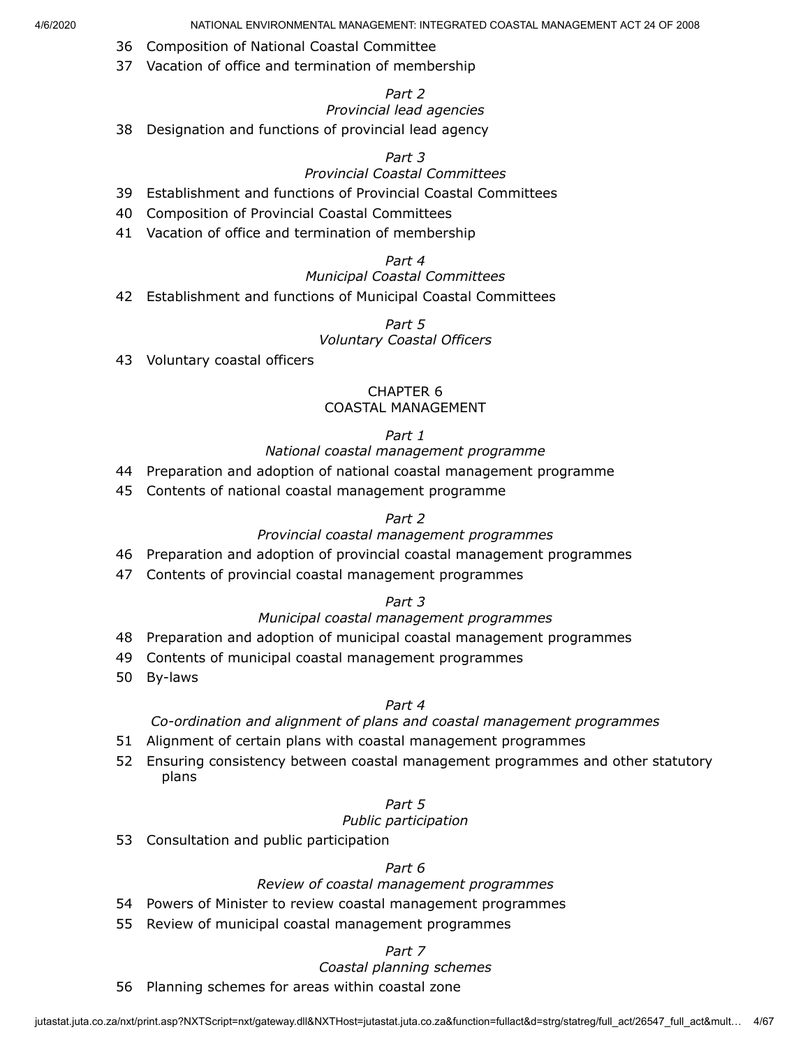36 Composition of National Coastal Committee

37 Vacation of office and termination of membership

*Part 2*
*Provincial lead agencies*

38 Designation and functions of provincial lead agency

*Part 3*
*Provincial Coastal Committees*

39 Establishment and functions of Provincial Coastal Committees

40 Composition of Provincial Coastal Committees

41 Vacation of office and termination of membership

*Part 4*
*Municipal Coastal Committees*

42 Establishment and functions of Municipal Coastal Committees

*Part 5*
*Voluntary Coastal Officers*

43 Voluntary coastal officers

## CHAPTER 6
## COASTAL MANAGEMENT

*Part 1*
*National coastal management programme*

44 Preparation and adoption of national coastal management programme

45 Contents of national coastal management programme

*Part 2*
*Provincial coastal management programmes*

46 Preparation and adoption of provincial coastal management programmes

47 Contents of provincial coastal management programmes

*Part 3*
*Municipal coastal management programmes*

48 Preparation and adoption of municipal coastal management programmes

49 Contents of municipal coastal management programmes

50 By-laws

*Part 4*
*Co-ordination and alignment of plans and coastal management programmes*

51 Alignment of certain plans with coastal management programmes

52 Ensuring consistency between coastal management programmes and other statutory plans

*Part 5*
*Public participation*

53 Consultation and public participation

*Part 6*
*Review of coastal management programmes*

54 Powers of Minister to review coastal management programmes

55 Review of municipal coastal management programmes

*Part 7*
*Coastal planning schemes*

56 Planning schemes for areas within coastal zone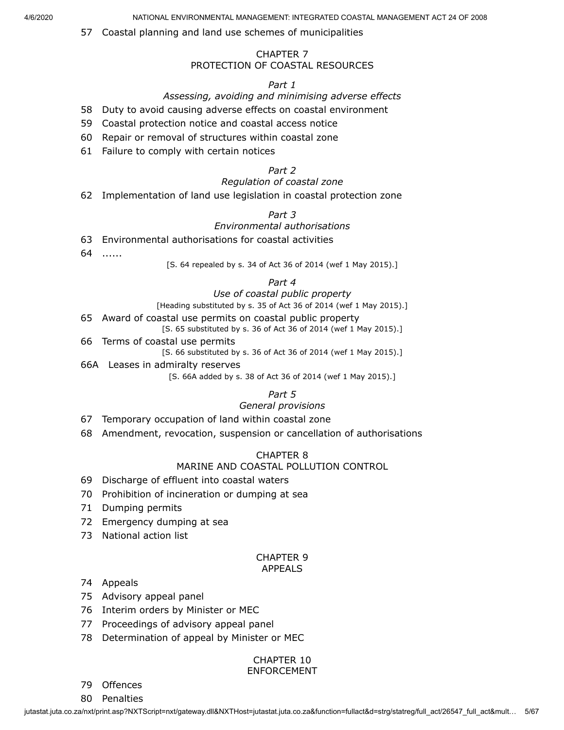57 Coastal planning and land use schemes of municipalities

CHAPTER 7
PROTECTION OF COASTAL RESOURCES

*Part 1*
*Assessing, avoiding and minimising adverse effects*

58 Duty to avoid causing adverse effects on coastal environment

59 Coastal protection notice and coastal access notice

60 Repair or removal of structures within coastal zone

61 Failure to comply with certain notices

*Part 2*
*Regulation of coastal zone*

62 Implementation of land use legislation in coastal protection zone

*Part 3*
*Environmental authorisations*

63 Environmental authorisations for coastal activities

64 ......

[S. 64 repealed by s. 34 of Act 36 of 2014 (wef 1 May 2015).]

*Part 4*
*Use of coastal public property*

[Heading substituted by s. 35 of Act 36 of 2014 (wef 1 May 2015).]

65 Award of coastal use permits on coastal public property

[S. 65 substituted by s. 36 of Act 36 of 2014 (wef 1 May 2015).]

66 Terms of coastal use permits

[S. 66 substituted by s. 36 of Act 36 of 2014 (wef 1 May 2015).]

66A Leases in admiralty reserves

[S. 66A added by s. 38 of Act 36 of 2014 (wef 1 May 2015).]

*Part 5*
*General provisions*

67 Temporary occupation of land within coastal zone

68 Amendment, revocation, suspension or cancellation of authorisations

CHAPTER 8
MARINE AND COASTAL POLLUTION CONTROL

69 Discharge of effluent into coastal waters

70 Prohibition of incineration or dumping at sea

71 Dumping permits

72 Emergency dumping at sea

73 National action list

CHAPTER 9
APPEALS

74 Appeals

75 Advisory appeal panel

76 Interim orders by Minister or MEC

77 Proceedings of advisory appeal panel

78 Determination of appeal by Minister or MEC

CHAPTER 10
ENFORCEMENT

79 Offences

80 Penalties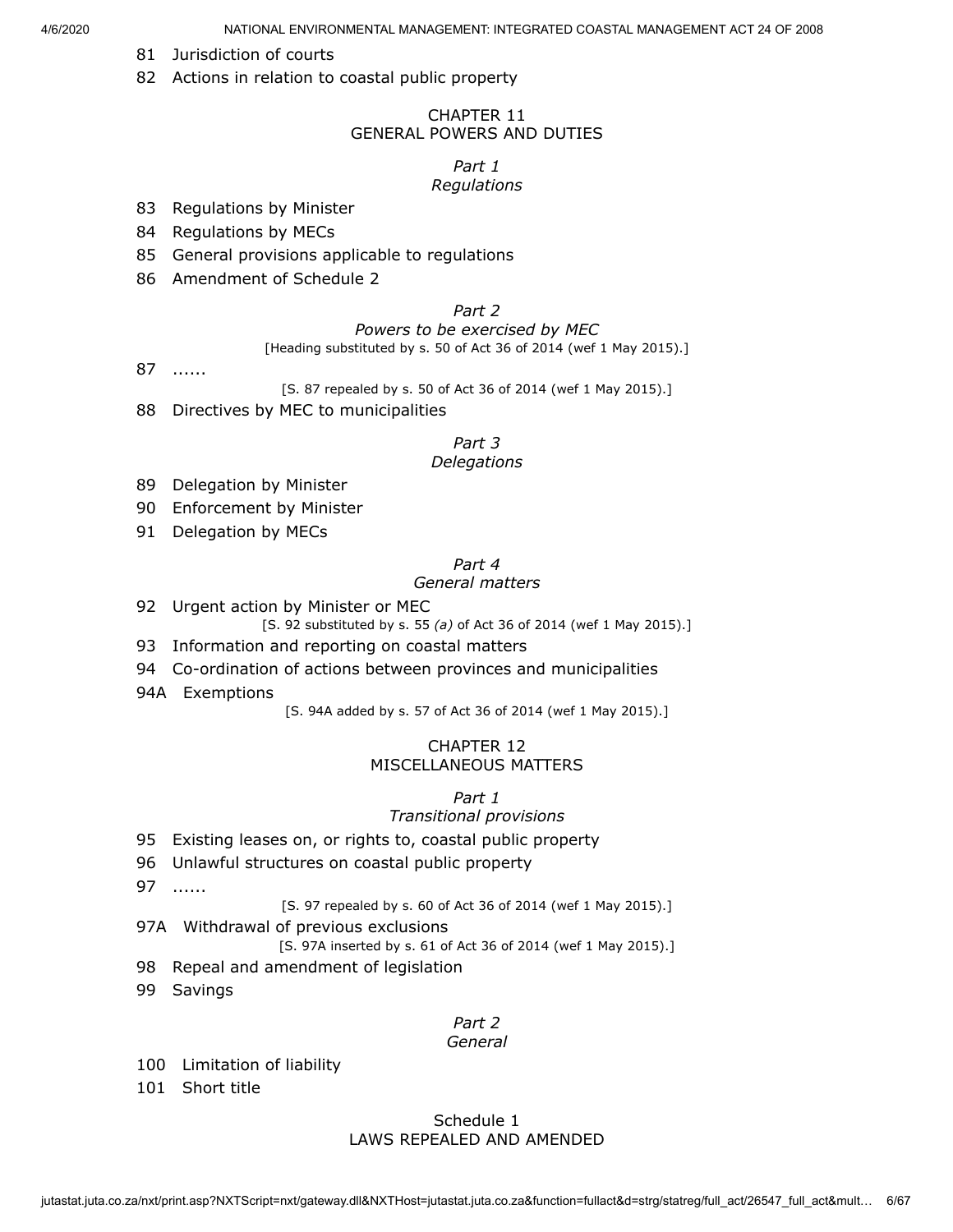81 Jurisdiction of courts

82 Actions in relation to coastal public property

## CHAPTER 11
## GENERAL POWERS AND DUTIES

### *Part 1*
### *Regulations*

83 Regulations by Minister

84 Regulations by MECs

85 General provisions applicable to regulations

86 Amendment of Schedule 2

### *Part 2*
### *Powers to be exercised by MEC*

[Heading substituted by s. 50 of Act 36 of 2014 (wef 1 May 2015).]

87 ......

[S. 87 repealed by s. 50 of Act 36 of 2014 (wef 1 May 2015).]

88 Directives by MEC to municipalities

### *Part 3*
### *Delegations*

89 Delegation by Minister

90 Enforcement by Minister

91 Delegation by MECs

### *Part 4*
### *General matters*

92 Urgent action by Minister or MEC

[S. 92 substituted by s. 55 *(a)* of Act 36 of 2014 (wef 1 May 2015).]

93 Information and reporting on coastal matters

94 Co-ordination of actions between provinces and municipalities

94A Exemptions

[S. 94A added by s. 57 of Act 36 of 2014 (wef 1 May 2015).]

## CHAPTER 12
## MISCELLANEOUS MATTERS

### *Part 1*
### *Transitional provisions*

95 Existing leases on, or rights to, coastal public property

96 Unlawful structures on coastal public property

97 ......

[S. 97 repealed by s. 60 of Act 36 of 2014 (wef 1 May 2015).]

97A Withdrawal of previous exclusions

[S. 97A inserted by s. 61 of Act 36 of 2014 (wef 1 May 2015).]

98 Repeal and amendment of legislation

99 Savings

### *Part 2*
### *General*

100 Limitation of liability

101 Short title

## Schedule 1
## LAWS REPEALED AND AMENDED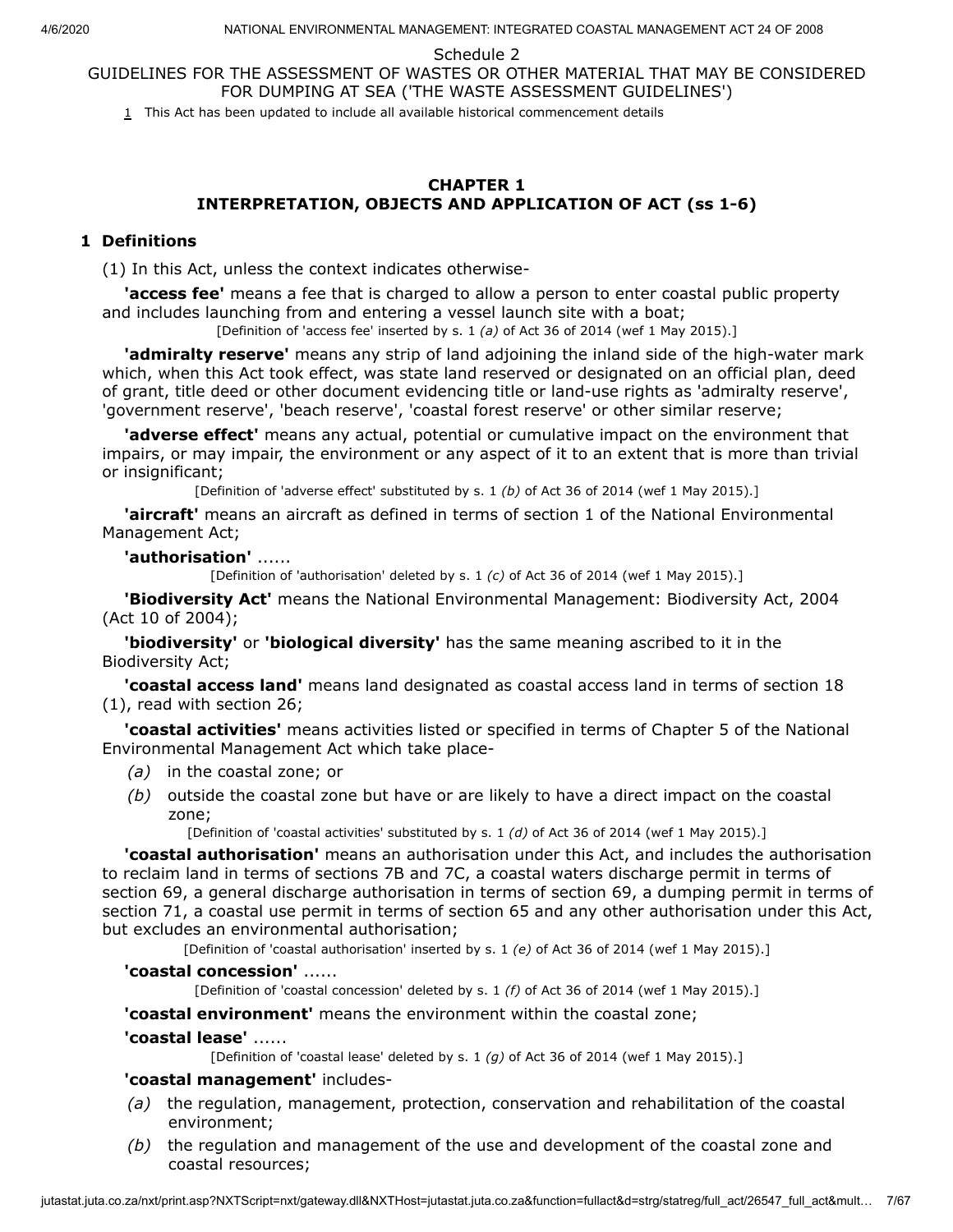Schedule 2

GUIDELINES FOR THE ASSESSMENT OF WASTES OR OTHER MATERIAL THAT MAY BE CONSIDERED FOR DUMPING AT SEA ('THE WASTE ASSESSMENT GUIDELINES')

1 This Act has been updated to include all available historical commencement details

## CHAPTER 1
## INTERPRETATION, OBJECTS AND APPLICATION OF ACT (ss 1-6)

### 1 Definitions

(1) In this Act, unless the context indicates otherwise-

**'access fee'** means a fee that is charged to allow a person to enter coastal public property and includes launching from and entering a vessel launch site with a boat;

[Definition of 'access fee' inserted by s. 1 *(a)* of Act 36 of 2014 (wef 1 May 2015).]

**'admiralty reserve'** means any strip of land adjoining the inland side of the high-water mark which, when this Act took effect, was state land reserved or designated on an official plan, deed of grant, title deed or other document evidencing title or land-use rights as 'admiralty reserve', 'government reserve', 'beach reserve', 'coastal forest reserve' or other similar reserve;

**'adverse effect'** means any actual, potential or cumulative impact on the environment that impairs, or may impair, the environment or any aspect of it to an extent that is more than trivial or insignificant;

[Definition of 'adverse effect' substituted by s. 1 *(b)* of Act 36 of 2014 (wef 1 May 2015).]

**'aircraft'** means an aircraft as defined in terms of section 1 of the National Environmental Management Act;

**'authorisation'** ......

[Definition of 'authorisation' deleted by s. 1 *(c)* of Act 36 of 2014 (wef 1 May 2015).]

**'Biodiversity Act'** means the National Environmental Management: Biodiversity Act, 2004 (Act 10 of 2004);

**'biodiversity'** or **'biological diversity'** has the same meaning ascribed to it in the Biodiversity Act;

**'coastal access land'** means land designated as coastal access land in terms of section 18 (1), read with section 26;

**'coastal activities'** means activities listed or specified in terms of Chapter 5 of the National Environmental Management Act which take place-

*(a)* in the coastal zone; or

*(b)* outside the coastal zone but have or are likely to have a direct impact on the coastal zone;

[Definition of 'coastal activities' substituted by s. 1 *(d)* of Act 36 of 2014 (wef 1 May 2015).]

**'coastal authorisation'** means an authorisation under this Act, and includes the authorisation to reclaim land in terms of sections 7B and 7C, a coastal waters discharge permit in terms of section 69, a general discharge authorisation in terms of section 69, a dumping permit in terms of section 71, a coastal use permit in terms of section 65 and any other authorisation under this Act, but excludes an environmental authorisation;

[Definition of 'coastal authorisation' inserted by s. 1 *(e)* of Act 36 of 2014 (wef 1 May 2015).]

**'coastal concession'** ......

[Definition of 'coastal concession' deleted by s. 1 *(f)* of Act 36 of 2014 (wef 1 May 2015).]

**'coastal environment'** means the environment within the coastal zone;

**'coastal lease'** ......

[Definition of 'coastal lease' deleted by s. 1 *(g)* of Act 36 of 2014 (wef 1 May 2015).]

**'coastal management'** includes-

*(a)* the regulation, management, protection, conservation and rehabilitation of the coastal environment;

*(b)* the regulation and management of the use and development of the coastal zone and coastal resources;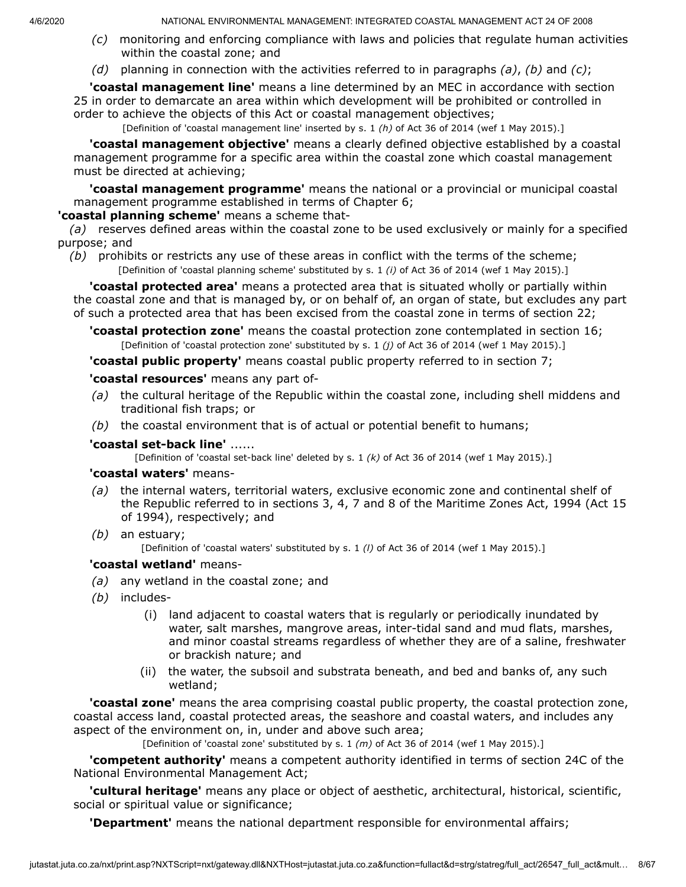*(c)* monitoring and enforcing compliance with laws and policies that regulate human activities within the coastal zone; and

*(d)* planning in connection with the activities referred to in paragraphs *(a)*, *(b)* and *(c)*;

**'coastal management line'** means a line determined by an MEC in accordance with section 25 in order to demarcate an area within which development will be prohibited or controlled in order to achieve the objects of this Act or coastal management objectives;

[Definition of 'coastal management line' inserted by s. 1 *(h)* of Act 36 of 2014 (wef 1 May 2015).]

**'coastal management objective'** means a clearly defined objective established by a coastal management programme for a specific area within the coastal zone which coastal management must be directed at achieving;

**'coastal management programme'** means the national or a provincial or municipal coastal management programme established in terms of Chapter 6;

**'coastal planning scheme'** means a scheme that-

*(a)* reserves defined areas within the coastal zone to be used exclusively or mainly for a specified purpose; and

*(b)* prohibits or restricts any use of these areas in conflict with the terms of the scheme;

[Definition of 'coastal planning scheme' substituted by s. 1 *(i)* of Act 36 of 2014 (wef 1 May 2015).]

**'coastal protected area'** means a protected area that is situated wholly or partially within the coastal zone and that is managed by, or on behalf of, an organ of state, but excludes any part of such a protected area that has been excised from the coastal zone in terms of section 22;

**'coastal protection zone'** means the coastal protection zone contemplated in section 16;

[Definition of 'coastal protection zone' substituted by s. 1 *(j)* of Act 36 of 2014 (wef 1 May 2015).]

**'coastal public property'** means coastal public property referred to in section 7;

**'coastal resources'** means any part of-

*(a)* the cultural heritage of the Republic within the coastal zone, including shell middens and traditional fish traps; or

*(b)* the coastal environment that is of actual or potential benefit to humans;

**'coastal set-back line'** ......

[Definition of 'coastal set-back line' deleted by s. 1 *(k)* of Act 36 of 2014 (wef 1 May 2015).]

**'coastal waters'** means-

*(a)* the internal waters, territorial waters, exclusive economic zone and continental shelf of the Republic referred to in sections 3, 4, 7 and 8 of the Maritime Zones Act, 1994 (Act 15 of 1994), respectively; and

*(b)* an estuary;

[Definition of 'coastal waters' substituted by s. 1 *(l)* of Act 36 of 2014 (wef 1 May 2015).]

**'coastal wetland'** means-

*(a)* any wetland in the coastal zone; and

*(b)* includes-

(i) land adjacent to coastal waters that is regularly or periodically inundated by water, salt marshes, mangrove areas, inter-tidal sand and mud flats, marshes, and minor coastal streams regardless of whether they are of a saline, freshwater or brackish nature; and

(ii) the water, the subsoil and substrata beneath, and bed and banks of, any such wetland;

**'coastal zone'** means the area comprising coastal public property, the coastal protection zone, coastal access land, coastal protected areas, the seashore and coastal waters, and includes any aspect of the environment on, in, under and above such area;

[Definition of 'coastal zone' substituted by s. 1 *(m)* of Act 36 of 2014 (wef 1 May 2015).]

**'competent authority'** means a competent authority identified in terms of section 24C of the National Environmental Management Act;

**'cultural heritage'** means any place or object of aesthetic, architectural, historical, scientific, social or spiritual value or significance;

**'Department'** means the national department responsible for environmental affairs;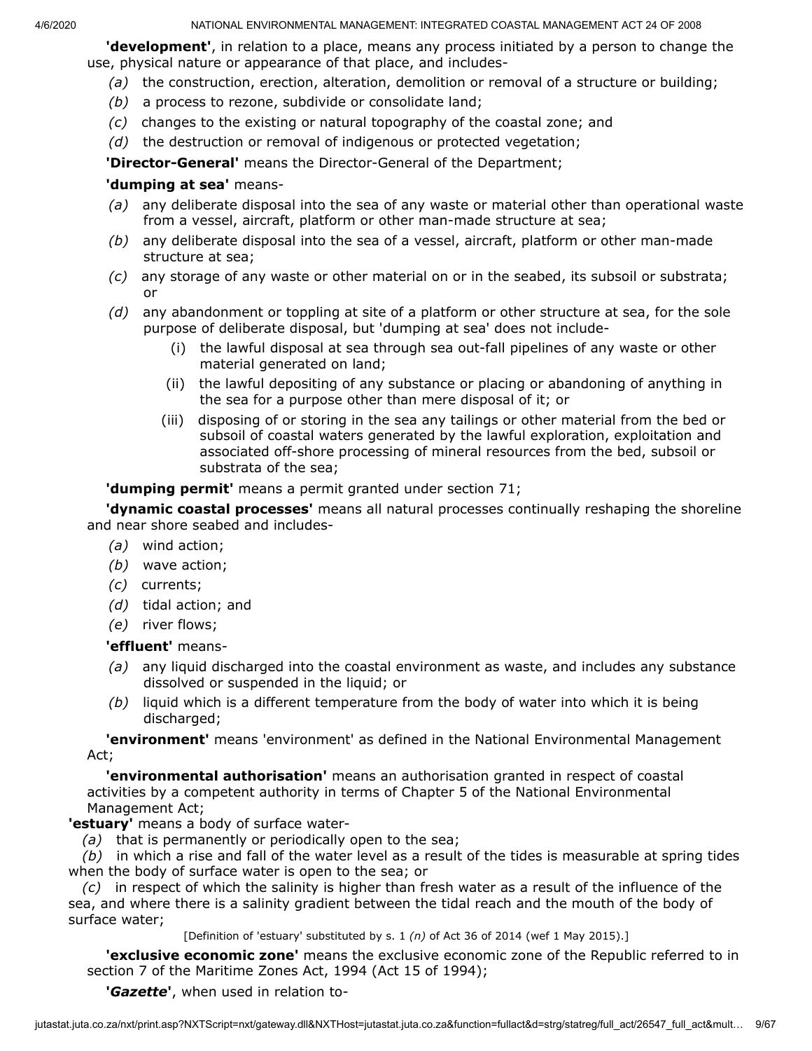**'development'**, in relation to a place, means any process initiated by a person to change the use, physical nature or appearance of that place, and includes-

*(a)* the construction, erection, alteration, demolition or removal of a structure or building;

*(b)* a process to rezone, subdivide or consolidate land;

*(c)* changes to the existing or natural topography of the coastal zone; and

*(d)* the destruction or removal of indigenous or protected vegetation;

**'Director-General'** means the Director-General of the Department;

**'dumping at sea'** means-

*(a)* any deliberate disposal into the sea of any waste or material other than operational waste from a vessel, aircraft, platform or other man-made structure at sea;

*(b)* any deliberate disposal into the sea of a vessel, aircraft, platform or other man-made structure at sea;

*(c)* any storage of any waste or other material on or in the seabed, its subsoil or substrata; or

*(d)* any abandonment or toppling at site of a platform or other structure at sea, for the sole purpose of deliberate disposal, but 'dumping at sea' does not include-

(i) the lawful disposal at sea through sea out-fall pipelines of any waste or other material generated on land;

(ii) the lawful depositing of any substance or placing or abandoning of anything in the sea for a purpose other than mere disposal of it; or

(iii) disposing of or storing in the sea any tailings or other material from the bed or subsoil of coastal waters generated by the lawful exploration, exploitation and associated off-shore processing of mineral resources from the bed, subsoil or substrata of the sea;

**'dumping permit'** means a permit granted under section 71;

**'dynamic coastal processes'** means all natural processes continually reshaping the shoreline and near shore seabed and includes-

*(a)* wind action;

*(b)* wave action;

*(c)* currents;

*(d)* tidal action; and

*(e)* river flows;

**'effluent'** means-

*(a)* any liquid discharged into the coastal environment as waste, and includes any substance dissolved or suspended in the liquid; or

*(b)* liquid which is a different temperature from the body of water into which it is being discharged;

**'environment'** means 'environment' as defined in the National Environmental Management Act;

**'environmental authorisation'** means an authorisation granted in respect of coastal activities by a competent authority in terms of Chapter 5 of the National Environmental Management Act;

**'estuary'** means a body of surface water-

*(a)* that is permanently or periodically open to the sea;

*(b)* in which a rise and fall of the water level as a result of the tides is measurable at spring tides when the body of surface water is open to the sea; or

*(c)* in respect of which the salinity is higher than fresh water as a result of the influence of the sea, and where there is a salinity gradient between the tidal reach and the mouth of the body of surface water;

[Definition of 'estuary' substituted by s. 1 *(n)* of Act 36 of 2014 (wef 1 May 2015).]

**'exclusive economic zone'** means the exclusive economic zone of the Republic referred to in section 7 of the Maritime Zones Act, 1994 (Act 15 of 1994);

**'*Gazette*'**, when used in relation to-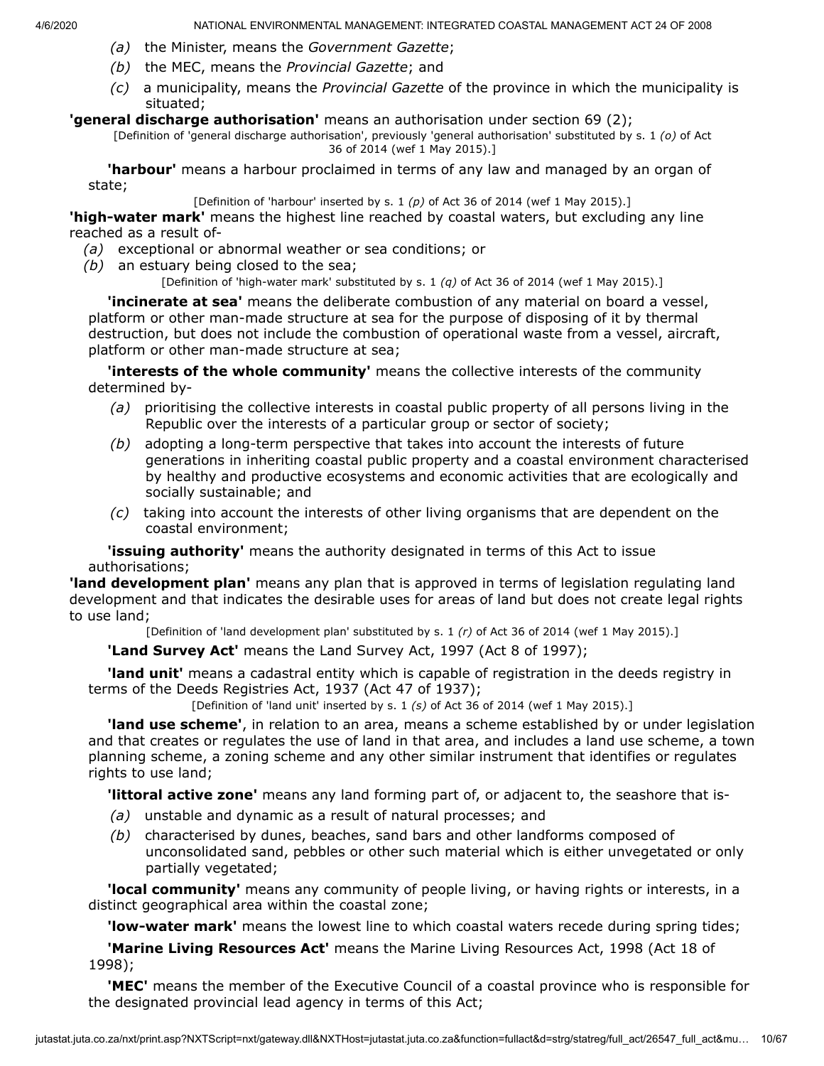*(a)* the Minister, means the *Government Gazette*;

*(b)* the MEC, means the *Provincial Gazette*; and

*(c)* a municipality, means the *Provincial Gazette* of the province in which the municipality is situated;

**'general discharge authorisation'** means an authorisation under section 69 (2);

[Definition of 'general discharge authorisation', previously 'general authorisation' substituted by s. 1 *(o)* of Act 36 of 2014 (wef 1 May 2015).]

**'harbour'** means a harbour proclaimed in terms of any law and managed by an organ of state;

[Definition of 'harbour' inserted by s. 1 *(p)* of Act 36 of 2014 (wef 1 May 2015).]

**'high-water mark'** means the highest line reached by coastal waters, but excluding any line reached as a result of-

*(a)* exceptional or abnormal weather or sea conditions; or

*(b)* an estuary being closed to the sea;

[Definition of 'high-water mark' substituted by s. 1 *(q)* of Act 36 of 2014 (wef 1 May 2015).]

**'incinerate at sea'** means the deliberate combustion of any material on board a vessel, platform or other man-made structure at sea for the purpose of disposing of it by thermal destruction, but does not include the combustion of operational waste from a vessel, aircraft, platform or other man-made structure at sea;

**'interests of the whole community'** means the collective interests of the community determined by-

*(a)* prioritising the collective interests in coastal public property of all persons living in the Republic over the interests of a particular group or sector of society;

*(b)* adopting a long-term perspective that takes into account the interests of future generations in inheriting coastal public property and a coastal environment characterised by healthy and productive ecosystems and economic activities that are ecologically and socially sustainable; and

*(c)* taking into account the interests of other living organisms that are dependent on the coastal environment;

**'issuing authority'** means the authority designated in terms of this Act to issue authorisations;

**'land development plan'** means any plan that is approved in terms of legislation regulating land development and that indicates the desirable uses for areas of land but does not create legal rights to use land;

[Definition of 'land development plan' substituted by s. 1 *(r)* of Act 36 of 2014 (wef 1 May 2015).]

**'Land Survey Act'** means the Land Survey Act, 1997 (Act 8 of 1997);

**'land unit'** means a cadastral entity which is capable of registration in the deeds registry in terms of the Deeds Registries Act, 1937 (Act 47 of 1937);

[Definition of 'land unit' inserted by s. 1 *(s)* of Act 36 of 2014 (wef 1 May 2015).]

**'land use scheme'**, in relation to an area, means a scheme established by or under legislation and that creates or regulates the use of land in that area, and includes a land use scheme, a town planning scheme, a zoning scheme and any other similar instrument that identifies or regulates rights to use land;

**'littoral active zone'** means any land forming part of, or adjacent to, the seashore that is-

*(a)* unstable and dynamic as a result of natural processes; and

*(b)* characterised by dunes, beaches, sand bars and other landforms composed of unconsolidated sand, pebbles or other such material which is either unvegetated or only partially vegetated;

**'local community'** means any community of people living, or having rights or interests, in a distinct geographical area within the coastal zone;

**'low-water mark'** means the lowest line to which coastal waters recede during spring tides;

**'Marine Living Resources Act'** means the Marine Living Resources Act, 1998 (Act 18 of 1998);

**'MEC'** means the member of the Executive Council of a coastal province who is responsible for the designated provincial lead agency in terms of this Act;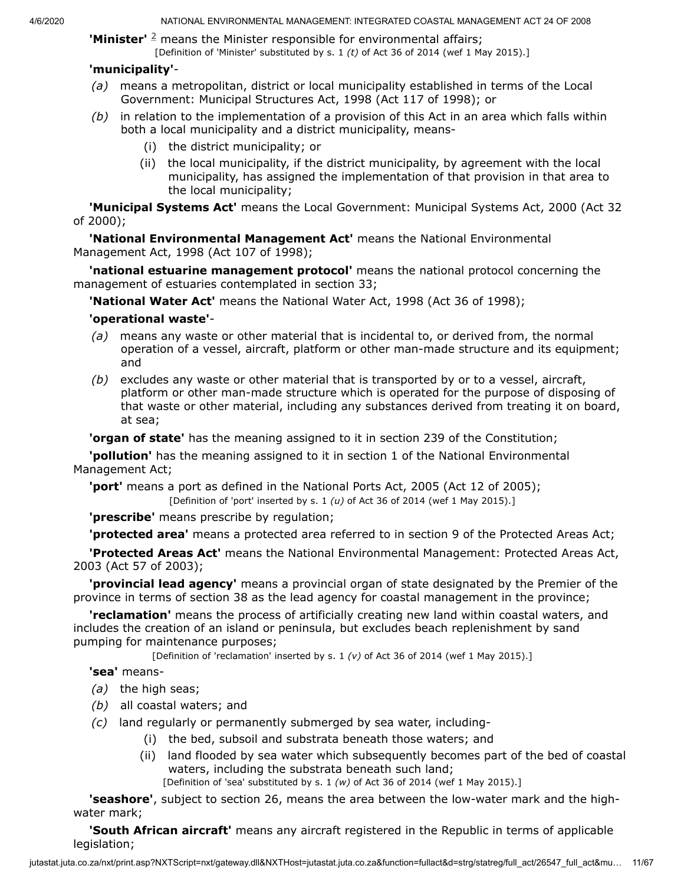**'Minister'** [2] means the Minister responsible for environmental affairs;

[Definition of 'Minister' substituted by s. 1 *(t)* of Act 36 of 2014 (wef 1 May 2015).]

**'municipality'**-

*(a)* means a metropolitan, district or local municipality established in terms of the Local Government: Municipal Structures Act, 1998 (Act 117 of 1998); or

*(b)* in relation to the implementation of a provision of this Act in an area which falls within both a local municipality and a district municipality, means-

(i) the district municipality; or

(ii) the local municipality, if the district municipality, by agreement with the local municipality, has assigned the implementation of that provision in that area to the local municipality;

**'Municipal Systems Act'** means the Local Government: Municipal Systems Act, 2000 (Act 32 of 2000);

**'National Environmental Management Act'** means the National Environmental Management Act, 1998 (Act 107 of 1998);

**'national estuarine management protocol'** means the national protocol concerning the management of estuaries contemplated in section 33;

**'National Water Act'** means the National Water Act, 1998 (Act 36 of 1998);

**'operational waste'**-

*(a)* means any waste or other material that is incidental to, or derived from, the normal operation of a vessel, aircraft, platform or other man-made structure and its equipment; and

*(b)* excludes any waste or other material that is transported by or to a vessel, aircraft, platform or other man-made structure which is operated for the purpose of disposing of that waste or other material, including any substances derived from treating it on board, at sea;

**'organ of state'** has the meaning assigned to it in section 239 of the Constitution;

**'pollution'** has the meaning assigned to it in section 1 of the National Environmental Management Act;

**'port'** means a port as defined in the National Ports Act, 2005 (Act 12 of 2005);

[Definition of 'port' inserted by s. 1 *(u)* of Act 36 of 2014 (wef 1 May 2015).]

**'prescribe'** means prescribe by regulation;

**'protected area'** means a protected area referred to in section 9 of the Protected Areas Act;

**'Protected Areas Act'** means the National Environmental Management: Protected Areas Act, 2003 (Act 57 of 2003);

**'provincial lead agency'** means a provincial organ of state designated by the Premier of the province in terms of section 38 as the lead agency for coastal management in the province;

**'reclamation'** means the process of artificially creating new land within coastal waters, and includes the creation of an island or peninsula, but excludes beach replenishment by sand pumping for maintenance purposes;

[Definition of 'reclamation' inserted by s. 1 *(v)* of Act 36 of 2014 (wef 1 May 2015).]

**'sea'** means-

*(a)* the high seas;

*(b)* all coastal waters; and

*(c)* land regularly or permanently submerged by sea water, including-

(i) the bed, subsoil and substrata beneath those waters; and

(ii) land flooded by sea water which subsequently becomes part of the bed of coastal waters, including the substrata beneath such land;

[Definition of 'sea' substituted by s. 1 *(w)* of Act 36 of 2014 (wef 1 May 2015).]

**'seashore'**, subject to section 26, means the area between the low-water mark and the high-water mark;

**'South African aircraft'** means any aircraft registered in the Republic in terms of applicable legislation;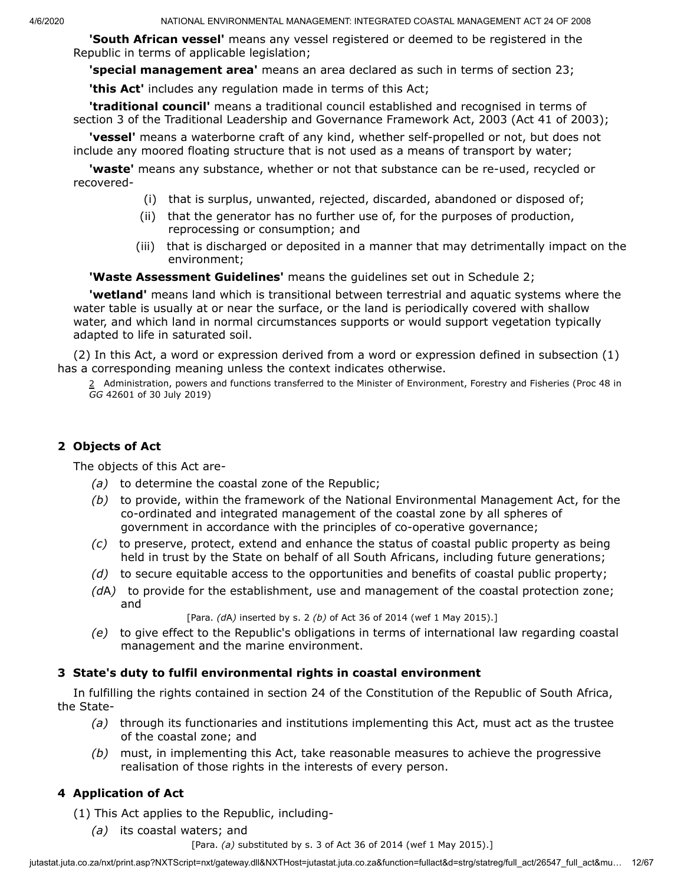**'South African vessel'** means any vessel registered or deemed to be registered in the Republic in terms of applicable legislation;

**'special management area'** means an area declared as such in terms of section 23;

**'this Act'** includes any regulation made in terms of this Act;

**'traditional council'** means a traditional council established and recognised in terms of section 3 of the Traditional Leadership and Governance Framework Act, 2003 (Act 41 of 2003);

**'vessel'** means a waterborne craft of any kind, whether self-propelled or not, but does not include any moored floating structure that is not used as a means of transport by water;

**'waste'** means any substance, whether or not that substance can be re-used, recycled or recovered-

(i) that is surplus, unwanted, rejected, discarded, abandoned or disposed of;

(ii) that the generator has no further use of, for the purposes of production, reprocessing or consumption; and

(iii) that is discharged or deposited in a manner that may detrimentally impact on the environment;

**'Waste Assessment Guidelines'** means the guidelines set out in Schedule 2;

**'wetland'** means land which is transitional between terrestrial and aquatic systems where the water table is usually at or near the surface, or the land is periodically covered with shallow water, and which land in normal circumstances supports or would support vegetation typically adapted to life in saturated soil.

(2) In this Act, a word or expression derived from a word or expression defined in subsection (1) has a corresponding meaning unless the context indicates otherwise.

2 Administration, powers and functions transferred to the Minister of Environment, Forestry and Fisheries (Proc 48 in *GG* 42601 of 30 July 2019)

## 2 Objects of Act

The objects of this Act are-

*(a)* to determine the coastal zone of the Republic;

*(b)* to provide, within the framework of the National Environmental Management Act, for the co-ordinated and integrated management of the coastal zone by all spheres of government in accordance with the principles of co-operative governance;

*(c)* to preserve, protect, extend and enhance the status of coastal public property as being held in trust by the State on behalf of all South Africans, including future generations;

*(d)* to secure equitable access to the opportunities and benefits of coastal public property;

*(dA)* to provide for the establishment, use and management of the coastal protection zone; and

[Para. *(dA)* inserted by s. 2 *(b)* of Act 36 of 2014 (wef 1 May 2015).]

*(e)* to give effect to the Republic's obligations in terms of international law regarding coastal management and the marine environment.

## 3 State's duty to fulfil environmental rights in coastal environment

In fulfilling the rights contained in section 24 of the Constitution of the Republic of South Africa, the State-

*(a)* through its functionaries and institutions implementing this Act, must act as the trustee of the coastal zone; and

*(b)* must, in implementing this Act, take reasonable measures to achieve the progressive realisation of those rights in the interests of every person.

## 4 Application of Act

(1) This Act applies to the Republic, including-

*(a)* its coastal waters; and

[Para. *(a)* substituted by s. 3 of Act 36 of 2014 (wef 1 May 2015).]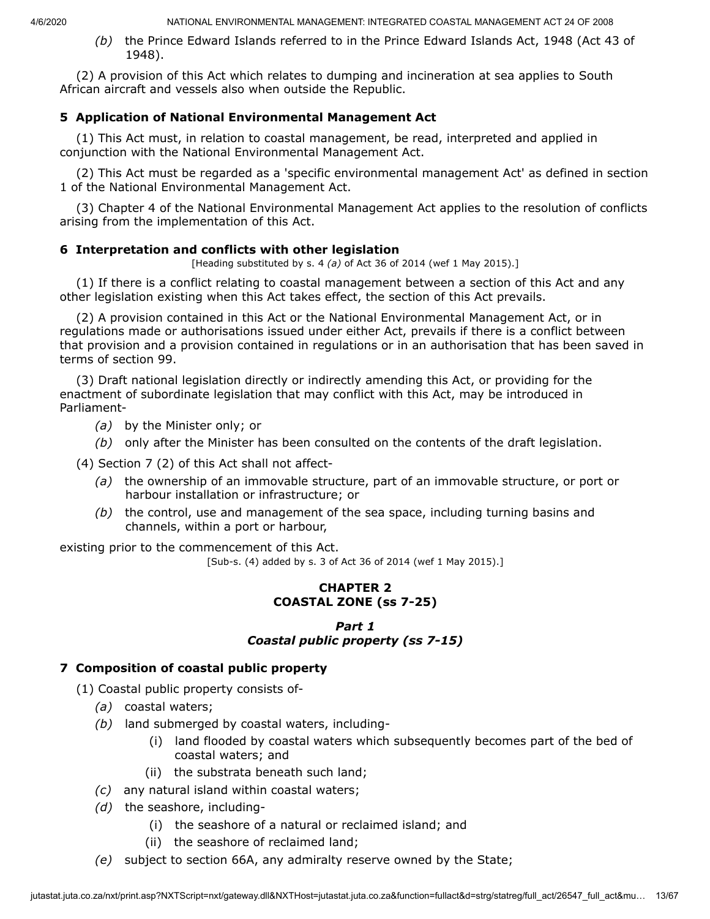*(b)* the Prince Edward Islands referred to in the Prince Edward Islands Act, 1948 (Act 43 of 1948).

(2) A provision of this Act which relates to dumping and incineration at sea applies to South African aircraft and vessels also when outside the Republic.

### 5 Application of National Environmental Management Act

(1) This Act must, in relation to coastal management, be read, interpreted and applied in conjunction with the National Environmental Management Act.

(2) This Act must be regarded as a 'specific environmental management Act' as defined in section 1 of the National Environmental Management Act.

(3) Chapter 4 of the National Environmental Management Act applies to the resolution of conflicts arising from the implementation of this Act.

### 6 Interpretation and conflicts with other legislation

[Heading substituted by s. 4 *(a)* of Act 36 of 2014 (wef 1 May 2015).]

(1) If there is a conflict relating to coastal management between a section of this Act and any other legislation existing when this Act takes effect, the section of this Act prevails.

(2) A provision contained in this Act or the National Environmental Management Act, or in regulations made or authorisations issued under either Act, prevails if there is a conflict between that provision and a provision contained in regulations or in an authorisation that has been saved in terms of section 99.

(3) Draft national legislation directly or indirectly amending this Act, or providing for the enactment of subordinate legislation that may conflict with this Act, may be introduced in Parliament-

*(a)* by the Minister only; or

*(b)* only after the Minister has been consulted on the contents of the draft legislation.

(4) Section 7 (2) of this Act shall not affect-

*(a)* the ownership of an immovable structure, part of an immovable structure, or port or harbour installation or infrastructure; or

*(b)* the control, use and management of the sea space, including turning basins and channels, within a port or harbour,

existing prior to the commencement of this Act.

[Sub-s. (4) added by s. 3 of Act 36 of 2014 (wef 1 May 2015).]

## CHAPTER 2
## COASTAL ZONE (ss 7-25)

### *Part 1*
### *Coastal public property (ss 7-15)*

### 7 Composition of coastal public property

(1) Coastal public property consists of-

*(a)* coastal waters;

*(b)* land submerged by coastal waters, including-

(i) land flooded by coastal waters which subsequently becomes part of the bed of coastal waters; and

(ii) the substrata beneath such land;

*(c)* any natural island within coastal waters;

*(d)* the seashore, including-

(i) the seashore of a natural or reclaimed island; and

(ii) the seashore of reclaimed land;

*(e)* subject to section 66A, any admiralty reserve owned by the State;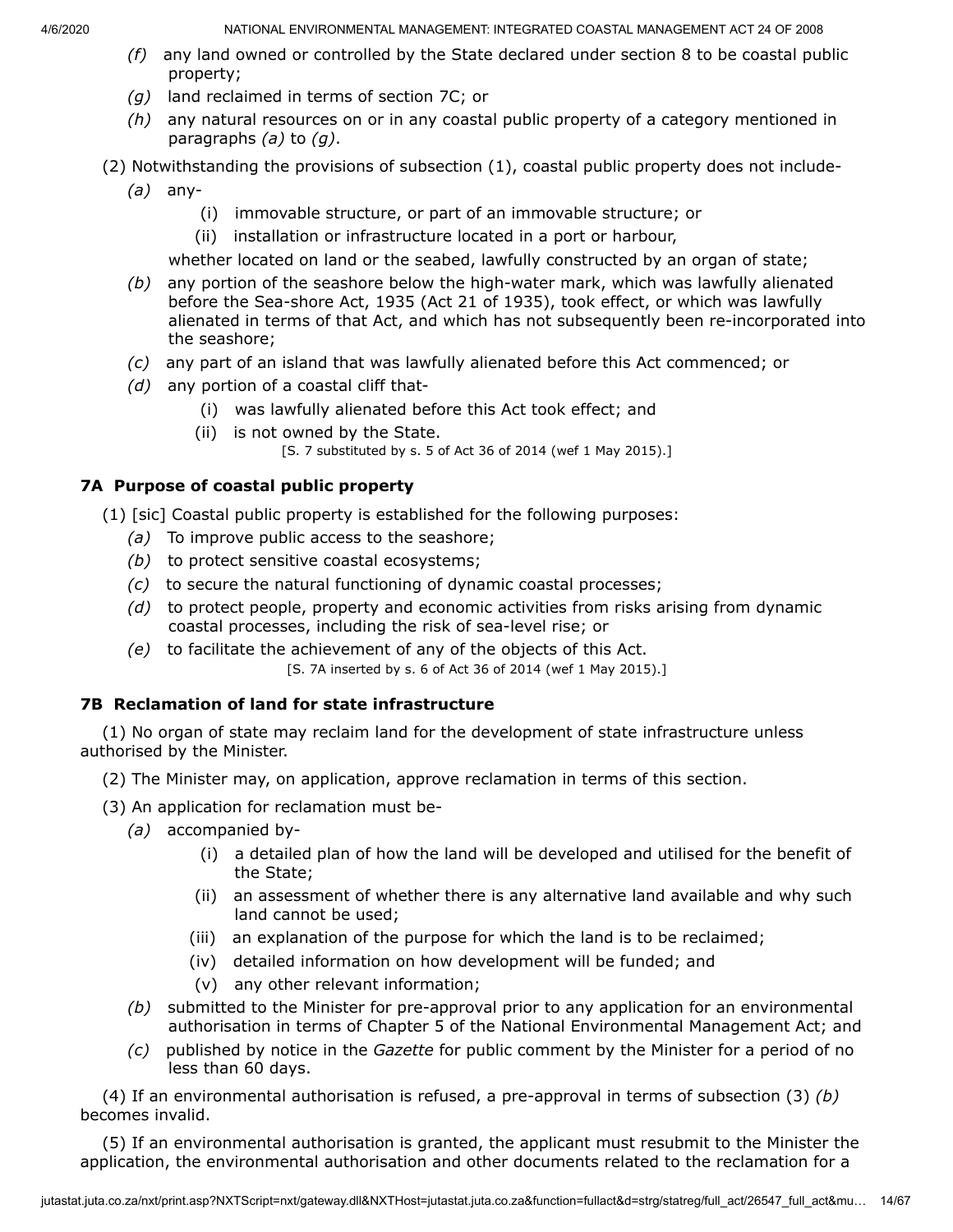*(f)* any land owned or controlled by the State declared under section 8 to be coastal public property;

*(g)* land reclaimed in terms of section 7C; or

*(h)* any natural resources on or in any coastal public property of a category mentioned in paragraphs *(a)* to *(g)*.

(2) Notwithstanding the provisions of subsection (1), coastal public property does not include-

*(a)* any-

(i) immovable structure, or part of an immovable structure; or

(ii) installation or infrastructure located in a port or harbour,

whether located on land or the seabed, lawfully constructed by an organ of state;

*(b)* any portion of the seashore below the high-water mark, which was lawfully alienated before the Sea-shore Act, 1935 (Act 21 of 1935), took effect, or which was lawfully alienated in terms of that Act, and which has not subsequently been re-incorporated into the seashore;

*(c)* any part of an island that was lawfully alienated before this Act commenced; or

*(d)* any portion of a coastal cliff that-

(i) was lawfully alienated before this Act took effect; and

(ii) is not owned by the State.

[S. 7 substituted by s. 5 of Act 36 of 2014 (wef 1 May 2015).]

### 7A Purpose of coastal public property

(1) [sic] Coastal public property is established for the following purposes:

*(a)* To improve public access to the seashore;

*(b)* to protect sensitive coastal ecosystems;

*(c)* to secure the natural functioning of dynamic coastal processes;

*(d)* to protect people, property and economic activities from risks arising from dynamic coastal processes, including the risk of sea-level rise; or

*(e)* to facilitate the achievement of any of the objects of this Act.

[S. 7A inserted by s. 6 of Act 36 of 2014 (wef 1 May 2015).]

### 7B Reclamation of land for state infrastructure

(1) No organ of state may reclaim land for the development of state infrastructure unless authorised by the Minister.

(2) The Minister may, on application, approve reclamation in terms of this section.

(3) An application for reclamation must be-

*(a)* accompanied by-

(i) a detailed plan of how the land will be developed and utilised for the benefit of the State;

(ii) an assessment of whether there is any alternative land available and why such land cannot be used;

(iii) an explanation of the purpose for which the land is to be reclaimed;

(iv) detailed information on how development will be funded; and

(v) any other relevant information;

*(b)* submitted to the Minister for pre-approval prior to any application for an environmental authorisation in terms of Chapter 5 of the National Environmental Management Act; and

*(c)* published by notice in the *Gazette* for public comment by the Minister for a period of no less than 60 days.

(4) If an environmental authorisation is refused, a pre-approval in terms of subsection (3) *(b)* becomes invalid.

(5) If an environmental authorisation is granted, the applicant must resubmit to the Minister the application, the environmental authorisation and other documents related to the reclamation for a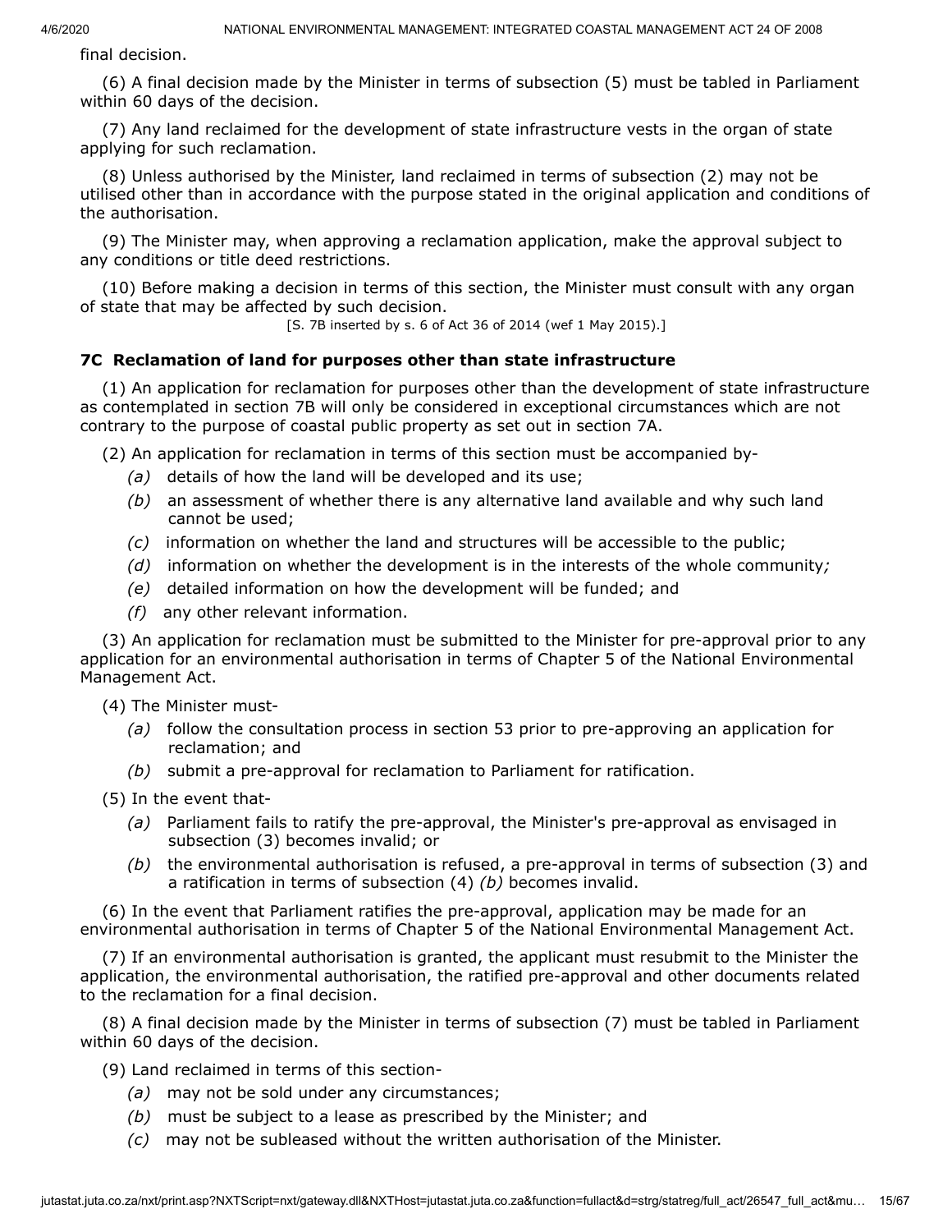final decision.

(6) A final decision made by the Minister in terms of subsection (5) must be tabled in Parliament within 60 days of the decision.

(7) Any land reclaimed for the development of state infrastructure vests in the organ of state applying for such reclamation.

(8) Unless authorised by the Minister, land reclaimed in terms of subsection (2) may not be utilised other than in accordance with the purpose stated in the original application and conditions of the authorisation.

(9) The Minister may, when approving a reclamation application, make the approval subject to any conditions or title deed restrictions.

(10) Before making a decision in terms of this section, the Minister must consult with any organ of state that may be affected by such decision.

[S. 7B inserted by s. 6 of Act 36 of 2014 (wef 1 May 2015).]

### 7C Reclamation of land for purposes other than state infrastructure

(1) An application for reclamation for purposes other than the development of state infrastructure as contemplated in section 7B will only be considered in exceptional circumstances which are not contrary to the purpose of coastal public property as set out in section 7A.

(2) An application for reclamation in terms of this section must be accompanied by-

*(a)* details of how the land will be developed and its use;

*(b)* an assessment of whether there is any alternative land available and why such land cannot be used;

*(c)* information on whether the land and structures will be accessible to the public;

*(d)* information on whether the development is in the interests of the whole community*;*

*(e)* detailed information on how the development will be funded; and

*(f)* any other relevant information.

(3) An application for reclamation must be submitted to the Minister for pre-approval prior to any application for an environmental authorisation in terms of Chapter 5 of the National Environmental Management Act.

(4) The Minister must-

*(a)* follow the consultation process in section 53 prior to pre-approving an application for reclamation; and

*(b)* submit a pre-approval for reclamation to Parliament for ratification.

(5) In the event that-

*(a)* Parliament fails to ratify the pre-approval, the Minister's pre-approval as envisaged in subsection (3) becomes invalid; or

*(b)* the environmental authorisation is refused, a pre-approval in terms of subsection (3) and a ratification in terms of subsection (4) *(b)* becomes invalid.

(6) In the event that Parliament ratifies the pre-approval, application may be made for an environmental authorisation in terms of Chapter 5 of the National Environmental Management Act.

(7) If an environmental authorisation is granted, the applicant must resubmit to the Minister the application, the environmental authorisation, the ratified pre-approval and other documents related to the reclamation for a final decision.

(8) A final decision made by the Minister in terms of subsection (7) must be tabled in Parliament within 60 days of the decision.

(9) Land reclaimed in terms of this section-

*(a)* may not be sold under any circumstances;

*(b)* must be subject to a lease as prescribed by the Minister; and

*(c)* may not be subleased without the written authorisation of the Minister.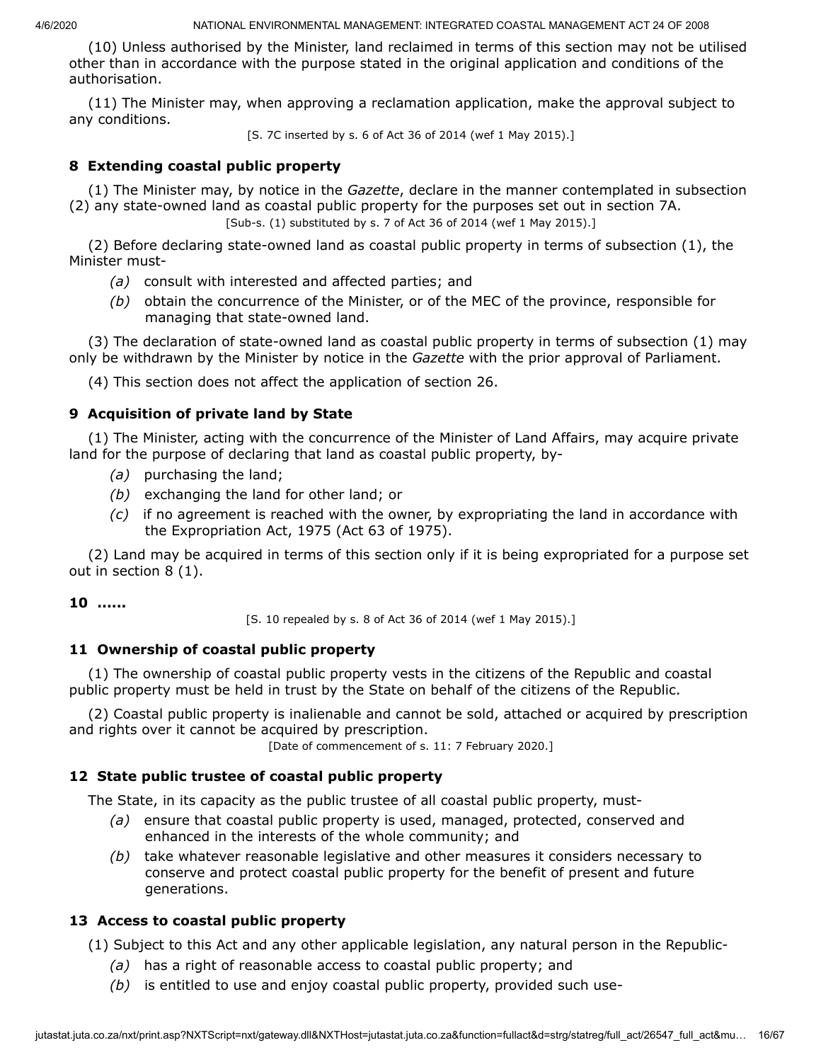(10) Unless authorised by the Minister, land reclaimed in terms of this section may not be utilised other than in accordance with the purpose stated in the original application and conditions of the authorisation.

(11) The Minister may, when approving a reclamation application, make the approval subject to any conditions.

[S. 7C inserted by s. 6 of Act 36 of 2014 (wef 1 May 2015).]

### 8 Extending coastal public property

(1) The Minister may, by notice in the *Gazette*, declare in the manner contemplated in subsection (2) any state-owned land as coastal public property for the purposes set out in section 7A.

[Sub-s. (1) substituted by s. 7 of Act 36 of 2014 (wef 1 May 2015).]

(2) Before declaring state-owned land as coastal public property in terms of subsection (1), the Minister must-

*(a)* consult with interested and affected parties; and

*(b)* obtain the concurrence of the Minister, or of the MEC of the province, responsible for managing that state-owned land.

(3) The declaration of state-owned land as coastal public property in terms of subsection (1) may only be withdrawn by the Minister by notice in the *Gazette* with the prior approval of Parliament.

(4) This section does not affect the application of section 26.

### 9 Acquisition of private land by State

(1) The Minister, acting with the concurrence of the Minister of Land Affairs, may acquire private land for the purpose of declaring that land as coastal public property, by-

*(a)* purchasing the land;

*(b)* exchanging the land for other land; or

*(c)* if no agreement is reached with the owner, by expropriating the land in accordance with the Expropriation Act, 1975 (Act 63 of 1975).

(2) Land may be acquired in terms of this section only if it is being expropriated for a purpose set out in section 8 (1).

### 10 ......

[S. 10 repealed by s. 8 of Act 36 of 2014 (wef 1 May 2015).]

### 11 Ownership of coastal public property

(1) The ownership of coastal public property vests in the citizens of the Republic and coastal public property must be held in trust by the State on behalf of the citizens of the Republic.

(2) Coastal public property is inalienable and cannot be sold, attached or acquired by prescription and rights over it cannot be acquired by prescription.

[Date of commencement of s. 11: 7 February 2020.]

### 12 State public trustee of coastal public property

The State, in its capacity as the public trustee of all coastal public property, must-

*(a)* ensure that coastal public property is used, managed, protected, conserved and enhanced in the interests of the whole community; and

*(b)* take whatever reasonable legislative and other measures it considers necessary to conserve and protect coastal public property for the benefit of present and future generations.

### 13 Access to coastal public property

(1) Subject to this Act and any other applicable legislation, any natural person in the Republic-

*(a)* has a right of reasonable access to coastal public property; and

*(b)* is entitled to use and enjoy coastal public property, provided such use-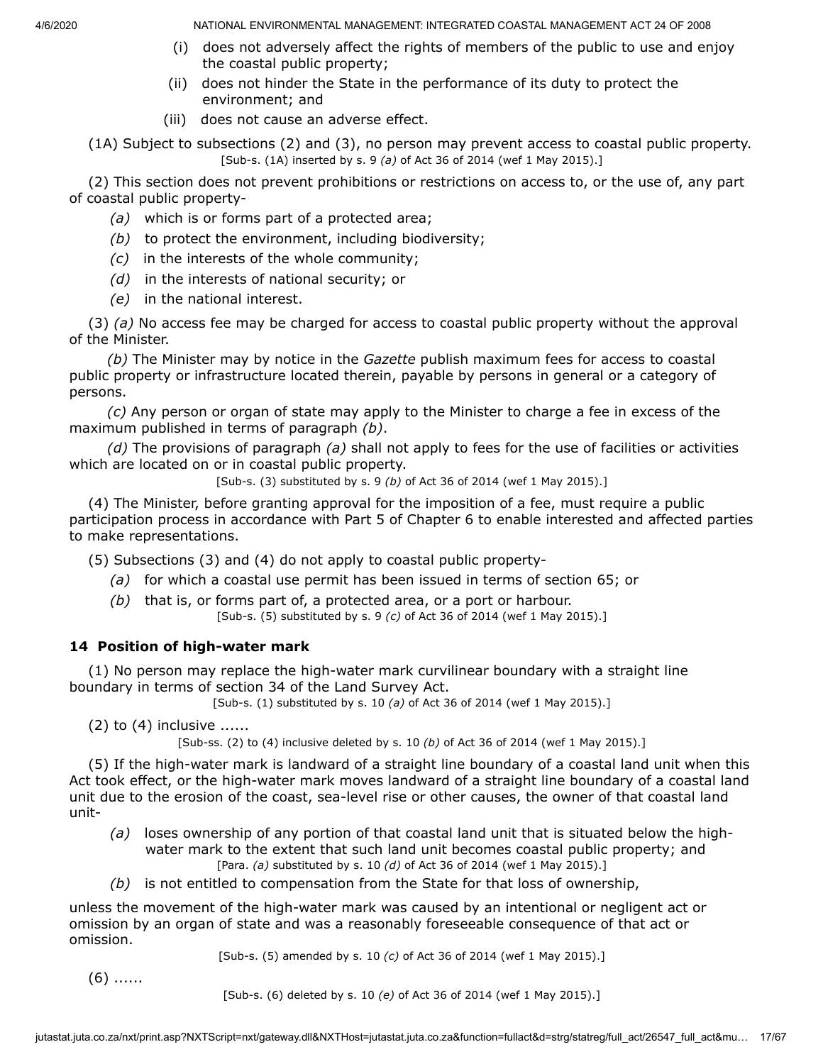(i) does not adversely affect the rights of members of the public to use and enjoy the coastal public property;

(ii) does not hinder the State in the performance of its duty to protect the environment; and

(iii) does not cause an adverse effect.

(1A) Subject to subsections (2) and (3), no person may prevent access to coastal public property.

[Sub-s. (1A) inserted by s. 9 *(a)* of Act 36 of 2014 (wef 1 May 2015).]

(2) This section does not prevent prohibitions or restrictions on access to, or the use of, any part of coastal public property-

*(a)* which is or forms part of a protected area;

*(b)* to protect the environment, including biodiversity;

*(c)* in the interests of the whole community;

*(d)* in the interests of national security; or

*(e)* in the national interest.

(3) *(a)* No access fee may be charged for access to coastal public property without the approval of the Minister.

*(b)* The Minister may by notice in the *Gazette* publish maximum fees for access to coastal public property or infrastructure located therein, payable by persons in general or a category of persons.

*(c)* Any person or organ of state may apply to the Minister to charge a fee in excess of the maximum published in terms of paragraph *(b)*.

*(d)* The provisions of paragraph *(a)* shall not apply to fees for the use of facilities or activities which are located on or in coastal public property.

[Sub-s. (3) substituted by s. 9 *(b)* of Act 36 of 2014 (wef 1 May 2015).]

(4) The Minister, before granting approval for the imposition of a fee, must require a public participation process in accordance with Part 5 of Chapter 6 to enable interested and affected parties to make representations.

(5) Subsections (3) and (4) do not apply to coastal public property-

*(a)* for which a coastal use permit has been issued in terms of section 65; or

*(b)* that is, or forms part of, a protected area, or a port or harbour.

[Sub-s. (5) substituted by s. 9 *(c)* of Act 36 of 2014 (wef 1 May 2015).]

### 14 Position of high-water mark

(1) No person may replace the high-water mark curvilinear boundary with a straight line boundary in terms of section 34 of the Land Survey Act.

[Sub-s. (1) substituted by s. 10 *(a)* of Act 36 of 2014 (wef 1 May 2015).]

(2) to (4) inclusive ......

[Sub-ss. (2) to (4) inclusive deleted by s. 10 *(b)* of Act 36 of 2014 (wef 1 May 2015).]

(5) If the high-water mark is landward of a straight line boundary of a coastal land unit when this Act took effect, or the high-water mark moves landward of a straight line boundary of a coastal land unit due to the erosion of the coast, sea-level rise or other causes, the owner of that coastal land unit-

*(a)* loses ownership of any portion of that coastal land unit that is situated below the high-water mark to the extent that such land unit becomes coastal public property; and

[Para. *(a)* substituted by s. 10 *(d)* of Act 36 of 2014 (wef 1 May 2015).]

*(b)* is not entitled to compensation from the State for that loss of ownership,

unless the movement of the high-water mark was caused by an intentional or negligent act or omission by an organ of state and was a reasonably foreseeable consequence of that act or omission.

[Sub-s. (5) amended by s. 10 *(c)* of Act 36 of 2014 (wef 1 May 2015).]

(6) ......

[Sub-s. (6) deleted by s. 10 *(e)* of Act 36 of 2014 (wef 1 May 2015).]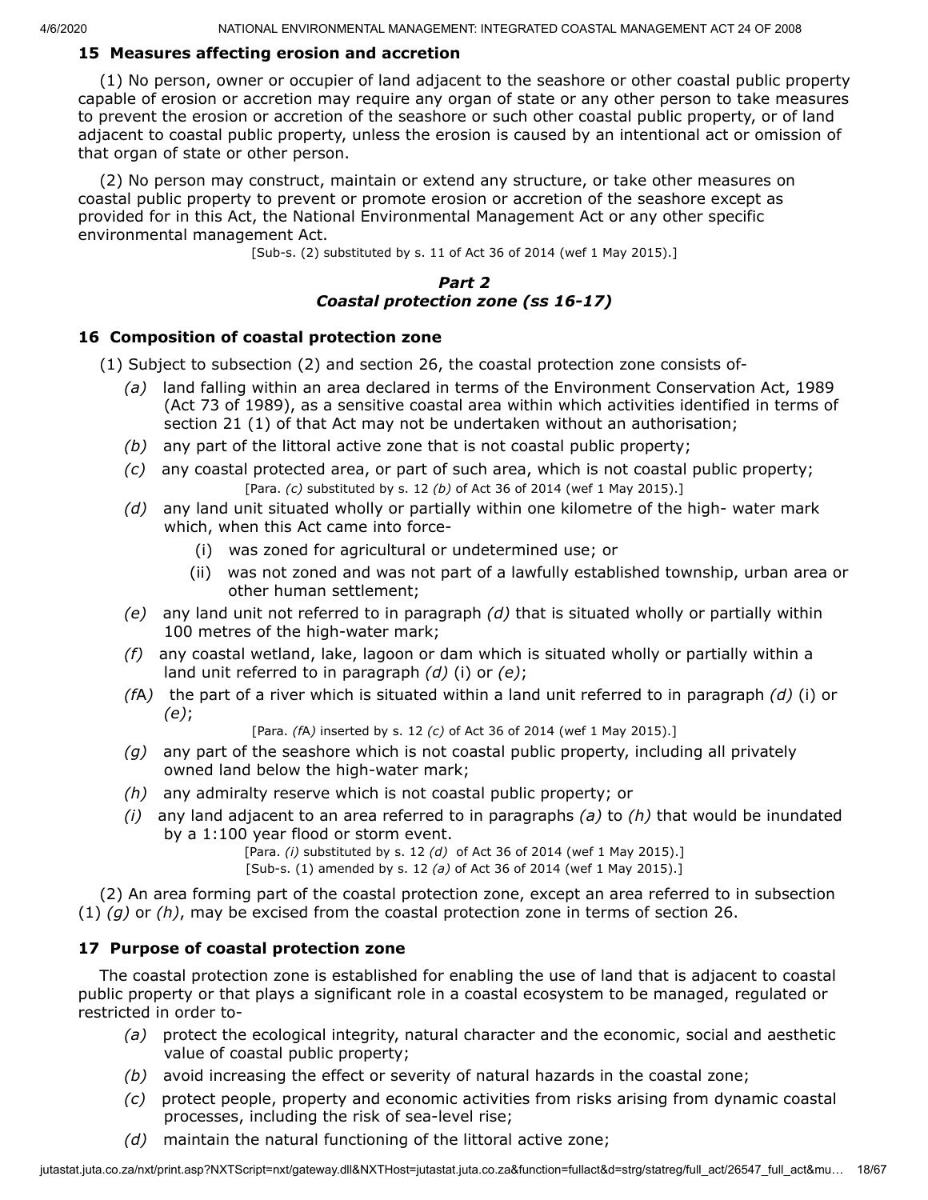### 15 Measures affecting erosion and accretion

(1) No person, owner or occupier of land adjacent to the seashore or other coastal public property capable of erosion or accretion may require any organ of state or any other person to take measures to prevent the erosion or accretion of the seashore or such other coastal public property, or of land adjacent to coastal public property, unless the erosion is caused by an intentional act or omission of that organ of state or other person.

(2) No person may construct, maintain or extend any structure, or take other measures on coastal public property to prevent or promote erosion or accretion of the seashore except as provided for in this Act, the National Environmental Management Act or any other specific environmental management Act.

[Sub-s. (2) substituted by s. 11 of Act 36 of 2014 (wef 1 May 2015).]

## *Part 2*
## *Coastal protection zone (ss 16-17)*

### 16 Composition of coastal protection zone

(1) Subject to subsection (2) and section 26, the coastal protection zone consists of-

*(a)* land falling within an area declared in terms of the Environment Conservation Act, 1989 (Act 73 of 1989), as a sensitive coastal area within which activities identified in terms of section 21 (1) of that Act may not be undertaken without an authorisation;

*(b)* any part of the littoral active zone that is not coastal public property;

*(c)* any coastal protected area, or part of such area, which is not coastal public property;
[Para. *(c)* substituted by s. 12 *(b)* of Act 36 of 2014 (wef 1 May 2015).]

*(d)* any land unit situated wholly or partially within one kilometre of the high- water mark which, when this Act came into force-

(i) was zoned for agricultural or undetermined use; or

(ii) was not zoned and was not part of a lawfully established township, urban area or other human settlement;

*(e)* any land unit not referred to in paragraph *(d)* that is situated wholly or partially within 100 metres of the high-water mark;

*(f)* any coastal wetland, lake, lagoon or dam which is situated wholly or partially within a land unit referred to in paragraph *(d)* (i) or *(e)*;

*(f*A*)* the part of a river which is situated within a land unit referred to in paragraph *(d)* (i) or *(e)*;
[Para. *(f*A*)* inserted by s. 12 *(c)* of Act 36 of 2014 (wef 1 May 2015).]

*(g)* any part of the seashore which is not coastal public property, including all privately owned land below the high-water mark;

*(h)* any admiralty reserve which is not coastal public property; or

*(i)* any land adjacent to an area referred to in paragraphs *(a)* to *(h)* that would be inundated by a 1:100 year flood or storm event.
[Para. *(i)* substituted by s. 12 *(d)* of Act 36 of 2014 (wef 1 May 2015).]
[Sub-s. (1) amended by s. 12 *(a)* of Act 36 of 2014 (wef 1 May 2015).]

(2) An area forming part of the coastal protection zone, except an area referred to in subsection (1) *(g)* or *(h)*, may be excised from the coastal protection zone in terms of section 26.

### 17 Purpose of coastal protection zone

The coastal protection zone is established for enabling the use of land that is adjacent to coastal public property or that plays a significant role in a coastal ecosystem to be managed, regulated or restricted in order to-

*(a)* protect the ecological integrity, natural character and the economic, social and aesthetic value of coastal public property;

*(b)* avoid increasing the effect or severity of natural hazards in the coastal zone;

*(c)* protect people, property and economic activities from risks arising from dynamic coastal processes, including the risk of sea-level rise;

*(d)* maintain the natural functioning of the littoral active zone;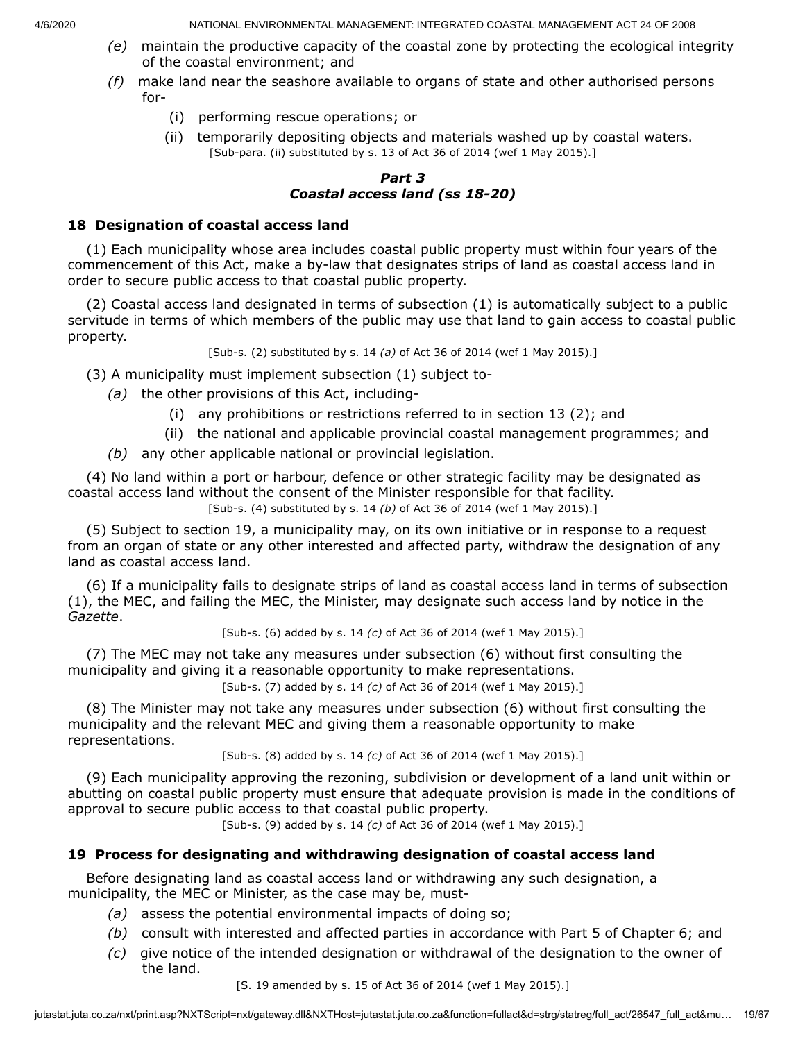*(e)* maintain the productive capacity of the coastal zone by protecting the ecological integrity of the coastal environment; and

*(f)* make land near the seashore available to organs of state and other authorised persons for-

(i) performing rescue operations; or

(ii) temporarily depositing objects and materials washed up by coastal waters.

[Sub-para. (ii) substituted by s. 13 of Act 36 of 2014 (wef 1 May 2015).]

## *Part 3*
## *Coastal access land (ss 18-20)*

### 18 Designation of coastal access land

(1) Each municipality whose area includes coastal public property must within four years of the commencement of this Act, make a by-law that designates strips of land as coastal access land in order to secure public access to that coastal public property.

(2) Coastal access land designated in terms of subsection (1) is automatically subject to a public servitude in terms of which members of the public may use that land to gain access to coastal public property.

[Sub-s. (2) substituted by s. 14 *(a)* of Act 36 of 2014 (wef 1 May 2015).]

(3) A municipality must implement subsection (1) subject to-

*(a)* the other provisions of this Act, including-

(i) any prohibitions or restrictions referred to in section 13 (2); and

(ii) the national and applicable provincial coastal management programmes; and

*(b)* any other applicable national or provincial legislation.

(4) No land within a port or harbour, defence or other strategic facility may be designated as coastal access land without the consent of the Minister responsible for that facility.

[Sub-s. (4) substituted by s. 14 *(b)* of Act 36 of 2014 (wef 1 May 2015).]

(5) Subject to section 19, a municipality may, on its own initiative or in response to a request from an organ of state or any other interested and affected party, withdraw the designation of any land as coastal access land.

(6) If a municipality fails to designate strips of land as coastal access land in terms of subsection (1), the MEC, and failing the MEC, the Minister, may designate such access land by notice in the *Gazette*.

[Sub-s. (6) added by s. 14 *(c)* of Act 36 of 2014 (wef 1 May 2015).]

(7) The MEC may not take any measures under subsection (6) without first consulting the municipality and giving it a reasonable opportunity to make representations.

[Sub-s. (7) added by s. 14 *(c)* of Act 36 of 2014 (wef 1 May 2015).]

(8) The Minister may not take any measures under subsection (6) without first consulting the municipality and the relevant MEC and giving them a reasonable opportunity to make representations.

[Sub-s. (8) added by s. 14 *(c)* of Act 36 of 2014 (wef 1 May 2015).]

(9) Each municipality approving the rezoning, subdivision or development of a land unit within or abutting on coastal public property must ensure that adequate provision is made in the conditions of approval to secure public access to that coastal public property.

[Sub-s. (9) added by s. 14 *(c)* of Act 36 of 2014 (wef 1 May 2015).]

### 19 Process for designating and withdrawing designation of coastal access land

Before designating land as coastal access land or withdrawing any such designation, a municipality, the MEC or Minister, as the case may be, must-

*(a)* assess the potential environmental impacts of doing so;

*(b)* consult with interested and affected parties in accordance with Part 5 of Chapter 6; and

*(c)* give notice of the intended designation or withdrawal of the designation to the owner of the land.

[S. 19 amended by s. 15 of Act 36 of 2014 (wef 1 May 2015).]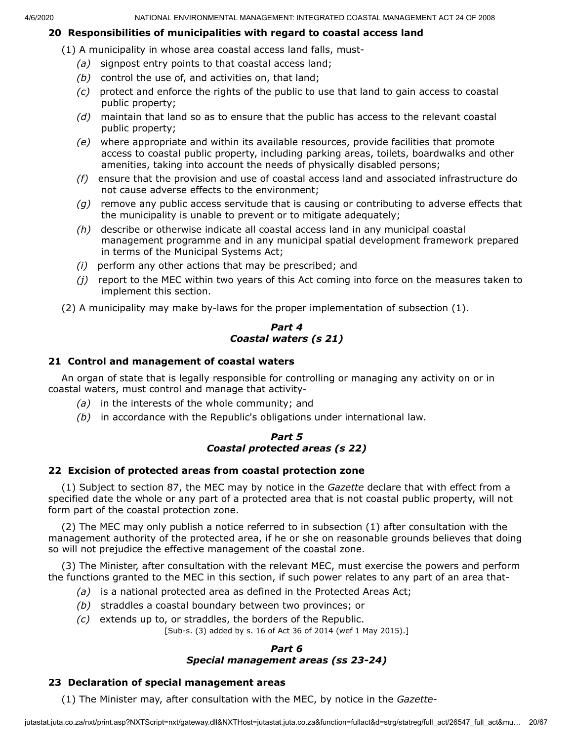### 20 Responsibilities of municipalities with regard to coastal access land

(1) A municipality in whose area coastal access land falls, must-

*(a)* signpost entry points to that coastal access land;

*(b)* control the use of, and activities on, that land;

*(c)* protect and enforce the rights of the public to use that land to gain access to coastal public property;

*(d)* maintain that land so as to ensure that the public has access to the relevant coastal public property;

*(e)* where appropriate and within its available resources, provide facilities that promote access to coastal public property, including parking areas, toilets, boardwalks and other amenities, taking into account the needs of physically disabled persons;

*(f)* ensure that the provision and use of coastal access land and associated infrastructure do not cause adverse effects to the environment;

*(g)* remove any public access servitude that is causing or contributing to adverse effects that the municipality is unable to prevent or to mitigate adequately;

*(h)* describe or otherwise indicate all coastal access land in any municipal coastal management programme and in any municipal spatial development framework prepared in terms of the Municipal Systems Act;

*(i)* perform any other actions that may be prescribed; and

*(j)* report to the MEC within two years of this Act coming into force on the measures taken to implement this section.

(2) A municipality may make by-laws for the proper implementation of subsection (1).

## *Part 4*
## *Coastal waters (s 21)*

### 21 Control and management of coastal waters

An organ of state that is legally responsible for controlling or managing any activity on or in coastal waters, must control and manage that activity-

*(a)* in the interests of the whole community; and

*(b)* in accordance with the Republic's obligations under international law.

## *Part 5*
## *Coastal protected areas (s 22)*

### 22 Excision of protected areas from coastal protection zone

(1) Subject to section 87, the MEC may by notice in the *Gazette* declare that with effect from a specified date the whole or any part of a protected area that is not coastal public property, will not form part of the coastal protection zone.

(2) The MEC may only publish a notice referred to in subsection (1) after consultation with the management authority of the protected area, if he or she on reasonable grounds believes that doing so will not prejudice the effective management of the coastal zone.

(3) The Minister, after consultation with the relevant MEC, must exercise the powers and perform the functions granted to the MEC in this section, if such power relates to any part of an area that-

*(a)* is a national protected area as defined in the Protected Areas Act;

*(b)* straddles a coastal boundary between two provinces; or

*(c)* extends up to, or straddles, the borders of the Republic.

[Sub-s. (3) added by s. 16 of Act 36 of 2014 (wef 1 May 2015).]

## *Part 6*
## *Special management areas (ss 23-24)*

### 23 Declaration of special management areas

(1) The Minister may, after consultation with the MEC, by notice in the *Gazette*-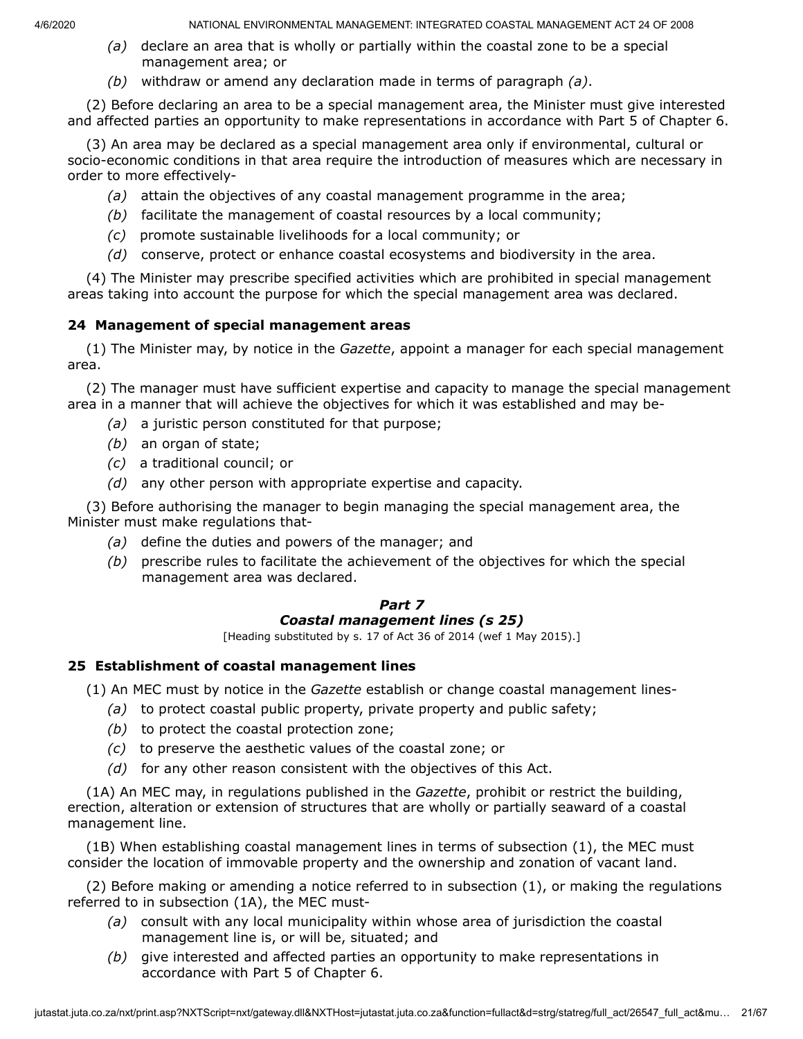*(a)* declare an area that is wholly or partially within the coastal zone to be a special management area; or

*(b)* withdraw or amend any declaration made in terms of paragraph *(a)*.

(2) Before declaring an area to be a special management area, the Minister must give interested and affected parties an opportunity to make representations in accordance with Part 5 of Chapter 6.

(3) An area may be declared as a special management area only if environmental, cultural or socio-economic conditions in that area require the introduction of measures which are necessary in order to more effectively-

*(a)* attain the objectives of any coastal management programme in the area;

*(b)* facilitate the management of coastal resources by a local community;

*(c)* promote sustainable livelihoods for a local community; or

*(d)* conserve, protect or enhance coastal ecosystems and biodiversity in the area.

(4) The Minister may prescribe specified activities which are prohibited in special management areas taking into account the purpose for which the special management area was declared.

### 24 Management of special management areas

(1) The Minister may, by notice in the *Gazette*, appoint a manager for each special management area.

(2) The manager must have sufficient expertise and capacity to manage the special management area in a manner that will achieve the objectives for which it was established and may be-

*(a)* a juristic person constituted for that purpose;

*(b)* an organ of state;

*(c)* a traditional council; or

*(d)* any other person with appropriate expertise and capacity.

(3) Before authorising the manager to begin managing the special management area, the Minister must make regulations that-

*(a)* define the duties and powers of the manager; and

*(b)* prescribe rules to facilitate the achievement of the objectives for which the special management area was declared.

## *Part 7*
## *Coastal management lines (s 25)*

[Heading substituted by s. 17 of Act 36 of 2014 (wef 1 May 2015).]

### 25 Establishment of coastal management lines

(1) An MEC must by notice in the *Gazette* establish or change coastal management lines-

*(a)* to protect coastal public property, private property and public safety;

*(b)* to protect the coastal protection zone;

*(c)* to preserve the aesthetic values of the coastal zone; or

*(d)* for any other reason consistent with the objectives of this Act.

(1A) An MEC may, in regulations published in the *Gazette*, prohibit or restrict the building, erection, alteration or extension of structures that are wholly or partially seaward of a coastal management line.

(1B) When establishing coastal management lines in terms of subsection (1), the MEC must consider the location of immovable property and the ownership and zonation of vacant land.

(2) Before making or amending a notice referred to in subsection (1), or making the regulations referred to in subsection (1A), the MEC must-

*(a)* consult with any local municipality within whose area of jurisdiction the coastal management line is, or will be, situated; and

*(b)* give interested and affected parties an opportunity to make representations in accordance with Part 5 of Chapter 6.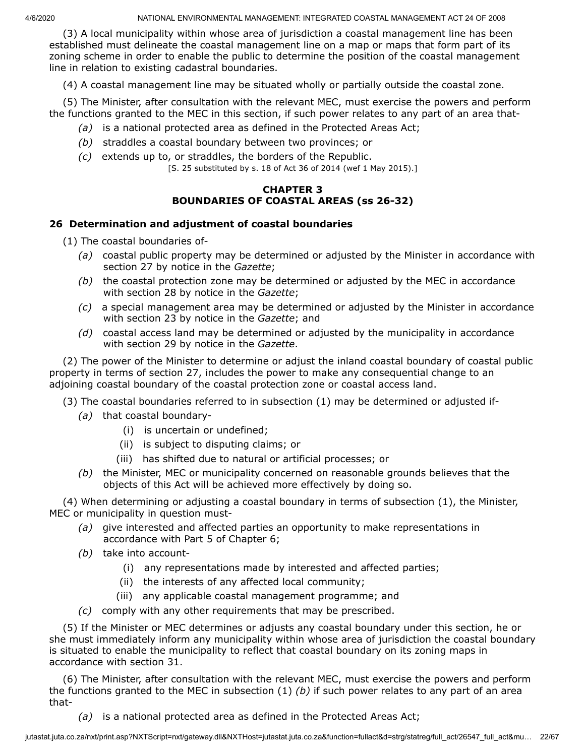(3) A local municipality within whose area of jurisdiction a coastal management line has been established must delineate the coastal management line on a map or maps that form part of its zoning scheme in order to enable the public to determine the position of the coastal management line in relation to existing cadastral boundaries.

(4) A coastal management line may be situated wholly or partially outside the coastal zone.

(5) The Minister, after consultation with the relevant MEC, must exercise the powers and perform the functions granted to the MEC in this section, if such power relates to any part of an area that-

*(a)* is a national protected area as defined in the Protected Areas Act;

*(b)* straddles a coastal boundary between two provinces; or

*(c)* extends up to, or straddles, the borders of the Republic.

[S. 25 substituted by s. 18 of Act 36 of 2014 (wef 1 May 2015).]

## CHAPTER 3
## BOUNDARIES OF COASTAL AREAS (ss 26-32)

### 26 Determination and adjustment of coastal boundaries

(1) The coastal boundaries of-

*(a)* coastal public property may be determined or adjusted by the Minister in accordance with section 27 by notice in the *Gazette*;

*(b)* the coastal protection zone may be determined or adjusted by the MEC in accordance with section 28 by notice in the *Gazette*;

*(c)* a special management area may be determined or adjusted by the Minister in accordance with section 23 by notice in the *Gazette*; and

*(d)* coastal access land may be determined or adjusted by the municipality in accordance with section 29 by notice in the *Gazette*.

(2) The power of the Minister to determine or adjust the inland coastal boundary of coastal public property in terms of section 27, includes the power to make any consequential change to an adjoining coastal boundary of the coastal protection zone or coastal access land.

(3) The coastal boundaries referred to in subsection (1) may be determined or adjusted if-

*(a)* that coastal boundary-

(i) is uncertain or undefined;

(ii) is subject to disputing claims; or

(iii) has shifted due to natural or artificial processes; or

*(b)* the Minister, MEC or municipality concerned on reasonable grounds believes that the objects of this Act will be achieved more effectively by doing so.

(4) When determining or adjusting a coastal boundary in terms of subsection (1), the Minister, MEC or municipality in question must-

*(a)* give interested and affected parties an opportunity to make representations in accordance with Part 5 of Chapter 6;

*(b)* take into account-

(i) any representations made by interested and affected parties;

(ii) the interests of any affected local community;

(iii) any applicable coastal management programme; and

*(c)* comply with any other requirements that may be prescribed.

(5) If the Minister or MEC determines or adjusts any coastal boundary under this section, he or she must immediately inform any municipality within whose area of jurisdiction the coastal boundary is situated to enable the municipality to reflect that coastal boundary on its zoning maps in accordance with section 31.

(6) The Minister, after consultation with the relevant MEC, must exercise the powers and perform the functions granted to the MEC in subsection (1) *(b)* if such power relates to any part of an area that-

*(a)* is a national protected area as defined in the Protected Areas Act;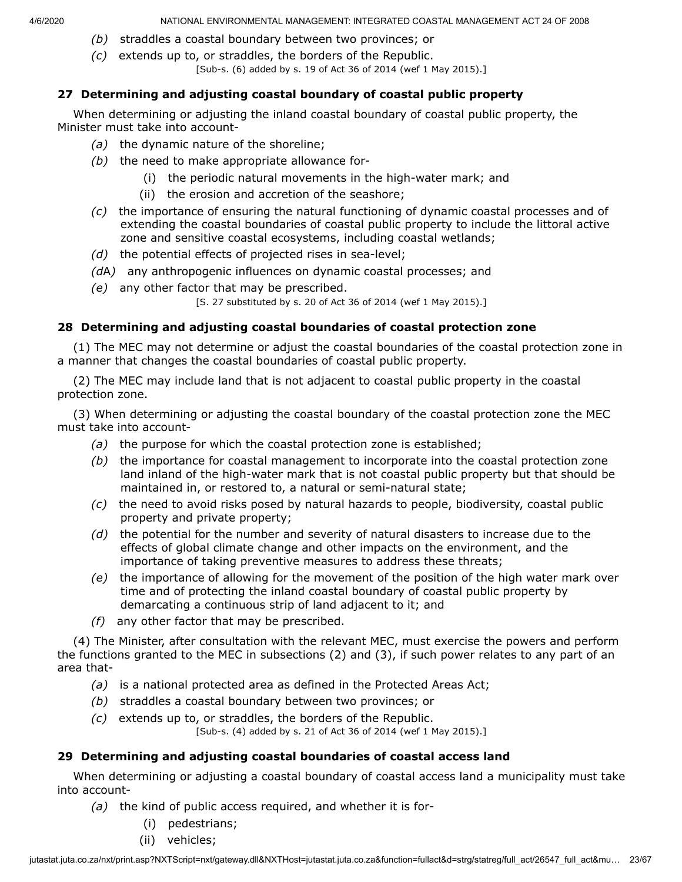*(b)* straddles a coastal boundary between two provinces; or

*(c)* extends up to, or straddles, the borders of the Republic.

[Sub-s. (6) added by s. 19 of Act 36 of 2014 (wef 1 May 2015).]

### 27 Determining and adjusting coastal boundary of coastal public property

When determining or adjusting the inland coastal boundary of coastal public property, the Minister must take into account-

*(a)* the dynamic nature of the shoreline;

*(b)* the need to make appropriate allowance for-

(i) the periodic natural movements in the high-water mark; and

(ii) the erosion and accretion of the seashore;

*(c)* the importance of ensuring the natural functioning of dynamic coastal processes and of extending the coastal boundaries of coastal public property to include the littoral active zone and sensitive coastal ecosystems, including coastal wetlands;

*(d)* the potential effects of projected rises in sea-level;

*(d*A*)* any anthropogenic influences on dynamic coastal processes; and

*(e)* any other factor that may be prescribed.

[S. 27 substituted by s. 20 of Act 36 of 2014 (wef 1 May 2015).]

### 28 Determining and adjusting coastal boundaries of coastal protection zone

(1) The MEC may not determine or adjust the coastal boundaries of the coastal protection zone in a manner that changes the coastal boundaries of coastal public property.

(2) The MEC may include land that is not adjacent to coastal public property in the coastal protection zone.

(3) When determining or adjusting the coastal boundary of the coastal protection zone the MEC must take into account-

*(a)* the purpose for which the coastal protection zone is established;

*(b)* the importance for coastal management to incorporate into the coastal protection zone land inland of the high-water mark that is not coastal public property but that should be maintained in, or restored to, a natural or semi-natural state;

*(c)* the need to avoid risks posed by natural hazards to people, biodiversity, coastal public property and private property;

*(d)* the potential for the number and severity of natural disasters to increase due to the effects of global climate change and other impacts on the environment, and the importance of taking preventive measures to address these threats;

*(e)* the importance of allowing for the movement of the position of the high water mark over time and of protecting the inland coastal boundary of coastal public property by demarcating a continuous strip of land adjacent to it; and

*(f)* any other factor that may be prescribed.

(4) The Minister, after consultation with the relevant MEC, must exercise the powers and perform the functions granted to the MEC in subsections (2) and (3), if such power relates to any part of an area that-

*(a)* is a national protected area as defined in the Protected Areas Act;

*(b)* straddles a coastal boundary between two provinces; or

*(c)* extends up to, or straddles, the borders of the Republic.

[Sub-s. (4) added by s. 21 of Act 36 of 2014 (wef 1 May 2015).]

### 29 Determining and adjusting coastal boundaries of coastal access land

When determining or adjusting a coastal boundary of coastal access land a municipality must take into account-

*(a)* the kind of public access required, and whether it is for-

(i) pedestrians;

(ii) vehicles;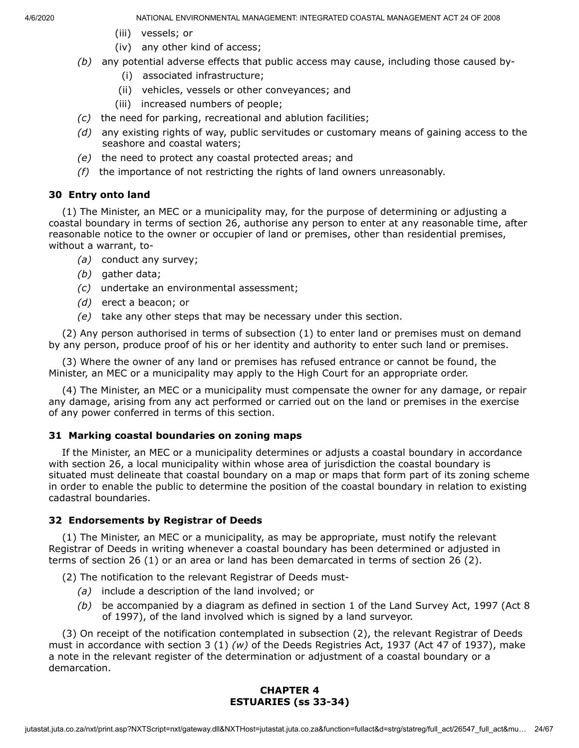(iii) vessels; or

(iv) any other kind of access;

*(b)* any potential adverse effects that public access may cause, including those caused by-

(i) associated infrastructure;

(ii) vehicles, vessels or other conveyances; and

(iii) increased numbers of people;

*(c)* the need for parking, recreational and ablution facilities;

*(d)* any existing rights of way, public servitudes or customary means of gaining access to the seashore and coastal waters;

*(e)* the need to protect any coastal protected areas; and

*(f)* the importance of not restricting the rights of land owners unreasonably.

### 30 Entry onto land

(1) The Minister, an MEC or a municipality may, for the purpose of determining or adjusting a coastal boundary in terms of section 26, authorise any person to enter at any reasonable time, after reasonable notice to the owner or occupier of land or premises, other than residential premises, without a warrant, to-

*(a)* conduct any survey;

*(b)* gather data;

*(c)* undertake an environmental assessment;

*(d)* erect a beacon; or

*(e)* take any other steps that may be necessary under this section.

(2) Any person authorised in terms of subsection (1) to enter land or premises must on demand by any person, produce proof of his or her identity and authority to enter such land or premises.

(3) Where the owner of any land or premises has refused entrance or cannot be found, the Minister, an MEC or a municipality may apply to the High Court for an appropriate order.

(4) The Minister, an MEC or a municipality must compensate the owner for any damage, or repair any damage, arising from any act performed or carried out on the land or premises in the exercise of any power conferred in terms of this section.

### 31 Marking coastal boundaries on zoning maps

If the Minister, an MEC or a municipality determines or adjusts a coastal boundary in accordance with section 26, a local municipality within whose area of jurisdiction the coastal boundary is situated must delineate that coastal boundary on a map or maps that form part of its zoning scheme in order to enable the public to determine the position of the coastal boundary in relation to existing cadastral boundaries.

### 32 Endorsements by Registrar of Deeds

(1) The Minister, an MEC or a municipality, as may be appropriate, must notify the relevant Registrar of Deeds in writing whenever a coastal boundary has been determined or adjusted in terms of section 26 (1) or an area or land has been demarcated in terms of section 26 (2).

(2) The notification to the relevant Registrar of Deeds must-

*(a)* include a description of the land involved; or

*(b)* be accompanied by a diagram as defined in section 1 of the Land Survey Act, 1997 (Act 8 of 1997), of the land involved which is signed by a land surveyor.

(3) On receipt of the notification contemplated in subsection (2), the relevant Registrar of Deeds must in accordance with section 3 (1) *(w)* of the Deeds Registries Act, 1937 (Act 47 of 1937), make a note in the relevant register of the determination or adjustment of a coastal boundary or a demarcation.

## CHAPTER 4
## ESTUARIES (ss 33-34)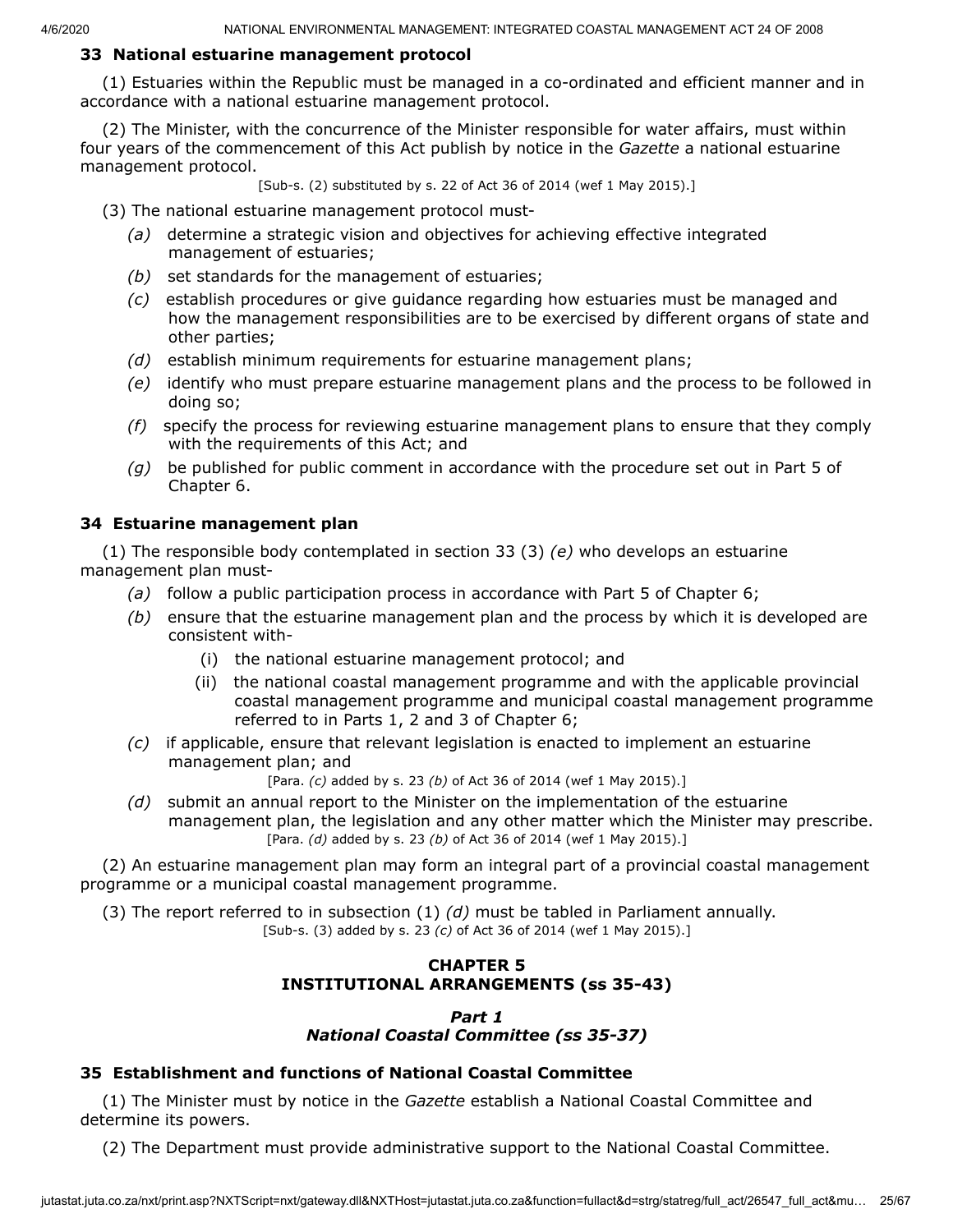### 33 National estuarine management protocol

(1) Estuaries within the Republic must be managed in a co-ordinated and efficient manner and in accordance with a national estuarine management protocol.

(2) The Minister, with the concurrence of the Minister responsible for water affairs, must within four years of the commencement of this Act publish by notice in the *Gazette* a national estuarine management protocol.

[Sub-s. (2) substituted by s. 22 of Act 36 of 2014 (wef 1 May 2015).]

(3) The national estuarine management protocol must-

*(a)* determine a strategic vision and objectives for achieving effective integrated management of estuaries;

*(b)* set standards for the management of estuaries;

*(c)* establish procedures or give guidance regarding how estuaries must be managed and how the management responsibilities are to be exercised by different organs of state and other parties;

*(d)* establish minimum requirements for estuarine management plans;

*(e)* identify who must prepare estuarine management plans and the process to be followed in doing so;

*(f)* specify the process for reviewing estuarine management plans to ensure that they comply with the requirements of this Act; and

*(g)* be published for public comment in accordance with the procedure set out in Part 5 of Chapter 6.

### 34 Estuarine management plan

(1) The responsible body contemplated in section 33 (3) *(e)* who develops an estuarine management plan must-

*(a)* follow a public participation process in accordance with Part 5 of Chapter 6;

*(b)* ensure that the estuarine management plan and the process by which it is developed are consistent with-

(i) the national estuarine management protocol; and

(ii) the national coastal management programme and with the applicable provincial coastal management programme and municipal coastal management programme referred to in Parts 1, 2 and 3 of Chapter 6;

*(c)* if applicable, ensure that relevant legislation is enacted to implement an estuarine management plan; and

[Para. *(c)* added by s. 23 *(b)* of Act 36 of 2014 (wef 1 May 2015).]

*(d)* submit an annual report to the Minister on the implementation of the estuarine management plan, the legislation and any other matter which the Minister may prescribe.

[Para. *(d)* added by s. 23 *(b)* of Act 36 of 2014 (wef 1 May 2015).]

(2) An estuarine management plan may form an integral part of a provincial coastal management programme or a municipal coastal management programme.

(3) The report referred to in subsection (1) *(d)* must be tabled in Parliament annually.

[Sub-s. (3) added by s. 23 *(c)* of Act 36 of 2014 (wef 1 May 2015).]

## CHAPTER 5
## INSTITUTIONAL ARRANGEMENTS (ss 35-43)

### *Part 1*
### *National Coastal Committee (ss 35-37)*

### 35 Establishment and functions of National Coastal Committee

(1) The Minister must by notice in the *Gazette* establish a National Coastal Committee and determine its powers.

(2) The Department must provide administrative support to the National Coastal Committee.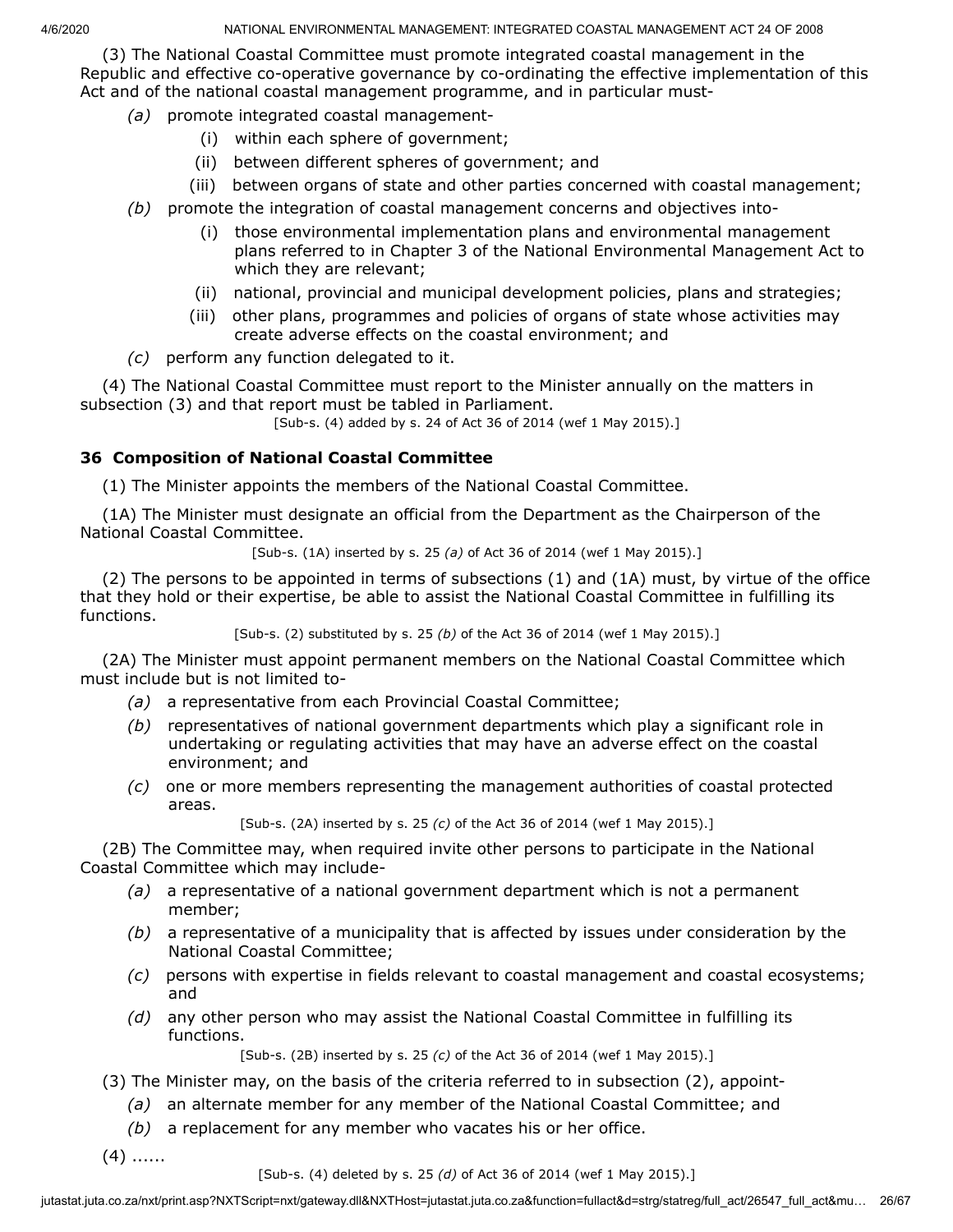(3) The National Coastal Committee must promote integrated coastal management in the Republic and effective co-operative governance by co-ordinating the effective implementation of this Act and of the national coastal management programme, and in particular must-

- *(a)* promote integrated coastal management-
  - (i) within each sphere of government;
  - (ii) between different spheres of government; and
  - (iii) between organs of state and other parties concerned with coastal management;
- *(b)* promote the integration of coastal management concerns and objectives into-
  - (i) those environmental implementation plans and environmental management plans referred to in Chapter 3 of the National Environmental Management Act to which they are relevant;
  - (ii) national, provincial and municipal development policies, plans and strategies;
  - (iii) other plans, programmes and policies of organs of state whose activities may create adverse effects on the coastal environment; and
- *(c)* perform any function delegated to it.

(4) The National Coastal Committee must report to the Minister annually on the matters in subsection (3) and that report must be tabled in Parliament.

[Sub-s. (4) added by s. 24 of Act 36 of 2014 (wef 1 May 2015).]

### 36 Composition of National Coastal Committee

(1) The Minister appoints the members of the National Coastal Committee.

(1A) The Minister must designate an official from the Department as the Chairperson of the National Coastal Committee.

[Sub-s. (1A) inserted by s. 25 *(a)* of Act 36 of 2014 (wef 1 May 2015).]

(2) The persons to be appointed in terms of subsections (1) and (1A) must, by virtue of the office that they hold or their expertise, be able to assist the National Coastal Committee in fulfilling its functions.

[Sub-s. (2) substituted by s. 25 *(b)* of the Act 36 of 2014 (wef 1 May 2015).]

(2A) The Minister must appoint permanent members on the National Coastal Committee which must include but is not limited to-

- *(a)* a representative from each Provincial Coastal Committee;
- *(b)* representatives of national government departments which play a significant role in undertaking or regulating activities that may have an adverse effect on the coastal environment; and
- *(c)* one or more members representing the management authorities of coastal protected areas.

[Sub-s. (2A) inserted by s. 25 *(c)* of the Act 36 of 2014 (wef 1 May 2015).]

(2B) The Committee may, when required invite other persons to participate in the National Coastal Committee which may include-

- *(a)* a representative of a national government department which is not a permanent member;
- *(b)* a representative of a municipality that is affected by issues under consideration by the National Coastal Committee;
- *(c)* persons with expertise in fields relevant to coastal management and coastal ecosystems; and
- *(d)* any other person who may assist the National Coastal Committee in fulfilling its functions.

[Sub-s. (2B) inserted by s. 25 *(c)* of the Act 36 of 2014 (wef 1 May 2015).]

(3) The Minister may, on the basis of the criteria referred to in subsection (2), appoint-

- *(a)* an alternate member for any member of the National Coastal Committee; and
- *(b)* a replacement for any member who vacates his or her office.

(4) ......

[Sub-s. (4) deleted by s. 25 *(d)* of Act 36 of 2014 (wef 1 May 2015).]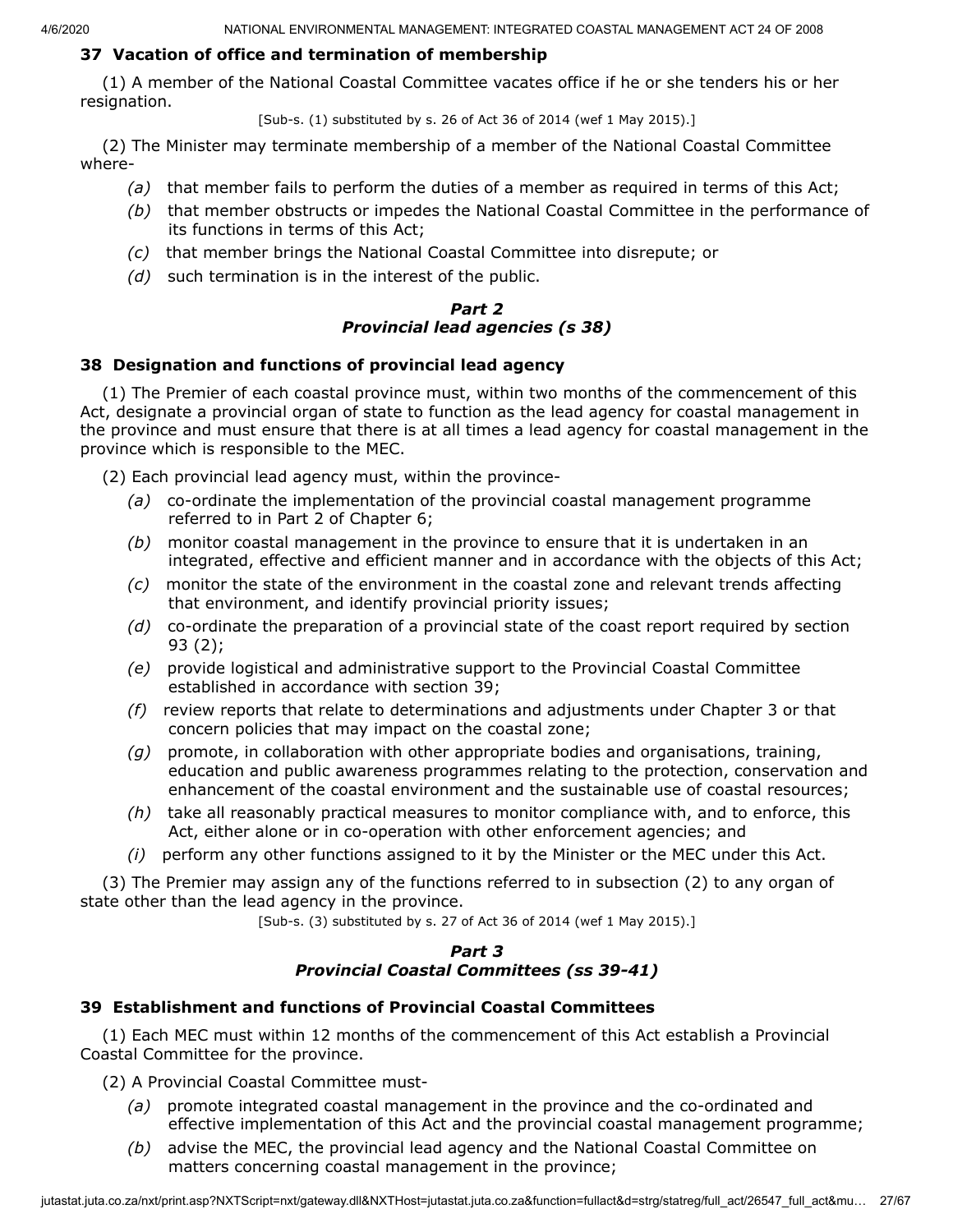### 37 Vacation of office and termination of membership

(1) A member of the National Coastal Committee vacates office if he or she tenders his or her resignation.

[Sub-s. (1) substituted by s. 26 of Act 36 of 2014 (wef 1 May 2015).]

(2) The Minister may terminate membership of a member of the National Coastal Committee where-

- *(a)* that member fails to perform the duties of a member as required in terms of this Act;
- *(b)* that member obstructs or impedes the National Coastal Committee in the performance of its functions in terms of this Act;
- *(c)* that member brings the National Coastal Committee into disrepute; or
- *(d)* such termination is in the interest of the public.

## *Part 2*
## *Provincial lead agencies (s 38)*

### 38 Designation and functions of provincial lead agency

(1) The Premier of each coastal province must, within two months of the commencement of this Act, designate a provincial organ of state to function as the lead agency for coastal management in the province and must ensure that there is at all times a lead agency for coastal management in the province which is responsible to the MEC.

(2) Each provincial lead agency must, within the province-

- *(a)* co-ordinate the implementation of the provincial coastal management programme referred to in Part 2 of Chapter 6;
- *(b)* monitor coastal management in the province to ensure that it is undertaken in an integrated, effective and efficient manner and in accordance with the objects of this Act;
- *(c)* monitor the state of the environment in the coastal zone and relevant trends affecting that environment, and identify provincial priority issues;
- *(d)* co-ordinate the preparation of a provincial state of the coast report required by section 93 (2);
- *(e)* provide logistical and administrative support to the Provincial Coastal Committee established in accordance with section 39;
- *(f)* review reports that relate to determinations and adjustments under Chapter 3 or that concern policies that may impact on the coastal zone;
- *(g)* promote, in collaboration with other appropriate bodies and organisations, training, education and public awareness programmes relating to the protection, conservation and enhancement of the coastal environment and the sustainable use of coastal resources;
- *(h)* take all reasonably practical measures to monitor compliance with, and to enforce, this Act, either alone or in co-operation with other enforcement agencies; and
- *(i)* perform any other functions assigned to it by the Minister or the MEC under this Act.

(3) The Premier may assign any of the functions referred to in subsection (2) to any organ of state other than the lead agency in the province.

[Sub-s. (3) substituted by s. 27 of Act 36 of 2014 (wef 1 May 2015).]

## *Part 3*
## *Provincial Coastal Committees (ss 39-41)*

### 39 Establishment and functions of Provincial Coastal Committees

(1) Each MEC must within 12 months of the commencement of this Act establish a Provincial Coastal Committee for the province.

(2) A Provincial Coastal Committee must-

- *(a)* promote integrated coastal management in the province and the co-ordinated and effective implementation of this Act and the provincial coastal management programme;
- *(b)* advise the MEC, the provincial lead agency and the National Coastal Committee on matters concerning coastal management in the province;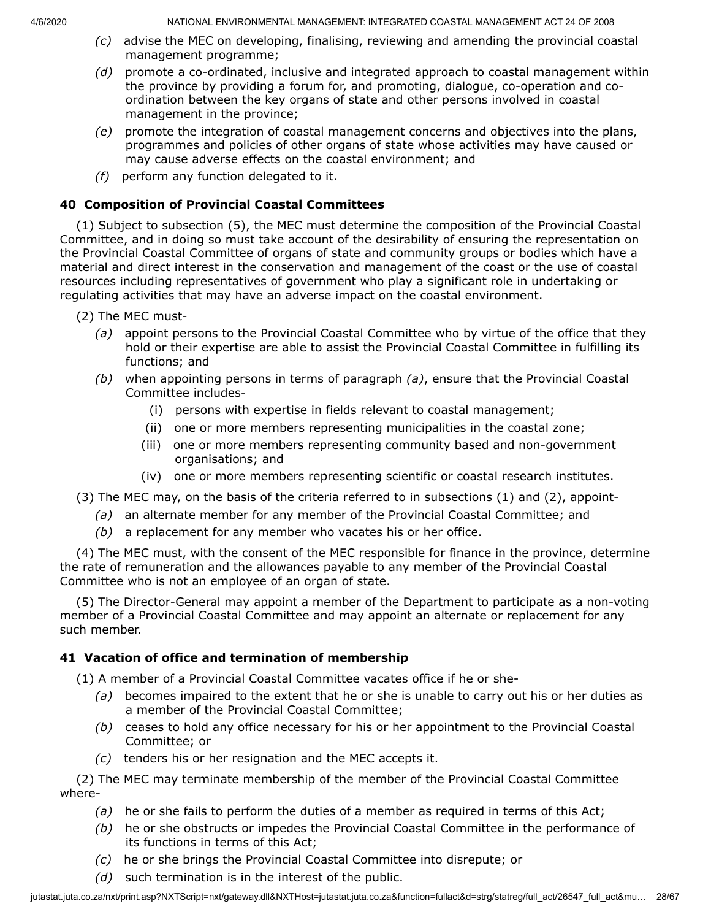*(c)* advise the MEC on developing, finalising, reviewing and amending the provincial coastal management programme;

*(d)* promote a co-ordinated, inclusive and integrated approach to coastal management within the province by providing a forum for, and promoting, dialogue, co-operation and co-ordination between the key organs of state and other persons involved in coastal management in the province;

*(e)* promote the integration of coastal management concerns and objectives into the plans, programmes and policies of other organs of state whose activities may have caused or may cause adverse effects on the coastal environment; and

*(f)* perform any function delegated to it.

### 40 Composition of Provincial Coastal Committees

(1) Subject to subsection (5), the MEC must determine the composition of the Provincial Coastal Committee, and in doing so must take account of the desirability of ensuring the representation on the Provincial Coastal Committee of organs of state and community groups or bodies which have a material and direct interest in the conservation and management of the coast or the use of coastal resources including representatives of government who play a significant role in undertaking or regulating activities that may have an adverse impact on the coastal environment.

(2) The MEC must-

*(a)* appoint persons to the Provincial Coastal Committee who by virtue of the office that they hold or their expertise are able to assist the Provincial Coastal Committee in fulfilling its functions; and

*(b)* when appointing persons in terms of paragraph *(a)*, ensure that the Provincial Coastal Committee includes-

(i) persons with expertise in fields relevant to coastal management;

(ii) one or more members representing municipalities in the coastal zone;

(iii) one or more members representing community based and non-government organisations; and

(iv) one or more members representing scientific or coastal research institutes.

(3) The MEC may, on the basis of the criteria referred to in subsections (1) and (2), appoint-

*(a)* an alternate member for any member of the Provincial Coastal Committee; and

*(b)* a replacement for any member who vacates his or her office.

(4) The MEC must, with the consent of the MEC responsible for finance in the province, determine the rate of remuneration and the allowances payable to any member of the Provincial Coastal Committee who is not an employee of an organ of state.

(5) The Director-General may appoint a member of the Department to participate as a non-voting member of a Provincial Coastal Committee and may appoint an alternate or replacement for any such member.

### 41 Vacation of office and termination of membership

(1) A member of a Provincial Coastal Committee vacates office if he or she-

*(a)* becomes impaired to the extent that he or she is unable to carry out his or her duties as a member of the Provincial Coastal Committee;

*(b)* ceases to hold any office necessary for his or her appointment to the Provincial Coastal Committee; or

*(c)* tenders his or her resignation and the MEC accepts it.

(2) The MEC may terminate membership of the member of the Provincial Coastal Committee where-

*(a)* he or she fails to perform the duties of a member as required in terms of this Act;

*(b)* he or she obstructs or impedes the Provincial Coastal Committee in the performance of its functions in terms of this Act;

*(c)* he or she brings the Provincial Coastal Committee into disrepute; or

*(d)* such termination is in the interest of the public.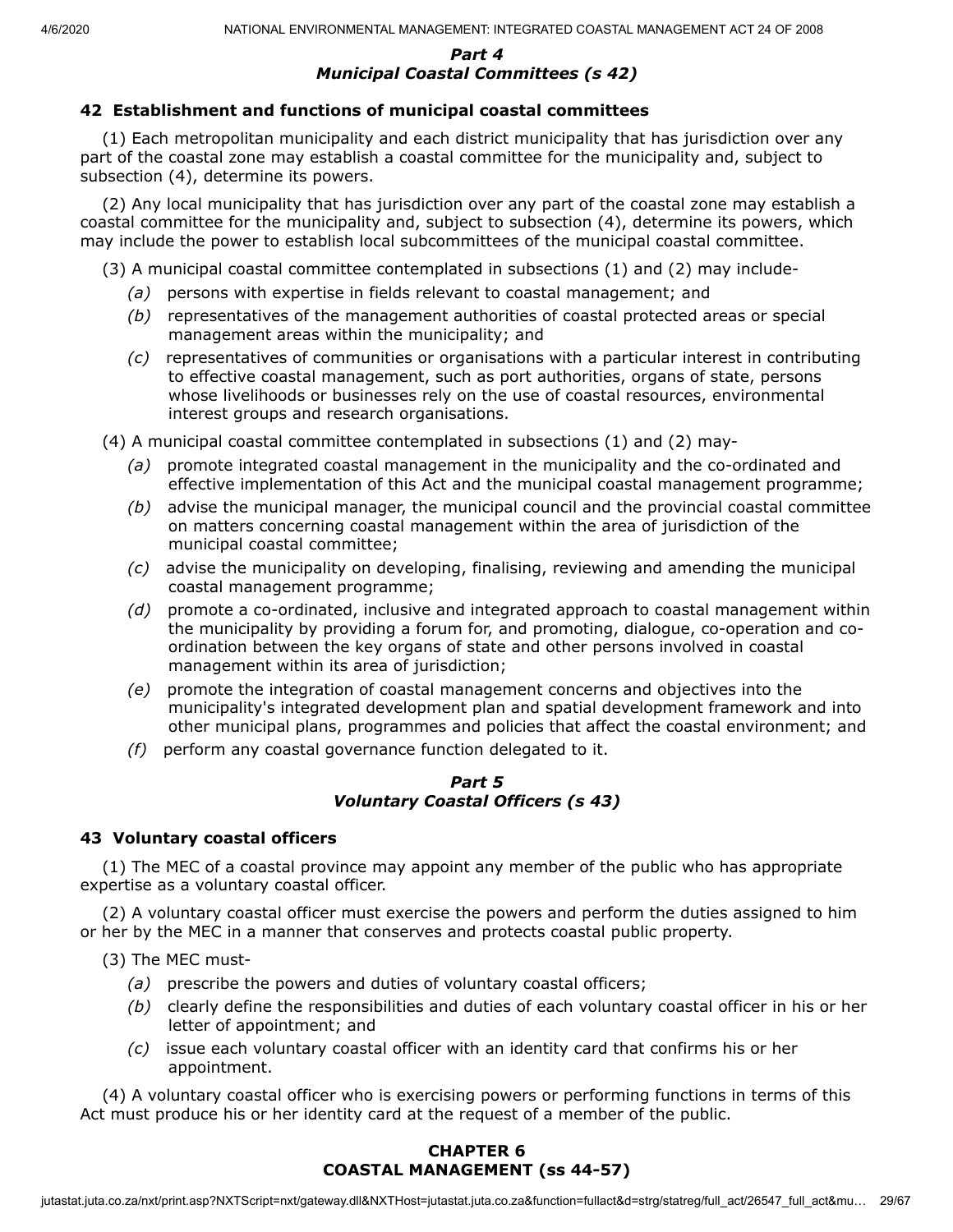### *Part 4*
### *Municipal Coastal Committees (s 42)*

**42 Establishment and functions of municipal coastal committees**

(1) Each metropolitan municipality and each district municipality that has jurisdiction over any part of the coastal zone may establish a coastal committee for the municipality and, subject to subsection (4), determine its powers.

(2) Any local municipality that has jurisdiction over any part of the coastal zone may establish a coastal committee for the municipality and, subject to subsection (4), determine its powers, which may include the power to establish local subcommittees of the municipal coastal committee.

(3) A municipal coastal committee contemplated in subsections (1) and (2) may include-

*(a)* persons with expertise in fields relevant to coastal management; and

*(b)* representatives of the management authorities of coastal protected areas or special management areas within the municipality; and

*(c)* representatives of communities or organisations with a particular interest in contributing to effective coastal management, such as port authorities, organs of state, persons whose livelihoods or businesses rely on the use of coastal resources, environmental interest groups and research organisations.

(4) A municipal coastal committee contemplated in subsections (1) and (2) may-

*(a)* promote integrated coastal management in the municipality and the co-ordinated and effective implementation of this Act and the municipal coastal management programme;

*(b)* advise the municipal manager, the municipal council and the provincial coastal committee on matters concerning coastal management within the area of jurisdiction of the municipal coastal committee;

*(c)* advise the municipality on developing, finalising, reviewing and amending the municipal coastal management programme;

*(d)* promote a co-ordinated, inclusive and integrated approach to coastal management within the municipality by providing a forum for, and promoting, dialogue, co-operation and co-ordination between the key organs of state and other persons involved in coastal management within its area of jurisdiction;

*(e)* promote the integration of coastal management concerns and objectives into the municipality's integrated development plan and spatial development framework and into other municipal plans, programmes and policies that affect the coastal environment; and

*(f)* perform any coastal governance function delegated to it.

### *Part 5*
### *Voluntary Coastal Officers (s 43)*

**43 Voluntary coastal officers**

(1) The MEC of a coastal province may appoint any member of the public who has appropriate expertise as a voluntary coastal officer.

(2) A voluntary coastal officer must exercise the powers and perform the duties assigned to him or her by the MEC in a manner that conserves and protects coastal public property.

(3) The MEC must-

*(a)* prescribe the powers and duties of voluntary coastal officers;

*(b)* clearly define the responsibilities and duties of each voluntary coastal officer in his or her letter of appointment; and

*(c)* issue each voluntary coastal officer with an identity card that confirms his or her appointment.

(4) A voluntary coastal officer who is exercising powers or performing functions in terms of this Act must produce his or her identity card at the request of a member of the public.

## **CHAPTER 6**
## **COASTAL MANAGEMENT (ss 44-57)**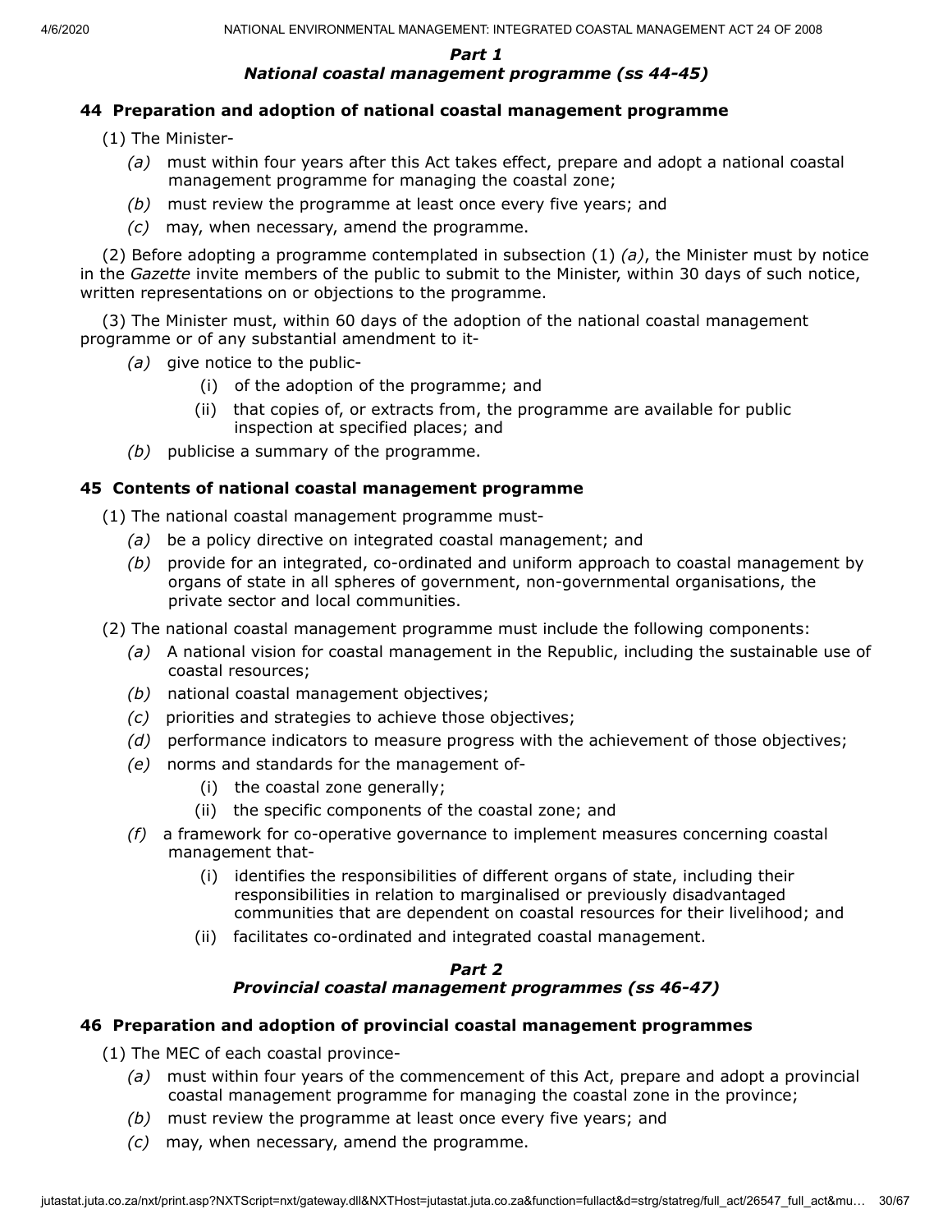***Part 1***
***National coastal management programme (ss 44-45)***

**44 Preparation and adoption of national coastal management programme**

(1) The Minister-

*(a)* must within four years after this Act takes effect, prepare and adopt a national coastal management programme for managing the coastal zone;

*(b)* must review the programme at least once every five years; and

*(c)* may, when necessary, amend the programme.

(2) Before adopting a programme contemplated in subsection (1) *(a)*, the Minister must by notice in the *Gazette* invite members of the public to submit to the Minister, within 30 days of such notice, written representations on or objections to the programme.

(3) The Minister must, within 60 days of the adoption of the national coastal management programme or of any substantial amendment to it-

*(a)* give notice to the public-

(i) of the adoption of the programme; and

(ii) that copies of, or extracts from, the programme are available for public inspection at specified places; and

*(b)* publicise a summary of the programme.

**45 Contents of national coastal management programme**

(1) The national coastal management programme must-

*(a)* be a policy directive on integrated coastal management; and

*(b)* provide for an integrated, co-ordinated and uniform approach to coastal management by organs of state in all spheres of government, non-governmental organisations, the private sector and local communities.

(2) The national coastal management programme must include the following components:

*(a)* A national vision for coastal management in the Republic, including the sustainable use of coastal resources;

*(b)* national coastal management objectives;

*(c)* priorities and strategies to achieve those objectives;

*(d)* performance indicators to measure progress with the achievement of those objectives;

*(e)* norms and standards for the management of-

(i) the coastal zone generally;

(ii) the specific components of the coastal zone; and

*(f)* a framework for co-operative governance to implement measures concerning coastal management that-

(i) identifies the responsibilities of different organs of state, including their responsibilities in relation to marginalised or previously disadvantaged communities that are dependent on coastal resources for their livelihood; and

(ii) facilitates co-ordinated and integrated coastal management.

***Part 2***
***Provincial coastal management programmes (ss 46-47)***

**46 Preparation and adoption of provincial coastal management programmes**

(1) The MEC of each coastal province-

*(a)* must within four years of the commencement of this Act, prepare and adopt a provincial coastal management programme for managing the coastal zone in the province;

*(b)* must review the programme at least once every five years; and

*(c)* may, when necessary, amend the programme.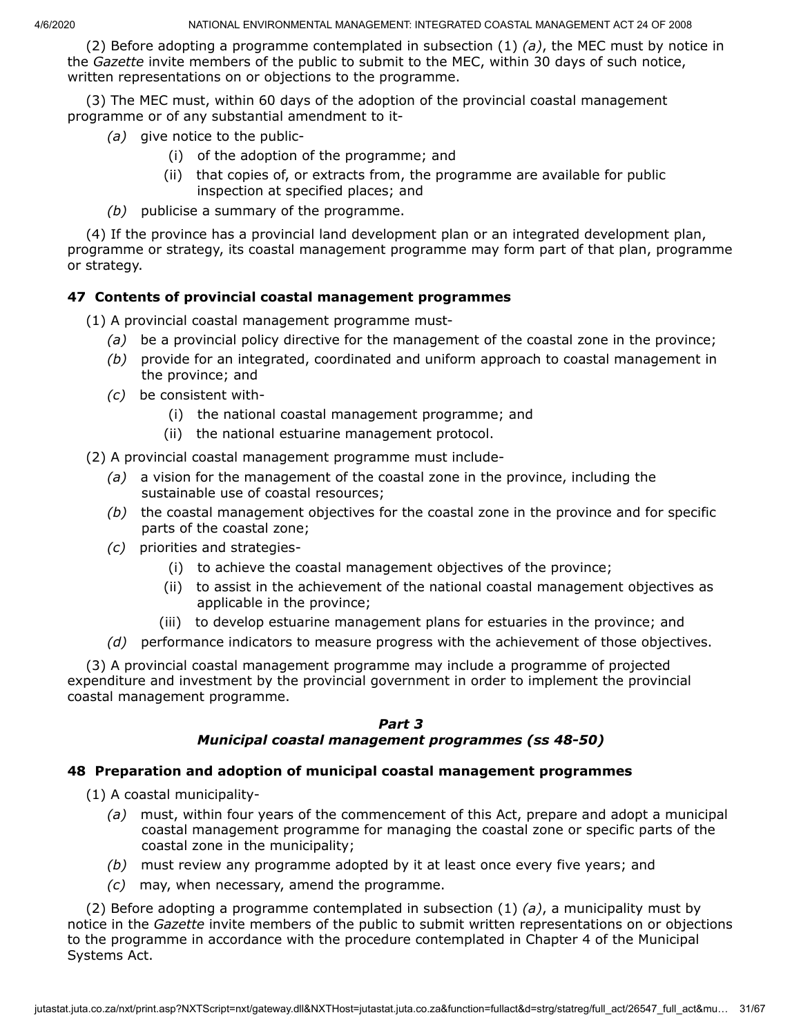(2) Before adopting a programme contemplated in subsection (1) *(a)*, the MEC must by notice in the *Gazette* invite members of the public to submit to the MEC, within 30 days of such notice, written representations on or objections to the programme.

(3) The MEC must, within 60 days of the adoption of the provincial coastal management programme or of any substantial amendment to it-

*(a)* give notice to the public-

(i) of the adoption of the programme; and

(ii) that copies of, or extracts from, the programme are available for public inspection at specified places; and

*(b)* publicise a summary of the programme.

(4) If the province has a provincial land development plan or an integrated development plan, programme or strategy, its coastal management programme may form part of that plan, programme or strategy.

**47 Contents of provincial coastal management programmes**

(1) A provincial coastal management programme must-

*(a)* be a provincial policy directive for the management of the coastal zone in the province;

*(b)* provide for an integrated, coordinated and uniform approach to coastal management in the province; and

*(c)* be consistent with-

(i) the national coastal management programme; and

(ii) the national estuarine management protocol.

(2) A provincial coastal management programme must include-

*(a)* a vision for the management of the coastal zone in the province, including the sustainable use of coastal resources;

*(b)* the coastal management objectives for the coastal zone in the province and for specific parts of the coastal zone;

*(c)* priorities and strategies-

(i) to achieve the coastal management objectives of the province;

(ii) to assist in the achievement of the national coastal management objectives as applicable in the province;

(iii) to develop estuarine management plans for estuaries in the province; and

*(d)* performance indicators to measure progress with the achievement of those objectives.

(3) A provincial coastal management programme may include a programme of projected expenditure and investment by the provincial government in order to implement the provincial coastal management programme.

***Part 3***
***Municipal coastal management programmes (ss 48-50)***

**48 Preparation and adoption of municipal coastal management programmes**

(1) A coastal municipality-

*(a)* must, within four years of the commencement of this Act, prepare and adopt a municipal coastal management programme for managing the coastal zone or specific parts of the coastal zone in the municipality;

*(b)* must review any programme adopted by it at least once every five years; and

*(c)* may, when necessary, amend the programme.

(2) Before adopting a programme contemplated in subsection (1) *(a)*, a municipality must by notice in the *Gazette* invite members of the public to submit written representations on or objections to the programme in accordance with the procedure contemplated in Chapter 4 of the Municipal Systems Act.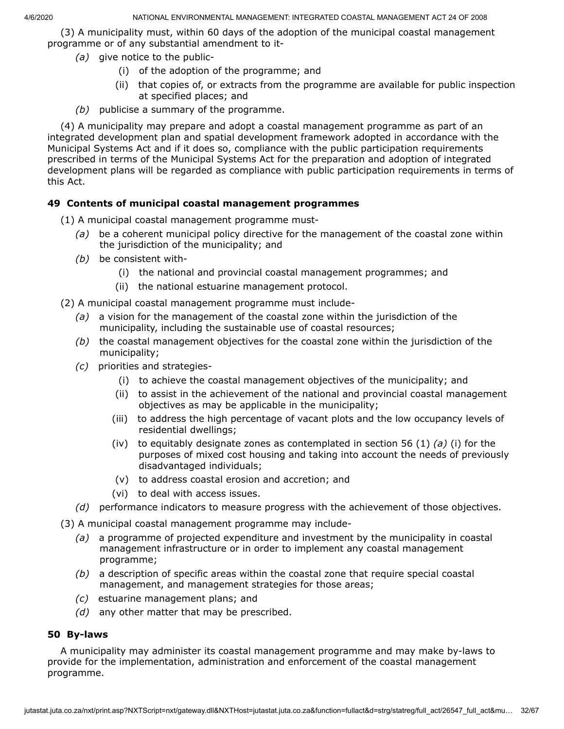(3) A municipality must, within 60 days of the adoption of the municipal coastal management programme or of any substantial amendment to it-

*(a)* give notice to the public-

(i) of the adoption of the programme; and

(ii) that copies of, or extracts from the programme are available for public inspection at specified places; and

*(b)* publicise a summary of the programme.

(4) A municipality may prepare and adopt a coastal management programme as part of an integrated development plan and spatial development framework adopted in accordance with the Municipal Systems Act and if it does so, compliance with the public participation requirements prescribed in terms of the Municipal Systems Act for the preparation and adoption of integrated development plans will be regarded as compliance with public participation requirements in terms of this Act.

### 49 Contents of municipal coastal management programmes

(1) A municipal coastal management programme must-

*(a)* be a coherent municipal policy directive for the management of the coastal zone within the jurisdiction of the municipality; and

*(b)* be consistent with-

(i) the national and provincial coastal management programmes; and

(ii) the national estuarine management protocol.

(2) A municipal coastal management programme must include-

*(a)* a vision for the management of the coastal zone within the jurisdiction of the municipality, including the sustainable use of coastal resources;

*(b)* the coastal management objectives for the coastal zone within the jurisdiction of the municipality;

*(c)* priorities and strategies-

(i) to achieve the coastal management objectives of the municipality; and

(ii) to assist in the achievement of the national and provincial coastal management objectives as may be applicable in the municipality;

(iii) to address the high percentage of vacant plots and the low occupancy levels of residential dwellings;

(iv) to equitably designate zones as contemplated in section 56 (1) *(a)* (i) for the purposes of mixed cost housing and taking into account the needs of previously disadvantaged individuals;

(v) to address coastal erosion and accretion; and

(vi) to deal with access issues.

*(d)* performance indicators to measure progress with the achievement of those objectives.

(3) A municipal coastal management programme may include-

*(a)* a programme of projected expenditure and investment by the municipality in coastal management infrastructure or in order to implement any coastal management programme;

*(b)* a description of specific areas within the coastal zone that require special coastal management, and management strategies for those areas;

*(c)* estuarine management plans; and

*(d)* any other matter that may be prescribed.

### 50 By-laws

A municipality may administer its coastal management programme and may make by-laws to provide for the implementation, administration and enforcement of the coastal management programme.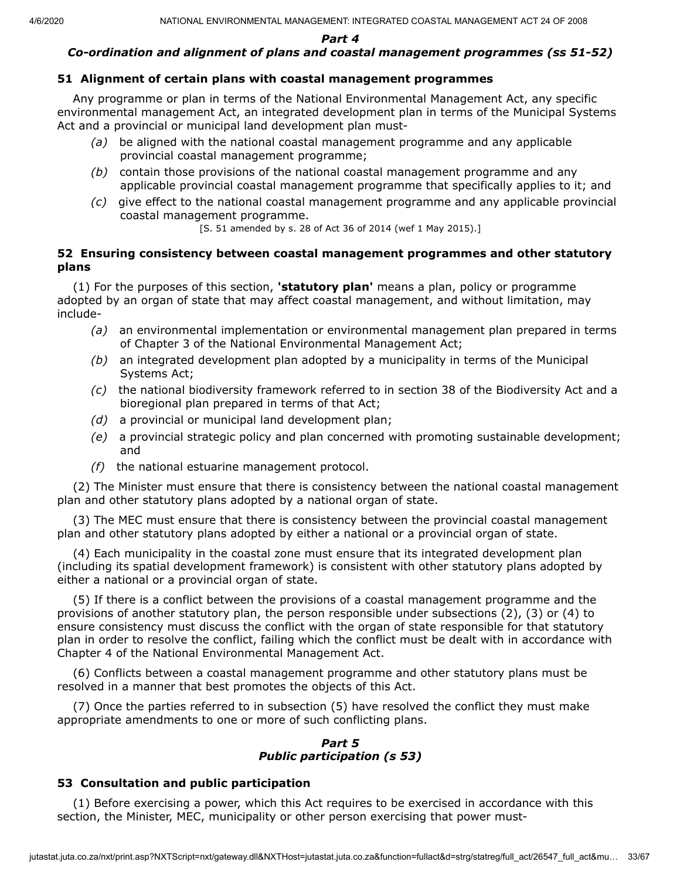### *Part 4*
### *Co-ordination and alignment of plans and coastal management programmes (ss 51-52)*

**51 Alignment of certain plans with coastal management programmes**

Any programme or plan in terms of the National Environmental Management Act, any specific environmental management Act, an integrated development plan in terms of the Municipal Systems Act and a provincial or municipal land development plan must-

*(a)* be aligned with the national coastal management programme and any applicable provincial coastal management programme;

*(b)* contain those provisions of the national coastal management programme and any applicable provincial coastal management programme that specifically applies to it; and

*(c)* give effect to the national coastal management programme and any applicable provincial coastal management programme.

[S. 51 amended by s. 28 of Act 36 of 2014 (wef 1 May 2015).]

**52 Ensuring consistency between coastal management programmes and other statutory plans**

(1) For the purposes of this section, **'statutory plan'** means a plan, policy or programme adopted by an organ of state that may affect coastal management, and without limitation, may include-

*(a)* an environmental implementation or environmental management plan prepared in terms of Chapter 3 of the National Environmental Management Act;

*(b)* an integrated development plan adopted by a municipality in terms of the Municipal Systems Act;

*(c)* the national biodiversity framework referred to in section 38 of the Biodiversity Act and a bioregional plan prepared in terms of that Act;

*(d)* a provincial or municipal land development plan;

*(e)* a provincial strategic policy and plan concerned with promoting sustainable development; and

*(f)* the national estuarine management protocol.

(2) The Minister must ensure that there is consistency between the national coastal management plan and other statutory plans adopted by a national organ of state.

(3) The MEC must ensure that there is consistency between the provincial coastal management plan and other statutory plans adopted by either a national or a provincial organ of state.

(4) Each municipality in the coastal zone must ensure that its integrated development plan (including its spatial development framework) is consistent with other statutory plans adopted by either a national or a provincial organ of state.

(5) If there is a conflict between the provisions of a coastal management programme and the provisions of another statutory plan, the person responsible under subsections (2), (3) or (4) to ensure consistency must discuss the conflict with the organ of state responsible for that statutory plan in order to resolve the conflict, failing which the conflict must be dealt with in accordance with Chapter 4 of the National Environmental Management Act.

(6) Conflicts between a coastal management programme and other statutory plans must be resolved in a manner that best promotes the objects of this Act.

(7) Once the parties referred to in subsection (5) have resolved the conflict they must make appropriate amendments to one or more of such conflicting plans.

### *Part 5*
### *Public participation (s 53)*

**53 Consultation and public participation**

(1) Before exercising a power, which this Act requires to be exercised in accordance with this section, the Minister, MEC, municipality or other person exercising that power must-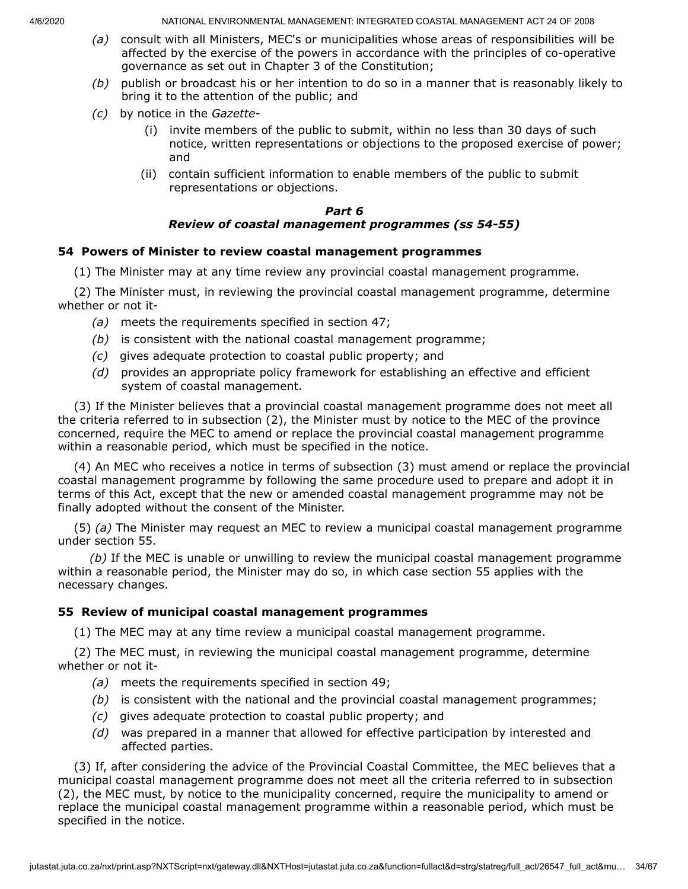*(a)* consult with all Ministers, MEC's or municipalities whose areas of responsibilities will be affected by the exercise of the powers in accordance with the principles of co-operative governance as set out in Chapter 3 of the Constitution;

*(b)* publish or broadcast his or her intention to do so in a manner that is reasonably likely to bring it to the attention of the public; and

*(c)* by notice in the *Gazette*-

(i) invite members of the public to submit, within no less than 30 days of such notice, written representations or objections to the proposed exercise of power; and

(ii) contain sufficient information to enable members of the public to submit representations or objections.

### *Part 6*
### *Review of coastal management programmes (ss 54-55)*

**54 Powers of Minister to review coastal management programmes**

(1) The Minister may at any time review any provincial coastal management programme.

(2) The Minister must, in reviewing the provincial coastal management programme, determine whether or not it-

*(a)* meets the requirements specified in section 47;

*(b)* is consistent with the national coastal management programme;

*(c)* gives adequate protection to coastal public property; and

*(d)* provides an appropriate policy framework for establishing an effective and efficient system of coastal management.

(3) If the Minister believes that a provincial coastal management programme does not meet all the criteria referred to in subsection (2), the Minister must by notice to the MEC of the province concerned, require the MEC to amend or replace the provincial coastal management programme within a reasonable period, which must be specified in the notice.

(4) An MEC who receives a notice in terms of subsection (3) must amend or replace the provincial coastal management programme by following the same procedure used to prepare and adopt it in terms of this Act, except that the new or amended coastal management programme may not be finally adopted without the consent of the Minister.

(5) *(a)* The Minister may request an MEC to review a municipal coastal management programme under section 55.

*(b)* If the MEC is unable or unwilling to review the municipal coastal management programme within a reasonable period, the Minister may do so, in which case section 55 applies with the necessary changes.

**55 Review of municipal coastal management programmes**

(1) The MEC may at any time review a municipal coastal management programme.

(2) The MEC must, in reviewing the municipal coastal management programme, determine whether or not it-

*(a)* meets the requirements specified in section 49;

*(b)* is consistent with the national and the provincial coastal management programmes;

*(c)* gives adequate protection to coastal public property; and

*(d)* was prepared in a manner that allowed for effective participation by interested and affected parties.

(3) If, after considering the advice of the Provincial Coastal Committee, the MEC believes that a municipal coastal management programme does not meet all the criteria referred to in subsection (2), the MEC must, by notice to the municipality concerned, require the municipality to amend or replace the municipal coastal management programme within a reasonable period, which must be specified in the notice.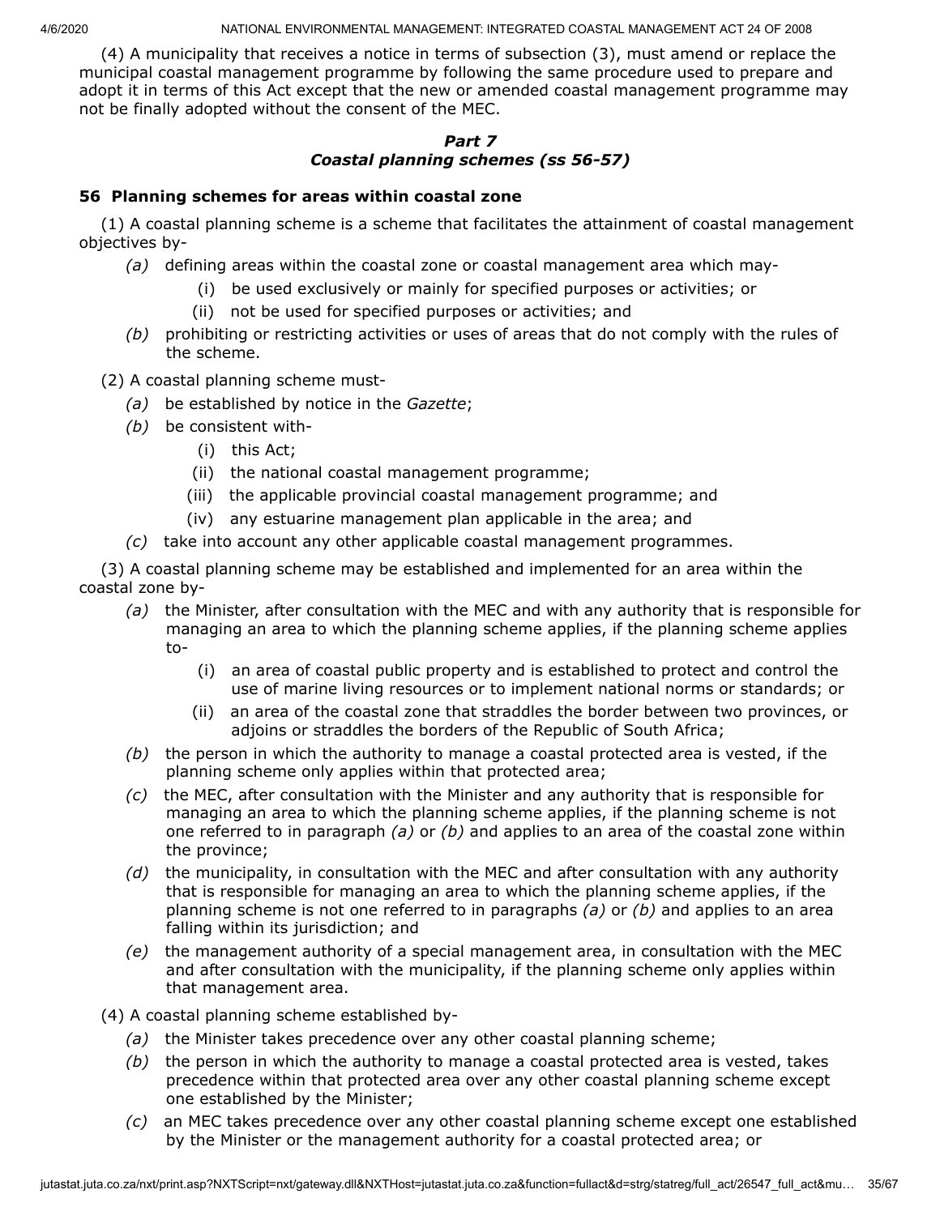(4) A municipality that receives a notice in terms of subsection (3), must amend or replace the municipal coastal management programme by following the same procedure used to prepare and adopt it in terms of this Act except that the new or amended coastal management programme may not be finally adopted without the consent of the MEC.

### *Part 7*
### *Coastal planning schemes (ss 56-57)*

**56 Planning schemes for areas within coastal zone**

(1) A coastal planning scheme is a scheme that facilitates the attainment of coastal management objectives by-

*(a)* defining areas within the coastal zone or coastal management area which may-

(i) be used exclusively or mainly for specified purposes or activities; or

(ii) not be used for specified purposes or activities; and

*(b)* prohibiting or restricting activities or uses of areas that do not comply with the rules of the scheme.

(2) A coastal planning scheme must-

*(a)* be established by notice in the *Gazette*;

*(b)* be consistent with-

(i) this Act;

(ii) the national coastal management programme;

(iii) the applicable provincial coastal management programme; and

(iv) any estuarine management plan applicable in the area; and

*(c)* take into account any other applicable coastal management programmes.

(3) A coastal planning scheme may be established and implemented for an area within the coastal zone by-

*(a)* the Minister, after consultation with the MEC and with any authority that is responsible for managing an area to which the planning scheme applies, if the planning scheme applies to-

(i) an area of coastal public property and is established to protect and control the use of marine living resources or to implement national norms or standards; or

(ii) an area of the coastal zone that straddles the border between two provinces, or adjoins or straddles the borders of the Republic of South Africa;

*(b)* the person in which the authority to manage a coastal protected area is vested, if the planning scheme only applies within that protected area;

*(c)* the MEC, after consultation with the Minister and any authority that is responsible for managing an area to which the planning scheme applies, if the planning scheme is not one referred to in paragraph *(a)* or *(b)* and applies to an area of the coastal zone within the province;

*(d)* the municipality, in consultation with the MEC and after consultation with any authority that is responsible for managing an area to which the planning scheme applies, if the planning scheme is not one referred to in paragraphs *(a)* or *(b)* and applies to an area falling within its jurisdiction; and

*(e)* the management authority of a special management area, in consultation with the MEC and after consultation with the municipality, if the planning scheme only applies within that management area.

(4) A coastal planning scheme established by-

*(a)* the Minister takes precedence over any other coastal planning scheme;

*(b)* the person in which the authority to manage a coastal protected area is vested, takes precedence within that protected area over any other coastal planning scheme except one established by the Minister;

*(c)* an MEC takes precedence over any other coastal planning scheme except one established by the Minister or the management authority for a coastal protected area; or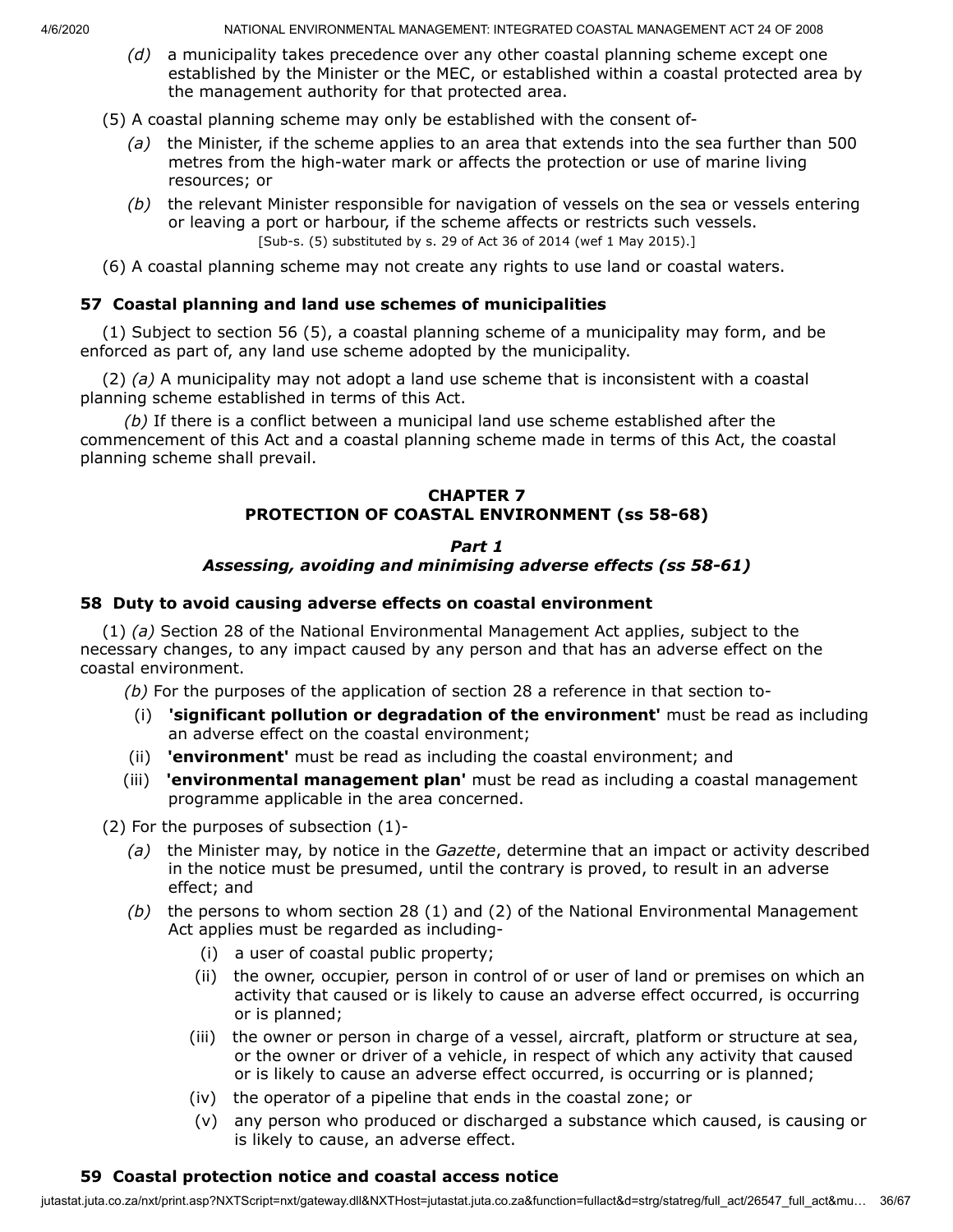*(d)* a municipality takes precedence over any other coastal planning scheme except one established by the Minister or the MEC, or established within a coastal protected area by the management authority for that protected area.

(5) A coastal planning scheme may only be established with the consent of-

*(a)* the Minister, if the scheme applies to an area that extends into the sea further than 500 metres from the high-water mark or affects the protection or use of marine living resources; or

*(b)* the relevant Minister responsible for navigation of vessels on the sea or vessels entering or leaving a port or harbour, if the scheme affects or restricts such vessels.

[Sub-s. (5) substituted by s. 29 of Act 36 of 2014 (wef 1 May 2015).]

(6) A coastal planning scheme may not create any rights to use land or coastal waters.

### 57 Coastal planning and land use schemes of municipalities

(1) Subject to section 56 (5), a coastal planning scheme of a municipality may form, and be enforced as part of, any land use scheme adopted by the municipality.

(2) *(a)* A municipality may not adopt a land use scheme that is inconsistent with a coastal planning scheme established in terms of this Act.

*(b)* If there is a conflict between a municipal land use scheme established after the commencement of this Act and a coastal planning scheme made in terms of this Act, the coastal planning scheme shall prevail.

## CHAPTER 7
## PROTECTION OF COASTAL ENVIRONMENT (ss 58-68)

### *Part 1*
### *Assessing, avoiding and minimising adverse effects (ss 58-61)*

### 58 Duty to avoid causing adverse effects on coastal environment

(1) *(a)* Section 28 of the National Environmental Management Act applies, subject to the necessary changes, to any impact caused by any person and that has an adverse effect on the coastal environment.

*(b)* For the purposes of the application of section 28 a reference in that section to-

(i) **'significant pollution or degradation of the environment'** must be read as including an adverse effect on the coastal environment;

(ii) **'environment'** must be read as including the coastal environment; and

(iii) **'environmental management plan'** must be read as including a coastal management programme applicable in the area concerned.

(2) For the purposes of subsection (1)-

*(a)* the Minister may, by notice in the *Gazette*, determine that an impact or activity described in the notice must be presumed, until the contrary is proved, to result in an adverse effect; and

*(b)* the persons to whom section 28 (1) and (2) of the National Environmental Management Act applies must be regarded as including-

(i) a user of coastal public property;

(ii) the owner, occupier, person in control of or user of land or premises on which an activity that caused or is likely to cause an adverse effect occurred, is occurring or is planned;

(iii) the owner or person in charge of a vessel, aircraft, platform or structure at sea, or the owner or driver of a vehicle, in respect of which any activity that caused or is likely to cause an adverse effect occurred, is occurring or is planned;

(iv) the operator of a pipeline that ends in the coastal zone; or

(v) any person who produced or discharged a substance which caused, is causing or is likely to cause, an adverse effect.

### 59 Coastal protection notice and coastal access notice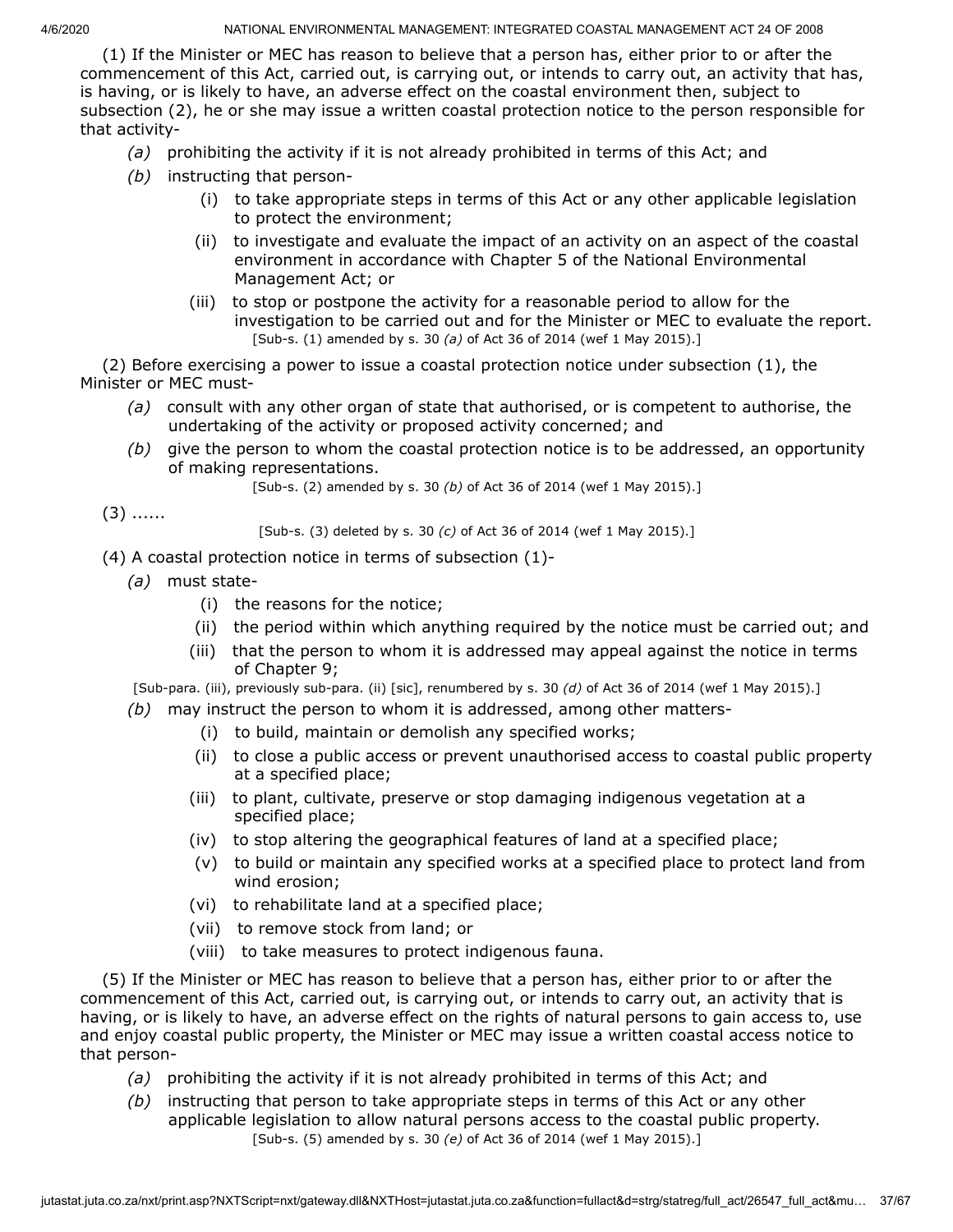(1) If the Minister or MEC has reason to believe that a person has, either prior to or after the commencement of this Act, carried out, is carrying out, or intends to carry out, an activity that has, is having, or is likely to have, an adverse effect on the coastal environment then, subject to subsection (2), he or she may issue a written coastal protection notice to the person responsible for that activity-

*(a)* prohibiting the activity if it is not already prohibited in terms of this Act; and

*(b)* instructing that person-

(i) to take appropriate steps in terms of this Act or any other applicable legislation to protect the environment;

(ii) to investigate and evaluate the impact of an activity on an aspect of the coastal environment in accordance with Chapter 5 of the National Environmental Management Act; or

(iii) to stop or postpone the activity for a reasonable period to allow for the investigation to be carried out and for the Minister or MEC to evaluate the report.

[Sub-s. (1) amended by s. 30 *(a)* of Act 36 of 2014 (wef 1 May 2015).]

(2) Before exercising a power to issue a coastal protection notice under subsection (1), the Minister or MEC must-

*(a)* consult with any other organ of state that authorised, or is competent to authorise, the undertaking of the activity or proposed activity concerned; and

*(b)* give the person to whom the coastal protection notice is to be addressed, an opportunity of making representations.

[Sub-s. (2) amended by s. 30 *(b)* of Act 36 of 2014 (wef 1 May 2015).]

(3) ......

[Sub-s. (3) deleted by s. 30 *(c)* of Act 36 of 2014 (wef 1 May 2015).]

(4) A coastal protection notice in terms of subsection (1)-

*(a)* must state-

(i) the reasons for the notice;

(ii) the period within which anything required by the notice must be carried out; and

(iii) that the person to whom it is addressed may appeal against the notice in terms of Chapter 9;

[Sub-para. (iii), previously sub-para. (ii) [sic], renumbered by s. 30 *(d)* of Act 36 of 2014 (wef 1 May 2015).]

*(b)* may instruct the person to whom it is addressed, among other matters-

(i) to build, maintain or demolish any specified works;

(ii) to close a public access or prevent unauthorised access to coastal public property at a specified place;

(iii) to plant, cultivate, preserve or stop damaging indigenous vegetation at a specified place;

(iv) to stop altering the geographical features of land at a specified place;

(v) to build or maintain any specified works at a specified place to protect land from wind erosion;

(vi) to rehabilitate land at a specified place;

(vii) to remove stock from land; or

(viii) to take measures to protect indigenous fauna.

(5) If the Minister or MEC has reason to believe that a person has, either prior to or after the commencement of this Act, carried out, is carrying out, or intends to carry out, an activity that is having, or is likely to have, an adverse effect on the rights of natural persons to gain access to, use and enjoy coastal public property, the Minister or MEC may issue a written coastal access notice to that person-

*(a)* prohibiting the activity if it is not already prohibited in terms of this Act; and

*(b)* instructing that person to take appropriate steps in terms of this Act or any other applicable legislation to allow natural persons access to the coastal public property.

[Sub-s. (5) amended by s. 30 *(e)* of Act 36 of 2014 (wef 1 May 2015).]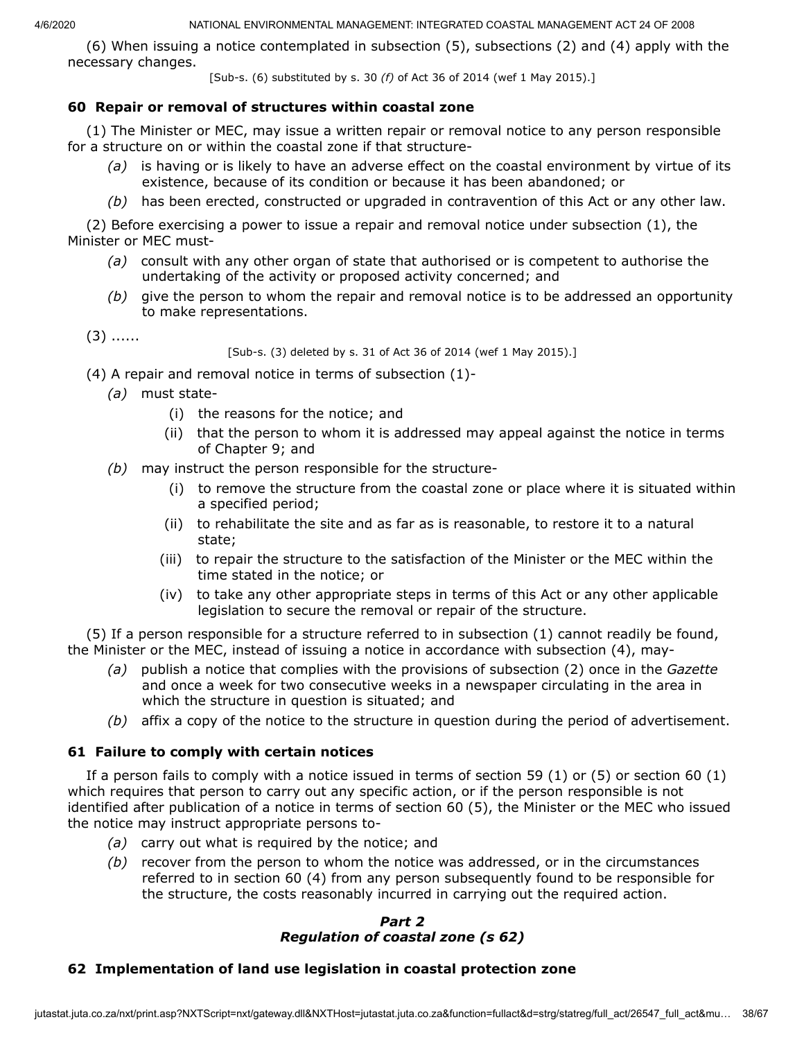(6) When issuing a notice contemplated in subsection (5), subsections (2) and (4) apply with the necessary changes.

[Sub-s. (6) substituted by s. 30 *(f)* of Act 36 of 2014 (wef 1 May 2015).]

### 60 Repair or removal of structures within coastal zone

(1) The Minister or MEC, may issue a written repair or removal notice to any person responsible for a structure on or within the coastal zone if that structure-

*(a)* is having or is likely to have an adverse effect on the coastal environment by virtue of its existence, because of its condition or because it has been abandoned; or

*(b)* has been erected, constructed or upgraded in contravention of this Act or any other law.

(2) Before exercising a power to issue a repair and removal notice under subsection (1), the Minister or MEC must-

*(a)* consult with any other organ of state that authorised or is competent to authorise the undertaking of the activity or proposed activity concerned; and

*(b)* give the person to whom the repair and removal notice is to be addressed an opportunity to make representations.

(3) ......

[Sub-s. (3) deleted by s. 31 of Act 36 of 2014 (wef 1 May 2015).]

(4) A repair and removal notice in terms of subsection (1)-

*(a)* must state-

(i) the reasons for the notice; and

(ii) that the person to whom it is addressed may appeal against the notice in terms of Chapter 9; and

*(b)* may instruct the person responsible for the structure-

(i) to remove the structure from the coastal zone or place where it is situated within a specified period;

(ii) to rehabilitate the site and as far as is reasonable, to restore it to a natural state;

(iii) to repair the structure to the satisfaction of the Minister or the MEC within the time stated in the notice; or

(iv) to take any other appropriate steps in terms of this Act or any other applicable legislation to secure the removal or repair of the structure.

(5) If a person responsible for a structure referred to in subsection (1) cannot readily be found, the Minister or the MEC, instead of issuing a notice in accordance with subsection (4), may-

*(a)* publish a notice that complies with the provisions of subsection (2) once in the *Gazette* and once a week for two consecutive weeks in a newspaper circulating in the area in which the structure in question is situated; and

*(b)* affix a copy of the notice to the structure in question during the period of advertisement.

### 61 Failure to comply with certain notices

If a person fails to comply with a notice issued in terms of section 59 (1) or (5) or section 60 (1) which requires that person to carry out any specific action, or if the person responsible is not identified after publication of a notice in terms of section 60 (5), the Minister or the MEC who issued the notice may instruct appropriate persons to-

*(a)* carry out what is required by the notice; and

*(b)* recover from the person to whom the notice was addressed, or in the circumstances referred to in section 60 (4) from any person subsequently found to be responsible for the structure, the costs reasonably incurred in carrying out the required action.

## *Part 2*
## *Regulation of coastal zone (s 62)*

### 62 Implementation of land use legislation in coastal protection zone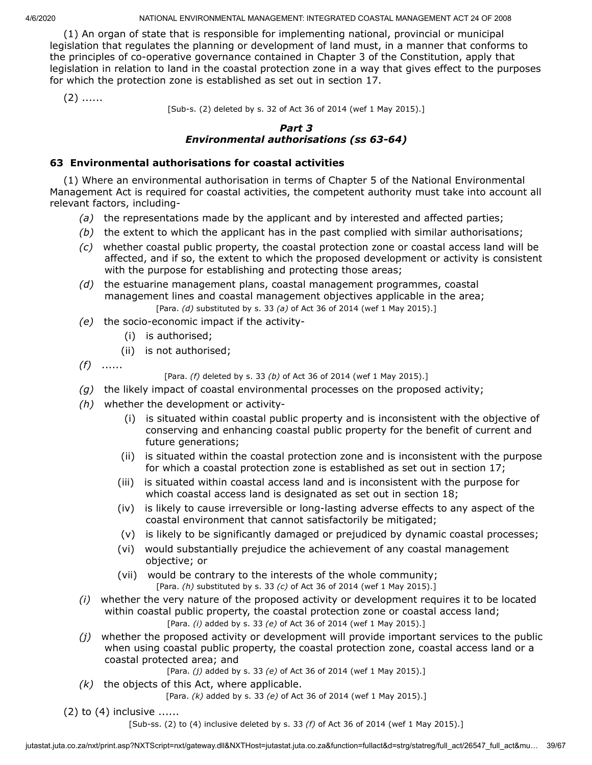(1) An organ of state that is responsible for implementing national, provincial or municipal legislation that regulates the planning or development of land must, in a manner that conforms to the principles of co-operative governance contained in Chapter 3 of the Constitution, apply that legislation in relation to land in the coastal protection zone in a way that gives effect to the purposes for which the protection zone is established as set out in section 17.

(2) ......

[Sub-s. (2) deleted by s. 32 of Act 36 of 2014 (wef 1 May 2015).]

### *Part 3*
### *Environmental authorisations (ss 63-64)*

#### **63 Environmental authorisations for coastal activities**

(1) Where an environmental authorisation in terms of Chapter 5 of the National Environmental Management Act is required for coastal activities, the competent authority must take into account all relevant factors, including-

*(a)* the representations made by the applicant and by interested and affected parties;

*(b)* the extent to which the applicant has in the past complied with similar authorisations;

*(c)* whether coastal public property, the coastal protection zone or coastal access land will be affected, and if so, the extent to which the proposed development or activity is consistent with the purpose for establishing and protecting those areas;

*(d)* the estuarine management plans, coastal management programmes, coastal management lines and coastal management objectives applicable in the area;

[Para. *(d)* substituted by s. 33 *(a)* of Act 36 of 2014 (wef 1 May 2015).]

*(e)* the socio-economic impact if the activity-

(i) is authorised;

(ii) is not authorised;

*(f)* ......

[Para. *(f)* deleted by s. 33 *(b)* of Act 36 of 2014 (wef 1 May 2015).]

*(g)* the likely impact of coastal environmental processes on the proposed activity;

*(h)* whether the development or activity-

(i) is situated within coastal public property and is inconsistent with the objective of conserving and enhancing coastal public property for the benefit of current and future generations;

(ii) is situated within the coastal protection zone and is inconsistent with the purpose for which a coastal protection zone is established as set out in section 17;

(iii) is situated within coastal access land and is inconsistent with the purpose for which coastal access land is designated as set out in section 18;

(iv) is likely to cause irreversible or long-lasting adverse effects to any aspect of the coastal environment that cannot satisfactorily be mitigated;

(v) is likely to be significantly damaged or prejudiced by dynamic coastal processes;

(vi) would substantially prejudice the achievement of any coastal management objective; or

(vii) would be contrary to the interests of the whole community;

[Para. *(h)* substituted by s. 33 *(c)* of Act 36 of 2014 (wef 1 May 2015).]

*(i)* whether the very nature of the proposed activity or development requires it to be located within coastal public property, the coastal protection zone or coastal access land;

[Para. *(i)* added by s. 33 *(e)* of Act 36 of 2014 (wef 1 May 2015).]

*(j)* whether the proposed activity or development will provide important services to the public when using coastal public property, the coastal protection zone, coastal access land or a coastal protected area; and

[Para. *(j)* added by s. 33 *(e)* of Act 36 of 2014 (wef 1 May 2015).]

*(k)* the objects of this Act, where applicable.

[Para. *(k)* added by s. 33 *(e)* of Act 36 of 2014 (wef 1 May 2015).]

(2) to (4) inclusive ......

[Sub-ss. (2) to (4) inclusive deleted by s. 33 *(f)* of Act 36 of 2014 (wef 1 May 2015).]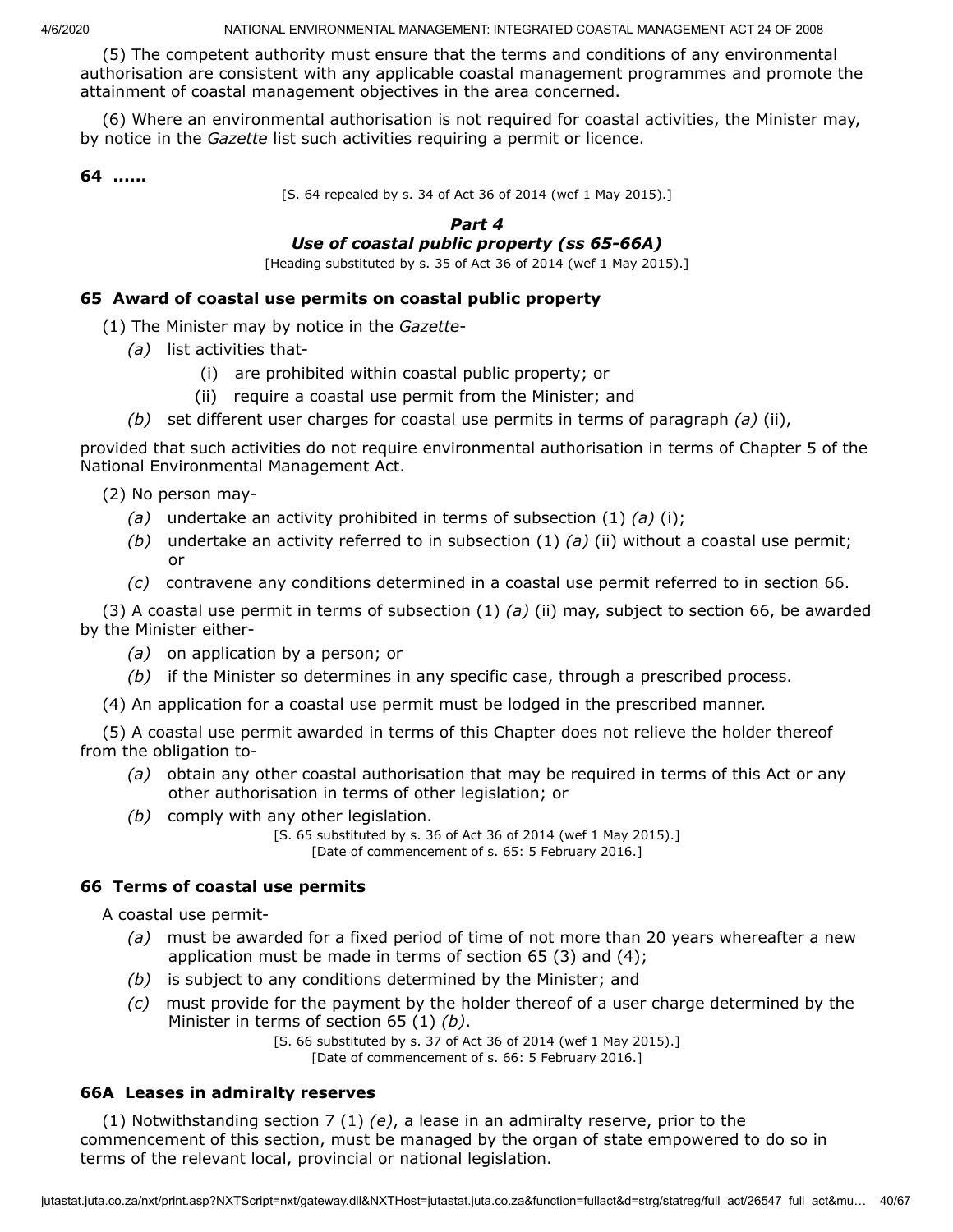(5) The competent authority must ensure that the terms and conditions of any environmental authorisation are consistent with any applicable coastal management programmes and promote the attainment of coastal management objectives in the area concerned.

(6) Where an environmental authorisation is not required for coastal activities, the Minister may, by notice in the *Gazette* list such activities requiring a permit or licence.

**64 ......**

[S. 64 repealed by s. 34 of Act 36 of 2014 (wef 1 May 2015).]

***Part 4***

***Use of coastal public property (ss 65-66A)***

[Heading substituted by s. 35 of Act 36 of 2014 (wef 1 May 2015).]

### 65 Award of coastal use permits on coastal public property

(1) The Minister may by notice in the *Gazette*-

*(a)* list activities that-

(i) are prohibited within coastal public property; or

(ii) require a coastal use permit from the Minister; and

*(b)* set different user charges for coastal use permits in terms of paragraph *(a)* (ii),

provided that such activities do not require environmental authorisation in terms of Chapter 5 of the National Environmental Management Act.

(2) No person may-

*(a)* undertake an activity prohibited in terms of subsection (1) *(a)* (i);

*(b)* undertake an activity referred to in subsection (1) *(a)* (ii) without a coastal use permit; or

*(c)* contravene any conditions determined in a coastal use permit referred to in section 66.

(3) A coastal use permit in terms of subsection (1) *(a)* (ii) may, subject to section 66, be awarded by the Minister either-

*(a)* on application by a person; or

*(b)* if the Minister so determines in any specific case, through a prescribed process.

(4) An application for a coastal use permit must be lodged in the prescribed manner.

(5) A coastal use permit awarded in terms of this Chapter does not relieve the holder thereof from the obligation to-

*(a)* obtain any other coastal authorisation that may be required in terms of this Act or any other authorisation in terms of other legislation; or

*(b)* comply with any other legislation.

[S. 65 substituted by s. 36 of Act 36 of 2014 (wef 1 May 2015).]

[Date of commencement of s. 65: 5 February 2016.]

### 66 Terms of coastal use permits

A coastal use permit-

*(a)* must be awarded for a fixed period of time of not more than 20 years whereafter a new application must be made in terms of section 65 (3) and (4);

*(b)* is subject to any conditions determined by the Minister; and

*(c)* must provide for the payment by the holder thereof of a user charge determined by the Minister in terms of section 65 (1) *(b)*.

[S. 66 substituted by s. 37 of Act 36 of 2014 (wef 1 May 2015).]

[Date of commencement of s. 66: 5 February 2016.]

### 66A Leases in admiralty reserves

(1) Notwithstanding section 7 (1) *(e)*, a lease in an admiralty reserve, prior to the commencement of this section, must be managed by the organ of state empowered to do so in terms of the relevant local, provincial or national legislation.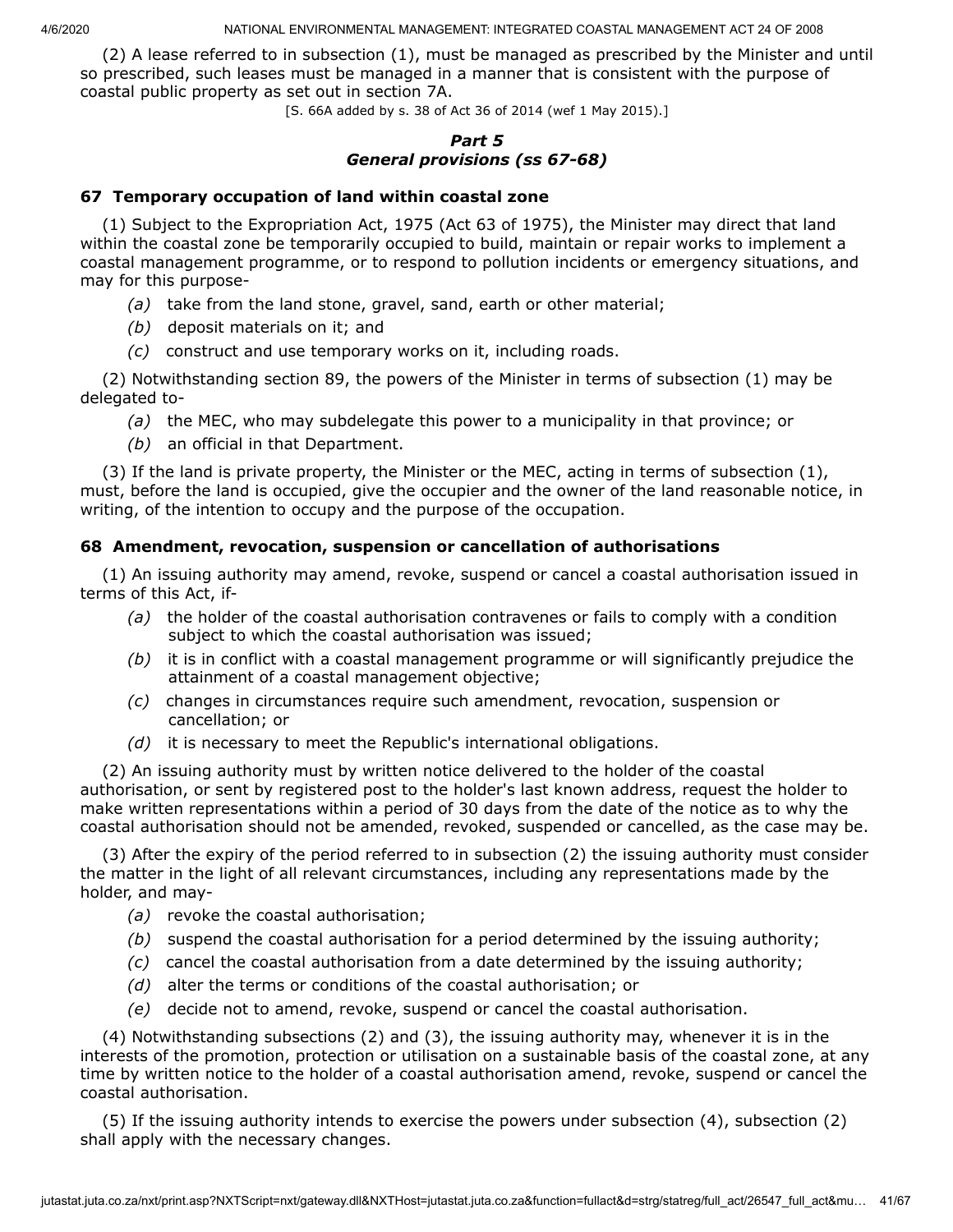(2) A lease referred to in subsection (1), must be managed as prescribed by the Minister and until so prescribed, such leases must be managed in a manner that is consistent with the purpose of coastal public property as set out in section 7A.

[S. 66A added by s. 38 of Act 36 of 2014 (wef 1 May 2015).]

## *Part 5*
## *General provisions (ss 67-68)*

### 67 Temporary occupation of land within coastal zone

(1) Subject to the Expropriation Act, 1975 (Act 63 of 1975), the Minister may direct that land within the coastal zone be temporarily occupied to build, maintain or repair works to implement a coastal management programme, or to respond to pollution incidents or emergency situations, and may for this purpose-

- *(a)* take from the land stone, gravel, sand, earth or other material;
- *(b)* deposit materials on it; and
- *(c)* construct and use temporary works on it, including roads.

(2) Notwithstanding section 89, the powers of the Minister in terms of subsection (1) may be delegated to-

- *(a)* the MEC, who may subdelegate this power to a municipality in that province; or
- *(b)* an official in that Department.

(3) If the land is private property, the Minister or the MEC, acting in terms of subsection (1), must, before the land is occupied, give the occupier and the owner of the land reasonable notice, in writing, of the intention to occupy and the purpose of the occupation.

### 68 Amendment, revocation, suspension or cancellation of authorisations

(1) An issuing authority may amend, revoke, suspend or cancel a coastal authorisation issued in terms of this Act, if-

- *(a)* the holder of the coastal authorisation contravenes or fails to comply with a condition subject to which the coastal authorisation was issued;
- *(b)* it is in conflict with a coastal management programme or will significantly prejudice the attainment of a coastal management objective;
- *(c)* changes in circumstances require such amendment, revocation, suspension or cancellation; or
- *(d)* it is necessary to meet the Republic's international obligations.

(2) An issuing authority must by written notice delivered to the holder of the coastal authorisation, or sent by registered post to the holder's last known address, request the holder to make written representations within a period of 30 days from the date of the notice as to why the coastal authorisation should not be amended, revoked, suspended or cancelled, as the case may be.

(3) After the expiry of the period referred to in subsection (2) the issuing authority must consider the matter in the light of all relevant circumstances, including any representations made by the holder, and may-

- *(a)* revoke the coastal authorisation;
- *(b)* suspend the coastal authorisation for a period determined by the issuing authority;
- *(c)* cancel the coastal authorisation from a date determined by the issuing authority;
- *(d)* alter the terms or conditions of the coastal authorisation; or
- *(e)* decide not to amend, revoke, suspend or cancel the coastal authorisation.

(4) Notwithstanding subsections (2) and (3), the issuing authority may, whenever it is in the interests of the promotion, protection or utilisation on a sustainable basis of the coastal zone, at any time by written notice to the holder of a coastal authorisation amend, revoke, suspend or cancel the coastal authorisation.

(5) If the issuing authority intends to exercise the powers under subsection (4), subsection (2) shall apply with the necessary changes.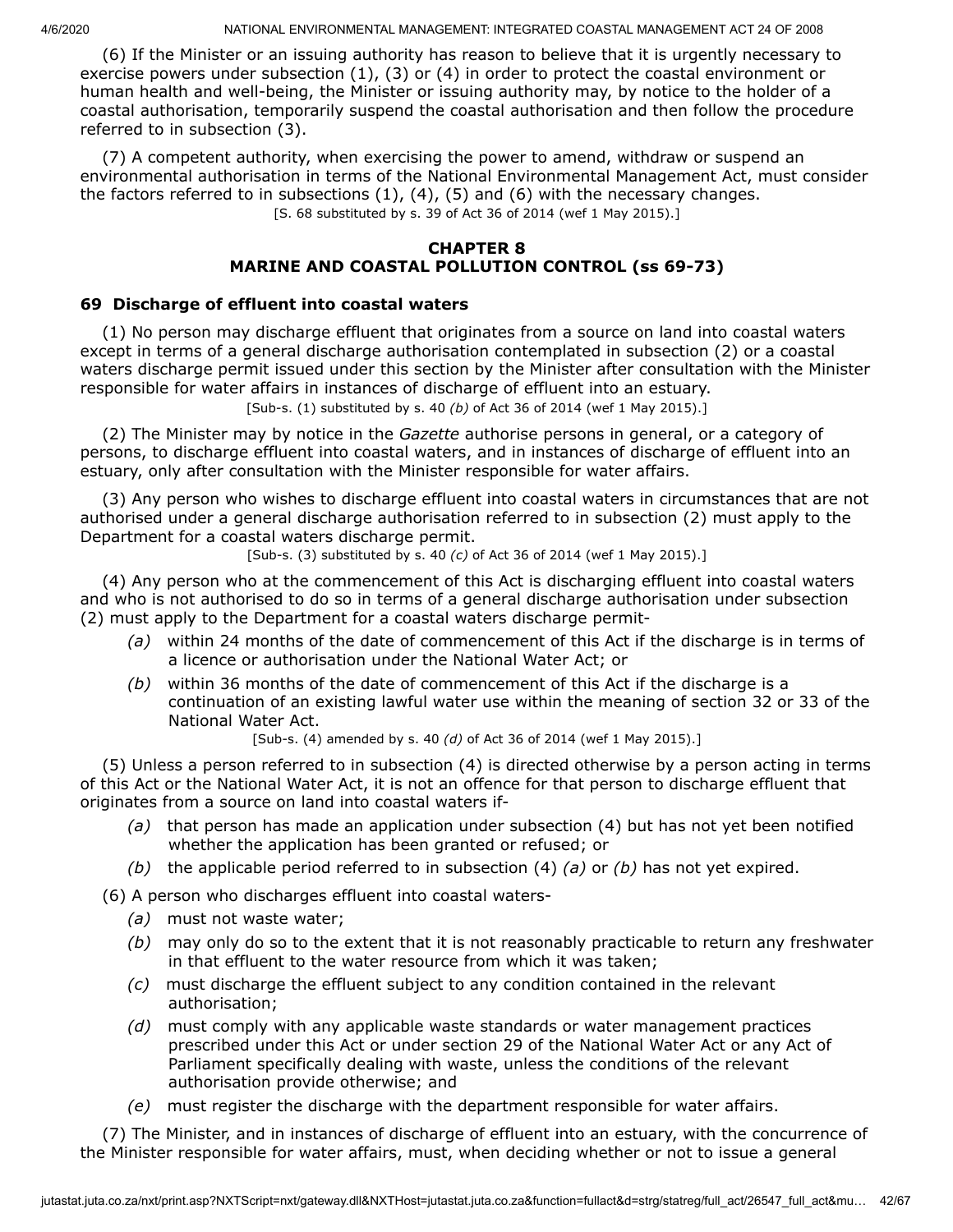(6) If the Minister or an issuing authority has reason to believe that it is urgently necessary to exercise powers under subsection (1), (3) or (4) in order to protect the coastal environment or human health and well-being, the Minister or issuing authority may, by notice to the holder of a coastal authorisation, temporarily suspend the coastal authorisation and then follow the procedure referred to in subsection (3).

(7) A competent authority, when exercising the power to amend, withdraw or suspend an environmental authorisation in terms of the National Environmental Management Act, must consider the factors referred to in subsections (1), (4), (5) and (6) with the necessary changes.

[S. 68 substituted by s. 39 of Act 36 of 2014 (wef 1 May 2015).]

## CHAPTER 8
## MARINE AND COASTAL POLLUTION CONTROL (ss 69-73)

### 69 Discharge of effluent into coastal waters

(1) No person may discharge effluent that originates from a source on land into coastal waters except in terms of a general discharge authorisation contemplated in subsection (2) or a coastal waters discharge permit issued under this section by the Minister after consultation with the Minister responsible for water affairs in instances of discharge of effluent into an estuary.

[Sub-s. (1) substituted by s. 40 *(b)* of Act 36 of 2014 (wef 1 May 2015).]

(2) The Minister may by notice in the *Gazette* authorise persons in general, or a category of persons, to discharge effluent into coastal waters, and in instances of discharge of effluent into an estuary, only after consultation with the Minister responsible for water affairs.

(3) Any person who wishes to discharge effluent into coastal waters in circumstances that are not authorised under a general discharge authorisation referred to in subsection (2) must apply to the Department for a coastal waters discharge permit.

[Sub-s. (3) substituted by s. 40 *(c)* of Act 36 of 2014 (wef 1 May 2015).]

(4) Any person who at the commencement of this Act is discharging effluent into coastal waters and who is not authorised to do so in terms of a general discharge authorisation under subsection (2) must apply to the Department for a coastal waters discharge permit-

*(a)* within 24 months of the date of commencement of this Act if the discharge is in terms of a licence or authorisation under the National Water Act; or

*(b)* within 36 months of the date of commencement of this Act if the discharge is a continuation of an existing lawful water use within the meaning of section 32 or 33 of the National Water Act.

[Sub-s. (4) amended by s. 40 *(d)* of Act 36 of 2014 (wef 1 May 2015).]

(5) Unless a person referred to in subsection (4) is directed otherwise by a person acting in terms of this Act or the National Water Act, it is not an offence for that person to discharge effluent that originates from a source on land into coastal waters if-

*(a)* that person has made an application under subsection (4) but has not yet been notified whether the application has been granted or refused; or

*(b)* the applicable period referred to in subsection (4) *(a)* or *(b)* has not yet expired.

(6) A person who discharges effluent into coastal waters-

*(a)* must not waste water;

*(b)* may only do so to the extent that it is not reasonably practicable to return any freshwater in that effluent to the water resource from which it was taken;

*(c)* must discharge the effluent subject to any condition contained in the relevant authorisation;

*(d)* must comply with any applicable waste standards or water management practices prescribed under this Act or under section 29 of the National Water Act or any Act of Parliament specifically dealing with waste, unless the conditions of the relevant authorisation provide otherwise; and

*(e)* must register the discharge with the department responsible for water affairs.

(7) The Minister, and in instances of discharge of effluent into an estuary, with the concurrence of the Minister responsible for water affairs, must, when deciding whether or not to issue a general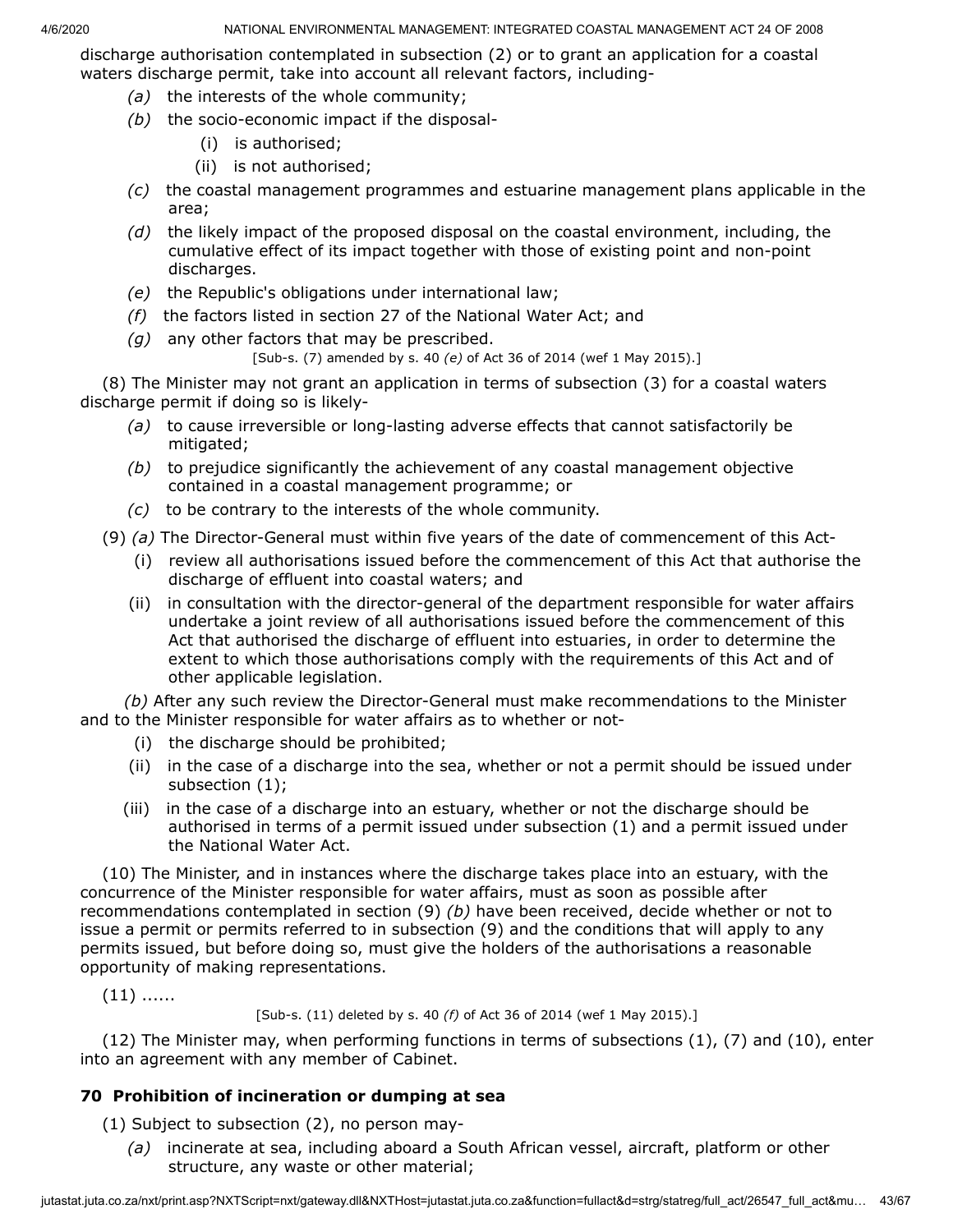discharge authorisation contemplated in subsection (2) or to grant an application for a coastal waters discharge permit, take into account all relevant factors, including-

- *(a)* the interests of the whole community;
- *(b)* the socio-economic impact if the disposal-
  - (i) is authorised;
  - (ii) is not authorised;
- *(c)* the coastal management programmes and estuarine management plans applicable in the area;
- *(d)* the likely impact of the proposed disposal on the coastal environment, including, the cumulative effect of its impact together with those of existing point and non-point discharges.
- *(e)* the Republic's obligations under international law;
- *(f)* the factors listed in section 27 of the National Water Act; and
- *(g)* any other factors that may be prescribed.

[Sub-s. (7) amended by s. 40 *(e)* of Act 36 of 2014 (wef 1 May 2015).]

(8) The Minister may not grant an application in terms of subsection (3) for a coastal waters discharge permit if doing so is likely-

- *(a)* to cause irreversible or long-lasting adverse effects that cannot satisfactorily be mitigated;
- *(b)* to prejudice significantly the achievement of any coastal management objective contained in a coastal management programme; or
- *(c)* to be contrary to the interests of the whole community.

(9) *(a)* The Director-General must within five years of the date of commencement of this Act-

- (i) review all authorisations issued before the commencement of this Act that authorise the discharge of effluent into coastal waters; and
- (ii) in consultation with the director-general of the department responsible for water affairs undertake a joint review of all authorisations issued before the commencement of this Act that authorised the discharge of effluent into estuaries, in order to determine the extent to which those authorisations comply with the requirements of this Act and of other applicable legislation.

*(b)* After any such review the Director-General must make recommendations to the Minister and to the Minister responsible for water affairs as to whether or not-

- (i) the discharge should be prohibited;
- (ii) in the case of a discharge into the sea, whether or not a permit should be issued under subsection (1);
- (iii) in the case of a discharge into an estuary, whether or not the discharge should be authorised in terms of a permit issued under subsection (1) and a permit issued under the National Water Act.

(10) The Minister, and in instances where the discharge takes place into an estuary, with the concurrence of the Minister responsible for water affairs, must as soon as possible after recommendations contemplated in section (9) *(b)* have been received, decide whether or not to issue a permit or permits referred to in subsection (9) and the conditions that will apply to any permits issued, but before doing so, must give the holders of the authorisations a reasonable opportunity of making representations.

(11) ......

[Sub-s. (11) deleted by s. 40 *(f)* of Act 36 of 2014 (wef 1 May 2015).]

(12) The Minister may, when performing functions in terms of subsections (1), (7) and (10), enter into an agreement with any member of Cabinet.

## 70 Prohibition of incineration or dumping at sea

(1) Subject to subsection (2), no person may-

- *(a)* incinerate at sea, including aboard a South African vessel, aircraft, platform or other structure, any waste or other material;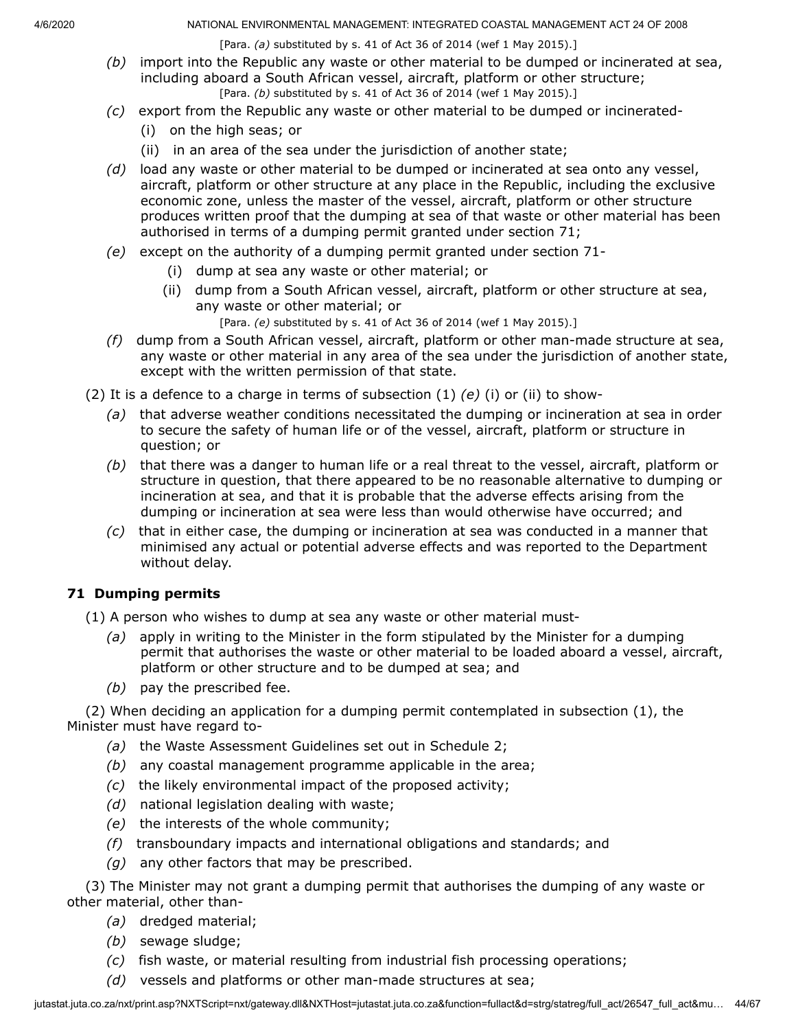[Para. *(a)* substituted by s. 41 of Act 36 of 2014 (wef 1 May 2015).]

*(b)* import into the Republic any waste or other material to be dumped or incinerated at sea, including aboard a South African vessel, aircraft, platform or other structure;

[Para. *(b)* substituted by s. 41 of Act 36 of 2014 (wef 1 May 2015).]

*(c)* export from the Republic any waste or other material to be dumped or incinerated-

(i) on the high seas; or

(ii) in an area of the sea under the jurisdiction of another state;

*(d)* load any waste or other material to be dumped or incinerated at sea onto any vessel, aircraft, platform or other structure at any place in the Republic, including the exclusive economic zone, unless the master of the vessel, aircraft, platform or other structure produces written proof that the dumping at sea of that waste or other material has been authorised in terms of a dumping permit granted under section 71;

*(e)* except on the authority of a dumping permit granted under section 71-

(i) dump at sea any waste or other material; or

(ii) dump from a South African vessel, aircraft, platform or other structure at sea, any waste or other material; or

[Para. *(e)* substituted by s. 41 of Act 36 of 2014 (wef 1 May 2015).]

*(f)* dump from a South African vessel, aircraft, platform or other man-made structure at sea, any waste or other material in any area of the sea under the jurisdiction of another state, except with the written permission of that state.

(2) It is a defence to a charge in terms of subsection (1) *(e)* (i) or (ii) to show-

*(a)* that adverse weather conditions necessitated the dumping or incineration at sea in order to secure the safety of human life or of the vessel, aircraft, platform or structure in question; or

*(b)* that there was a danger to human life or a real threat to the vessel, aircraft, platform or structure in question, that there appeared to be no reasonable alternative to dumping or incineration at sea, and that it is probable that the adverse effects arising from the dumping or incineration at sea were less than would otherwise have occurred; and

*(c)* that in either case, the dumping or incineration at sea was conducted in a manner that minimised any actual or potential adverse effects and was reported to the Department without delay.

### 71 Dumping permits

(1) A person who wishes to dump at sea any waste or other material must-

*(a)* apply in writing to the Minister in the form stipulated by the Minister for a dumping permit that authorises the waste or other material to be loaded aboard a vessel, aircraft, platform or other structure and to be dumped at sea; and

*(b)* pay the prescribed fee.

(2) When deciding an application for a dumping permit contemplated in subsection (1), the Minister must have regard to-

*(a)* the Waste Assessment Guidelines set out in Schedule 2;

*(b)* any coastal management programme applicable in the area;

*(c)* the likely environmental impact of the proposed activity;

*(d)* national legislation dealing with waste;

*(e)* the interests of the whole community;

*(f)* transboundary impacts and international obligations and standards; and

*(g)* any other factors that may be prescribed.

(3) The Minister may not grant a dumping permit that authorises the dumping of any waste or other material, other than-

*(a)* dredged material;

*(b)* sewage sludge;

*(c)* fish waste, or material resulting from industrial fish processing operations;

*(d)* vessels and platforms or other man-made structures at sea;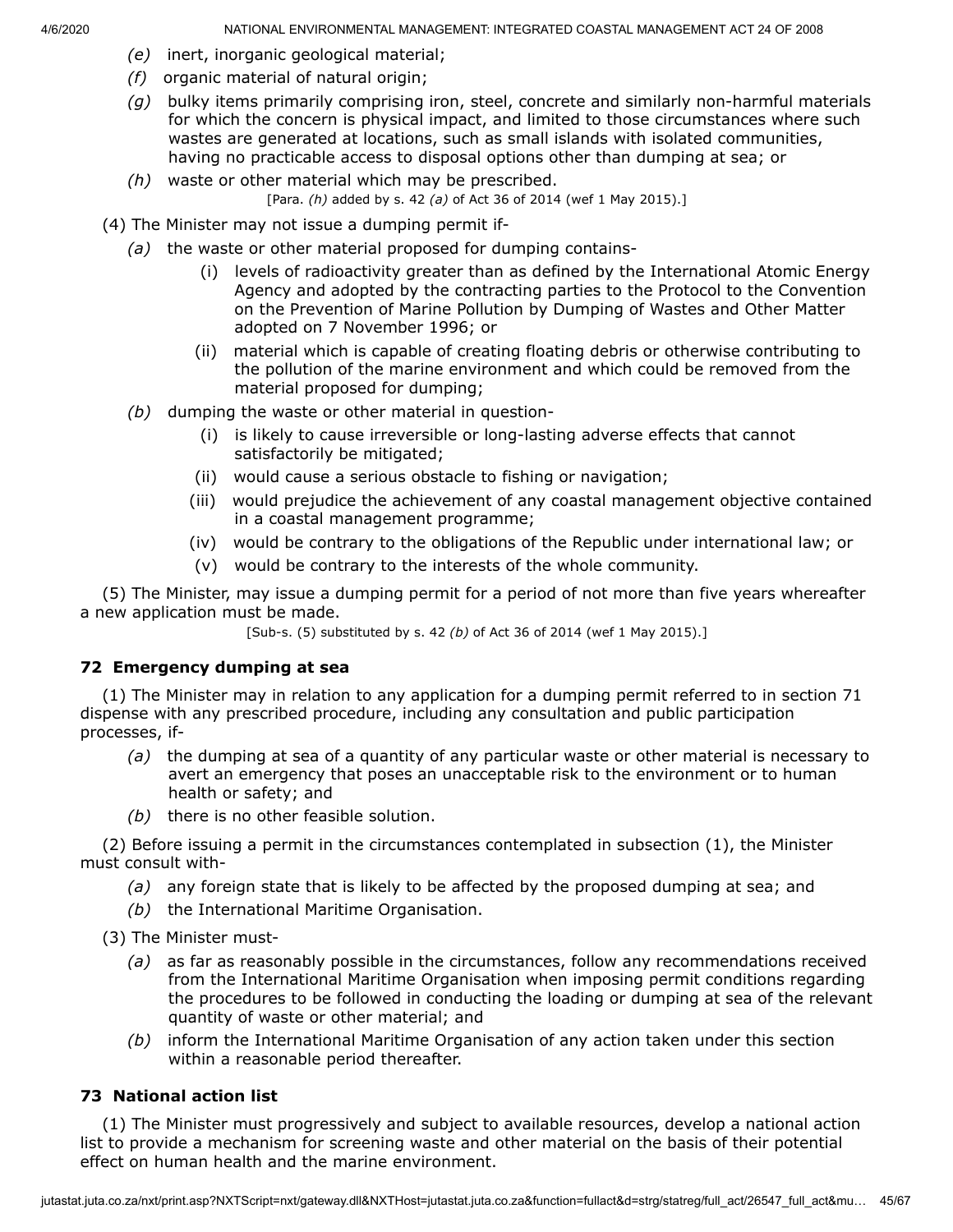*(e)* inert, inorganic geological material;

*(f)* organic material of natural origin;

*(g)* bulky items primarily comprising iron, steel, concrete and similarly non-harmful materials for which the concern is physical impact, and limited to those circumstances where such wastes are generated at locations, such as small islands with isolated communities, having no practicable access to disposal options other than dumping at sea; or

*(h)* waste or other material which may be prescribed.

[Para. *(h)* added by s. 42 *(a)* of Act 36 of 2014 (wef 1 May 2015).]

(4) The Minister may not issue a dumping permit if-

*(a)* the waste or other material proposed for dumping contains-

(i) levels of radioactivity greater than as defined by the International Atomic Energy Agency and adopted by the contracting parties to the Protocol to the Convention on the Prevention of Marine Pollution by Dumping of Wastes and Other Matter adopted on 7 November 1996; or

(ii) material which is capable of creating floating debris or otherwise contributing to the pollution of the marine environment and which could be removed from the material proposed for dumping;

*(b)* dumping the waste or other material in question-

(i) is likely to cause irreversible or long-lasting adverse effects that cannot satisfactorily be mitigated;

(ii) would cause a serious obstacle to fishing or navigation;

(iii) would prejudice the achievement of any coastal management objective contained in a coastal management programme;

(iv) would be contrary to the obligations of the Republic under international law; or

(v) would be contrary to the interests of the whole community.

(5) The Minister, may issue a dumping permit for a period of not more than five years whereafter a new application must be made.

[Sub-s. (5) substituted by s. 42 *(b)* of Act 36 of 2014 (wef 1 May 2015).]

### 72 Emergency dumping at sea

(1) The Minister may in relation to any application for a dumping permit referred to in section 71 dispense with any prescribed procedure, including any consultation and public participation processes, if-

*(a)* the dumping at sea of a quantity of any particular waste or other material is necessary to avert an emergency that poses an unacceptable risk to the environment or to human health or safety; and

*(b)* there is no other feasible solution.

(2) Before issuing a permit in the circumstances contemplated in subsection (1), the Minister must consult with-

*(a)* any foreign state that is likely to be affected by the proposed dumping at sea; and

*(b)* the International Maritime Organisation.

(3) The Minister must-

*(a)* as far as reasonably possible in the circumstances, follow any recommendations received from the International Maritime Organisation when imposing permit conditions regarding the procedures to be followed in conducting the loading or dumping at sea of the relevant quantity of waste or other material; and

*(b)* inform the International Maritime Organisation of any action taken under this section within a reasonable period thereafter.

### 73 National action list

(1) The Minister must progressively and subject to available resources, develop a national action list to provide a mechanism for screening waste and other material on the basis of their potential effect on human health and the marine environment.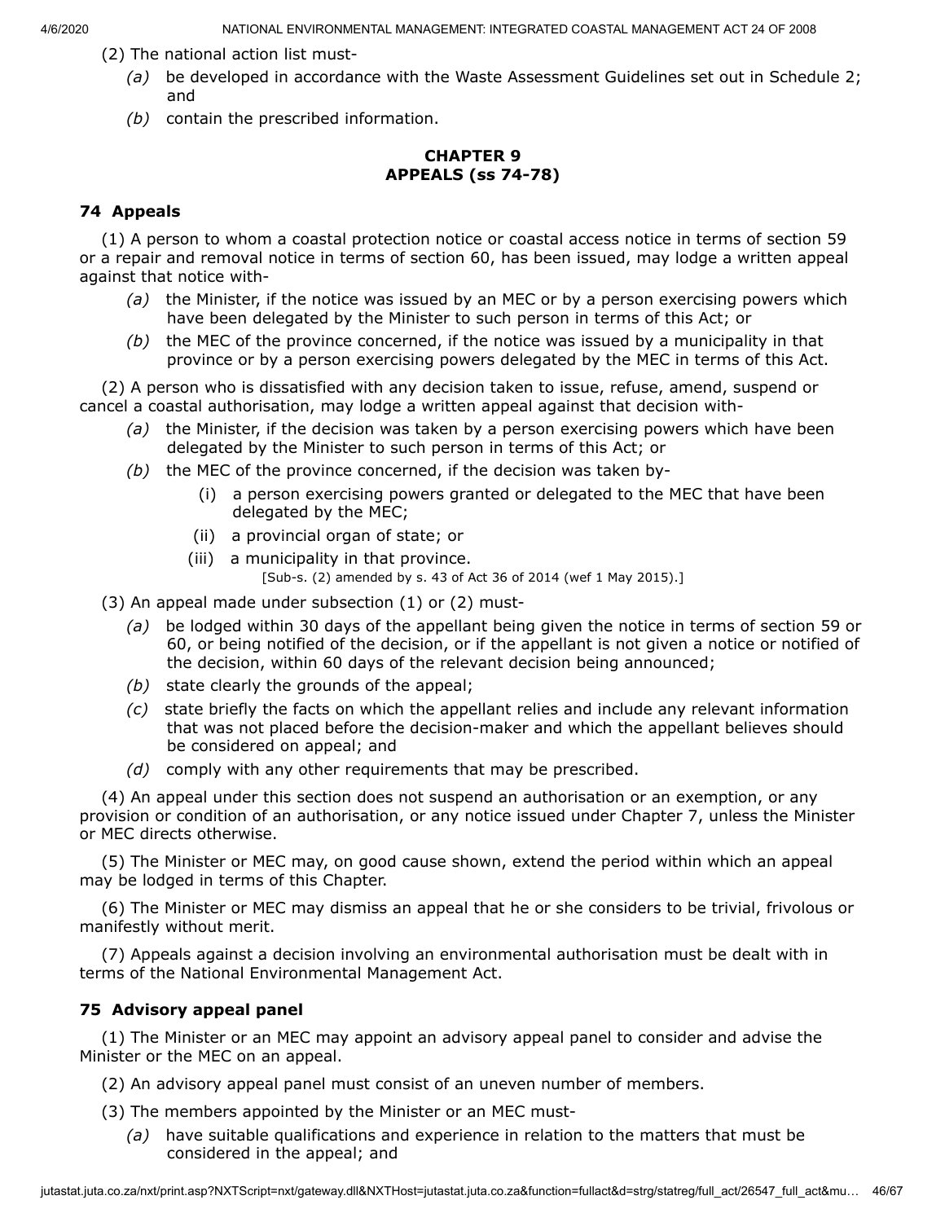(2) The national action list must-

*(a)* be developed in accordance with the Waste Assessment Guidelines set out in Schedule 2; and

*(b)* contain the prescribed information.

## CHAPTER 9
## APPEALS (ss 74-78)

### 74 Appeals

(1) A person to whom a coastal protection notice or coastal access notice in terms of section 59 or a repair and removal notice in terms of section 60, has been issued, may lodge a written appeal against that notice with-

*(a)* the Minister, if the notice was issued by an MEC or by a person exercising powers which have been delegated by the Minister to such person in terms of this Act; or

*(b)* the MEC of the province concerned, if the notice was issued by a municipality in that province or by a person exercising powers delegated by the MEC in terms of this Act.

(2) A person who is dissatisfied with any decision taken to issue, refuse, amend, suspend or cancel a coastal authorisation, may lodge a written appeal against that decision with-

*(a)* the Minister, if the decision was taken by a person exercising powers which have been delegated by the Minister to such person in terms of this Act; or

*(b)* the MEC of the province concerned, if the decision was taken by-

(i) a person exercising powers granted or delegated to the MEC that have been delegated by the MEC;

(ii) a provincial organ of state; or

(iii) a municipality in that province.

[Sub-s. (2) amended by s. 43 of Act 36 of 2014 (wef 1 May 2015).]

(3) An appeal made under subsection (1) or (2) must-

*(a)* be lodged within 30 days of the appellant being given the notice in terms of section 59 or 60, or being notified of the decision, or if the appellant is not given a notice or notified of the decision, within 60 days of the relevant decision being announced;

*(b)* state clearly the grounds of the appeal;

*(c)* state briefly the facts on which the appellant relies and include any relevant information that was not placed before the decision-maker and which the appellant believes should be considered on appeal; and

*(d)* comply with any other requirements that may be prescribed.

(4) An appeal under this section does not suspend an authorisation or an exemption, or any provision or condition of an authorisation, or any notice issued under Chapter 7, unless the Minister or MEC directs otherwise.

(5) The Minister or MEC may, on good cause shown, extend the period within which an appeal may be lodged in terms of this Chapter.

(6) The Minister or MEC may dismiss an appeal that he or she considers to be trivial, frivolous or manifestly without merit.

(7) Appeals against a decision involving an environmental authorisation must be dealt with in terms of the National Environmental Management Act.

### 75 Advisory appeal panel

(1) The Minister or an MEC may appoint an advisory appeal panel to consider and advise the Minister or the MEC on an appeal.

(2) An advisory appeal panel must consist of an uneven number of members.

(3) The members appointed by the Minister or an MEC must-

*(a)* have suitable qualifications and experience in relation to the matters that must be considered in the appeal; and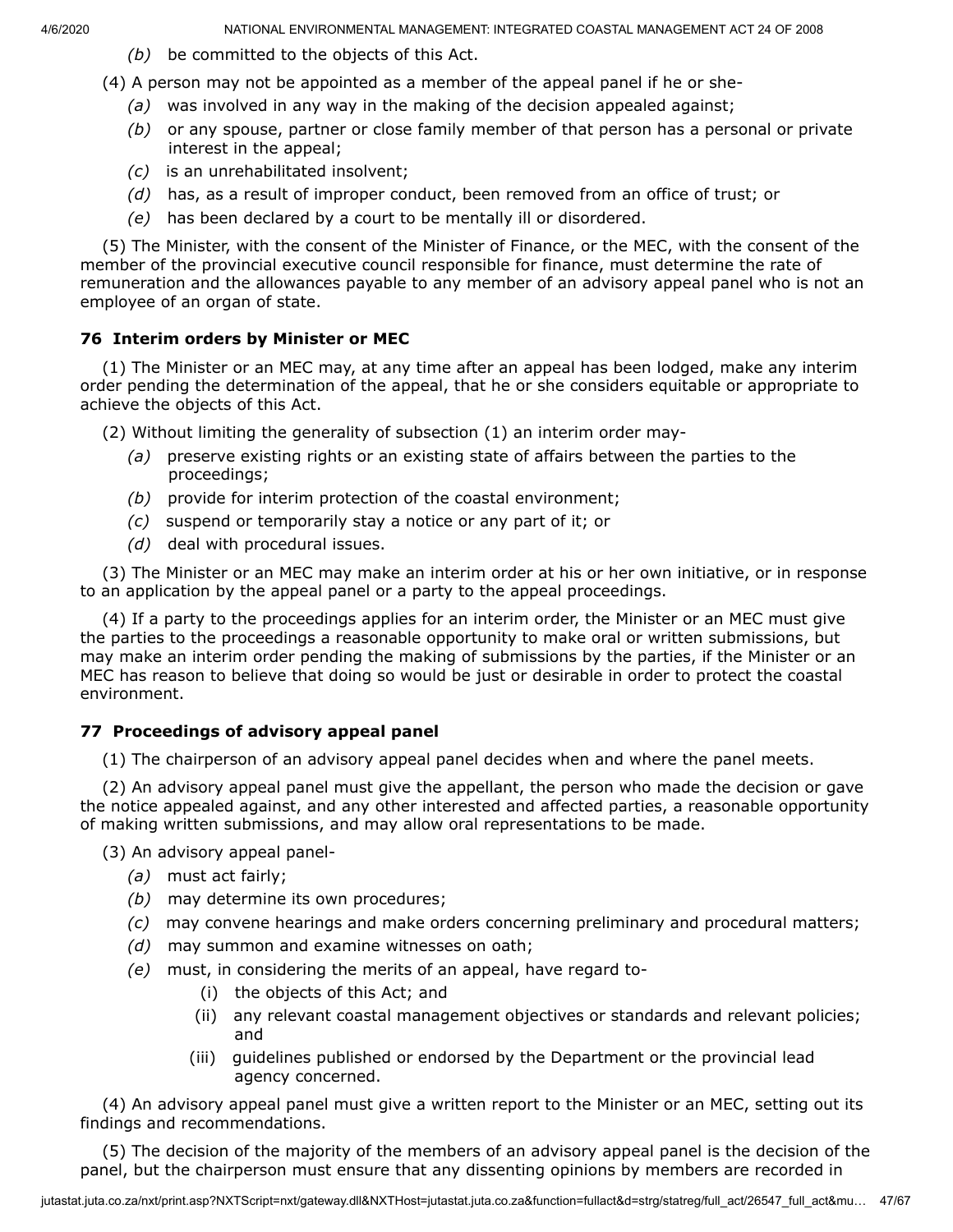*(b)* be committed to the objects of this Act.

(4) A person may not be appointed as a member of the appeal panel if he or she-

*(a)* was involved in any way in the making of the decision appealed against;

*(b)* or any spouse, partner or close family member of that person has a personal or private interest in the appeal;

*(c)* is an unrehabilitated insolvent;

*(d)* has, as a result of improper conduct, been removed from an office of trust; or

*(e)* has been declared by a court to be mentally ill or disordered.

(5) The Minister, with the consent of the Minister of Finance, or the MEC, with the consent of the member of the provincial executive council responsible for finance, must determine the rate of remuneration and the allowances payable to any member of an advisory appeal panel who is not an employee of an organ of state.

### 76 Interim orders by Minister or MEC

(1) The Minister or an MEC may, at any time after an appeal has been lodged, make any interim order pending the determination of the appeal, that he or she considers equitable or appropriate to achieve the objects of this Act.

(2) Without limiting the generality of subsection (1) an interim order may-

*(a)* preserve existing rights or an existing state of affairs between the parties to the proceedings;

*(b)* provide for interim protection of the coastal environment;

*(c)* suspend or temporarily stay a notice or any part of it; or

*(d)* deal with procedural issues.

(3) The Minister or an MEC may make an interim order at his or her own initiative, or in response to an application by the appeal panel or a party to the appeal proceedings.

(4) If a party to the proceedings applies for an interim order, the Minister or an MEC must give the parties to the proceedings a reasonable opportunity to make oral or written submissions, but may make an interim order pending the making of submissions by the parties, if the Minister or an MEC has reason to believe that doing so would be just or desirable in order to protect the coastal environment.

### 77 Proceedings of advisory appeal panel

(1) The chairperson of an advisory appeal panel decides when and where the panel meets.

(2) An advisory appeal panel must give the appellant, the person who made the decision or gave the notice appealed against, and any other interested and affected parties, a reasonable opportunity of making written submissions, and may allow oral representations to be made.

(3) An advisory appeal panel-

*(a)* must act fairly;

*(b)* may determine its own procedures;

*(c)* may convene hearings and make orders concerning preliminary and procedural matters;

*(d)* may summon and examine witnesses on oath;

*(e)* must, in considering the merits of an appeal, have regard to-

(i) the objects of this Act; and

(ii) any relevant coastal management objectives or standards and relevant policies; and

(iii) guidelines published or endorsed by the Department or the provincial lead agency concerned.

(4) An advisory appeal panel must give a written report to the Minister or an MEC, setting out its findings and recommendations.

(5) The decision of the majority of the members of an advisory appeal panel is the decision of the panel, but the chairperson must ensure that any dissenting opinions by members are recorded in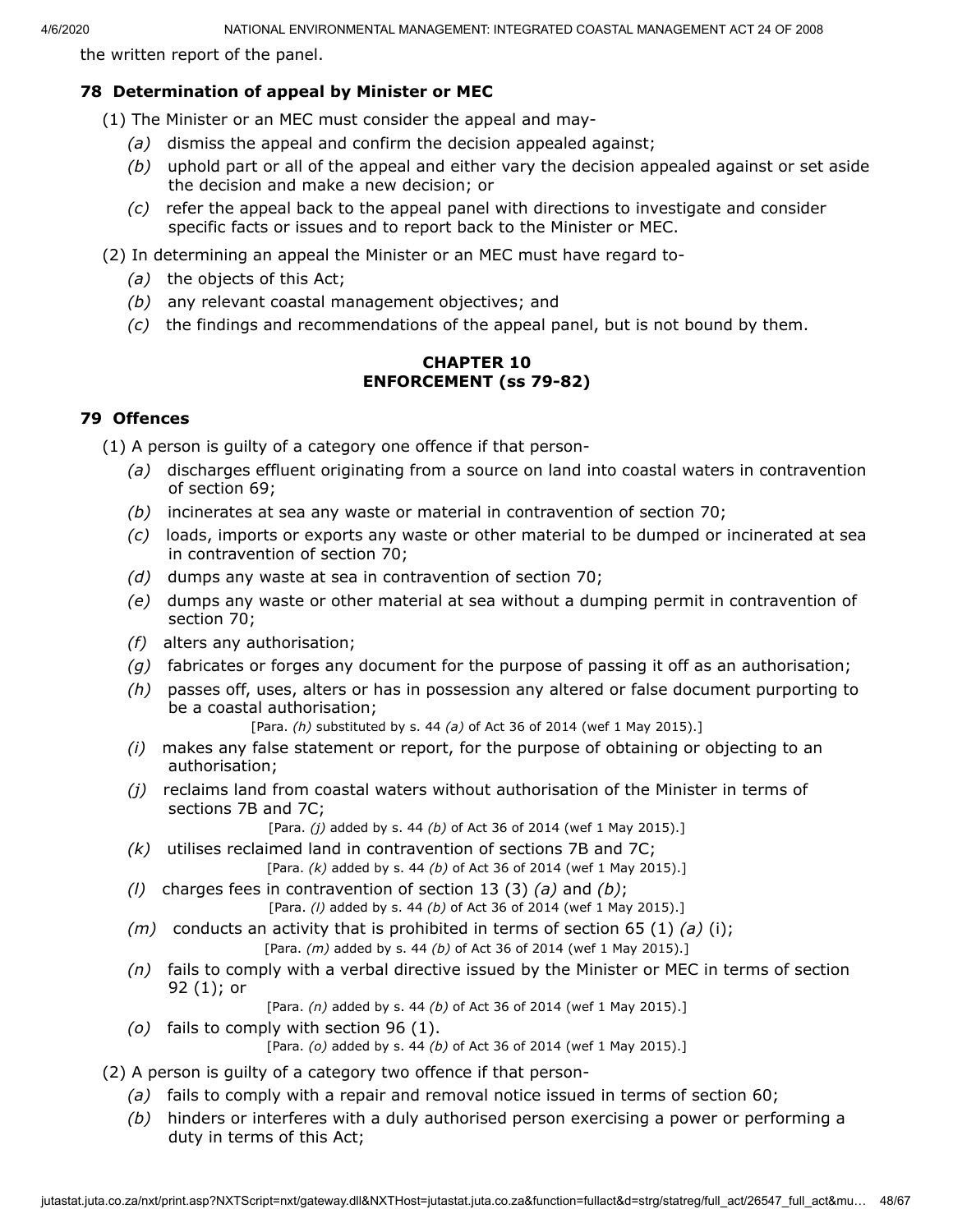the written report of the panel.

### 78 Determination of appeal by Minister or MEC

(1) The Minister or an MEC must consider the appeal and may-

*(a)* dismiss the appeal and confirm the decision appealed against;

*(b)* uphold part or all of the appeal and either vary the decision appealed against or set aside the decision and make a new decision; or

*(c)* refer the appeal back to the appeal panel with directions to investigate and consider specific facts or issues and to report back to the Minister or MEC.

(2) In determining an appeal the Minister or an MEC must have regard to-

*(a)* the objects of this Act;

*(b)* any relevant coastal management objectives; and

*(c)* the findings and recommendations of the appeal panel, but is not bound by them.

## CHAPTER 10
## ENFORCEMENT (ss 79-82)

### 79 Offences

(1) A person is guilty of a category one offence if that person-

*(a)* discharges effluent originating from a source on land into coastal waters in contravention of section 69;

*(b)* incinerates at sea any waste or material in contravention of section 70;

*(c)* loads, imports or exports any waste or other material to be dumped or incinerated at sea in contravention of section 70;

*(d)* dumps any waste at sea in contravention of section 70;

*(e)* dumps any waste or other material at sea without a dumping permit in contravention of section 70;

*(f)* alters any authorisation;

*(g)* fabricates or forges any document for the purpose of passing it off as an authorisation;

*(h)* passes off, uses, alters or has in possession any altered or false document purporting to be a coastal authorisation;

[Para. *(h)* substituted by s. 44 *(a)* of Act 36 of 2014 (wef 1 May 2015).]

*(i)* makes any false statement or report, for the purpose of obtaining or objecting to an authorisation;

*(j)* reclaims land from coastal waters without authorisation of the Minister in terms of sections 7B and 7C;

[Para. *(j)* added by s. 44 *(b)* of Act 36 of 2014 (wef 1 May 2015).]

*(k)* utilises reclaimed land in contravention of sections 7B and 7C;

[Para. *(k)* added by s. 44 *(b)* of Act 36 of 2014 (wef 1 May 2015).]

*(l)* charges fees in contravention of section 13 (3) *(a)* and *(b)*;

[Para. *(l)* added by s. 44 *(b)* of Act 36 of 2014 (wef 1 May 2015).]

*(m)* conducts an activity that is prohibited in terms of section 65 (1) *(a)* (i);

[Para. *(m)* added by s. 44 *(b)* of Act 36 of 2014 (wef 1 May 2015).]

*(n)* fails to comply with a verbal directive issued by the Minister or MEC in terms of section 92 (1); or

[Para. *(n)* added by s. 44 *(b)* of Act 36 of 2014 (wef 1 May 2015).]

*(o)* fails to comply with section 96 (1).

[Para. *(o)* added by s. 44 *(b)* of Act 36 of 2014 (wef 1 May 2015).]

(2) A person is guilty of a category two offence if that person-

*(a)* fails to comply with a repair and removal notice issued in terms of section 60;

*(b)* hinders or interferes with a duly authorised person exercising a power or performing a duty in terms of this Act;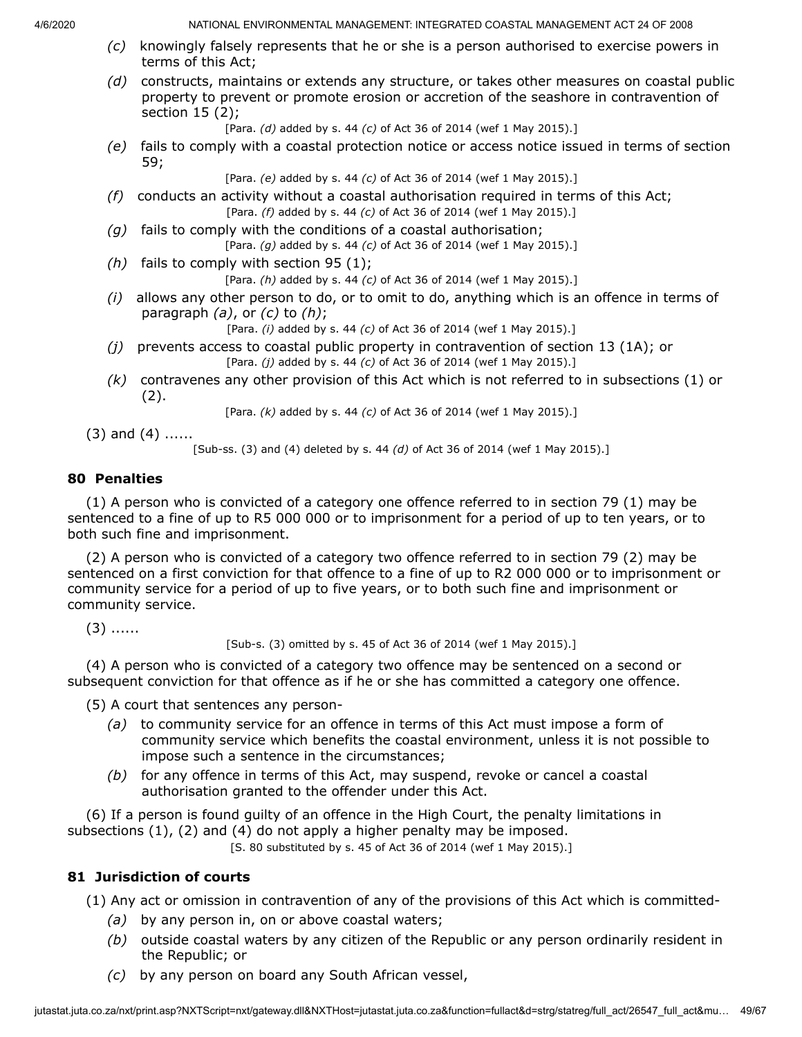*(c)* knowingly falsely represents that he or she is a person authorised to exercise powers in terms of this Act;

*(d)* constructs, maintains or extends any structure, or takes other measures on coastal public property to prevent or promote erosion or accretion of the seashore in contravention of section 15 (2);

[Para. *(d)* added by s. 44 *(c)* of Act 36 of 2014 (wef 1 May 2015).]

*(e)* fails to comply with a coastal protection notice or access notice issued in terms of section 59;

[Para. *(e)* added by s. 44 *(c)* of Act 36 of 2014 (wef 1 May 2015).]

*(f)* conducts an activity without a coastal authorisation required in terms of this Act;

[Para. *(f)* added by s. 44 *(c)* of Act 36 of 2014 (wef 1 May 2015).]

*(g)* fails to comply with the conditions of a coastal authorisation;

[Para. *(g)* added by s. 44 *(c)* of Act 36 of 2014 (wef 1 May 2015).]

*(h)* fails to comply with section 95 (1);

[Para. *(h)* added by s. 44 *(c)* of Act 36 of 2014 (wef 1 May 2015).]

*(i)* allows any other person to do, or to omit to do, anything which is an offence in terms of paragraph *(a)*, or *(c)* to *(h)*;

[Para. *(i)* added by s. 44 *(c)* of Act 36 of 2014 (wef 1 May 2015).]

*(j)* prevents access to coastal public property in contravention of section 13 (1A); or

[Para. *(j)* added by s. 44 *(c)* of Act 36 of 2014 (wef 1 May 2015).]

*(k)* contravenes any other provision of this Act which is not referred to in subsections (1) or (2).

[Para. *(k)* added by s. 44 *(c)* of Act 36 of 2014 (wef 1 May 2015).]

(3) and (4) ......

[Sub-ss. (3) and (4) deleted by s. 44 *(d)* of Act 36 of 2014 (wef 1 May 2015).]

## 80 Penalties

(1) A person who is convicted of a category one offence referred to in section 79 (1) may be sentenced to a fine of up to R5 000 000 or to imprisonment for a period of up to ten years, or to both such fine and imprisonment.

(2) A person who is convicted of a category two offence referred to in section 79 (2) may be sentenced on a first conviction for that offence to a fine of up to R2 000 000 or to imprisonment or community service for a period of up to five years, or to both such fine and imprisonment or community service.

(3) ......

[Sub-s. (3) omitted by s. 45 of Act 36 of 2014 (wef 1 May 2015).]

(4) A person who is convicted of a category two offence may be sentenced on a second or subsequent conviction for that offence as if he or she has committed a category one offence.

(5) A court that sentences any person-

*(a)* to community service for an offence in terms of this Act must impose a form of community service which benefits the coastal environment, unless it is not possible to impose such a sentence in the circumstances;

*(b)* for any offence in terms of this Act, may suspend, revoke or cancel a coastal authorisation granted to the offender under this Act.

(6) If a person is found guilty of an offence in the High Court, the penalty limitations in subsections (1), (2) and (4) do not apply a higher penalty may be imposed.

[S. 80 substituted by s. 45 of Act 36 of 2014 (wef 1 May 2015).]

## 81 Jurisdiction of courts

(1) Any act or omission in contravention of any of the provisions of this Act which is committed-

*(a)* by any person in, on or above coastal waters;

*(b)* outside coastal waters by any citizen of the Republic or any person ordinarily resident in the Republic; or

*(c)* by any person on board any South African vessel,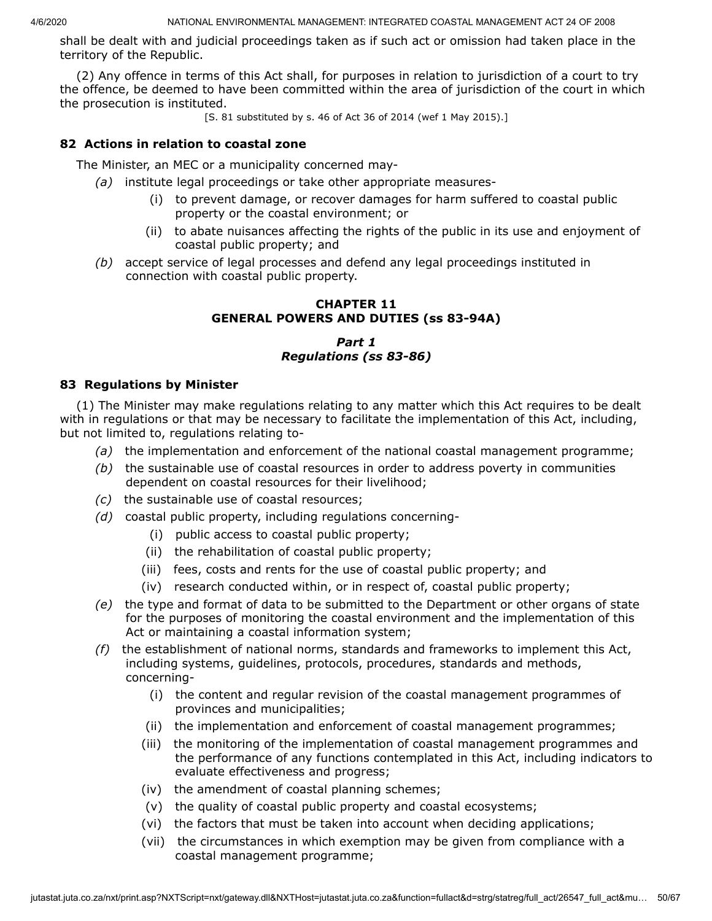shall be dealt with and judicial proceedings taken as if such act or omission had taken place in the territory of the Republic.

(2) Any offence in terms of this Act shall, for purposes in relation to jurisdiction of a court to try the offence, be deemed to have been committed within the area of jurisdiction of the court in which the prosecution is instituted.

[S. 81 substituted by s. 46 of Act 36 of 2014 (wef 1 May 2015).]

### 82 Actions in relation to coastal zone

The Minister, an MEC or a municipality concerned may-

*(a)* institute legal proceedings or take other appropriate measures-

(i) to prevent damage, or recover damages for harm suffered to coastal public property or the coastal environment; or

(ii) to abate nuisances affecting the rights of the public in its use and enjoyment of coastal public property; and

*(b)* accept service of legal processes and defend any legal proceedings instituted in connection with coastal public property.

## CHAPTER 11
## GENERAL POWERS AND DUTIES (ss 83-94A)

## *Part 1*
## *Regulations (ss 83-86)*

### 83 Regulations by Minister

(1) The Minister may make regulations relating to any matter which this Act requires to be dealt with in regulations or that may be necessary to facilitate the implementation of this Act, including, but not limited to, regulations relating to-

*(a)* the implementation and enforcement of the national coastal management programme;

*(b)* the sustainable use of coastal resources in order to address poverty in communities dependent on coastal resources for their livelihood;

*(c)* the sustainable use of coastal resources;

*(d)* coastal public property, including regulations concerning-

(i) public access to coastal public property;

(ii) the rehabilitation of coastal public property;

(iii) fees, costs and rents for the use of coastal public property; and

(iv) research conducted within, or in respect of, coastal public property;

*(e)* the type and format of data to be submitted to the Department or other organs of state for the purposes of monitoring the coastal environment and the implementation of this Act or maintaining a coastal information system;

*(f)* the establishment of national norms, standards and frameworks to implement this Act, including systems, guidelines, protocols, procedures, standards and methods, concerning-

(i) the content and regular revision of the coastal management programmes of provinces and municipalities;

(ii) the implementation and enforcement of coastal management programmes;

(iii) the monitoring of the implementation of coastal management programmes and the performance of any functions contemplated in this Act, including indicators to evaluate effectiveness and progress;

(iv) the amendment of coastal planning schemes;

(v) the quality of coastal public property and coastal ecosystems;

(vi) the factors that must be taken into account when deciding applications;

(vii) the circumstances in which exemption may be given from compliance with a coastal management programme;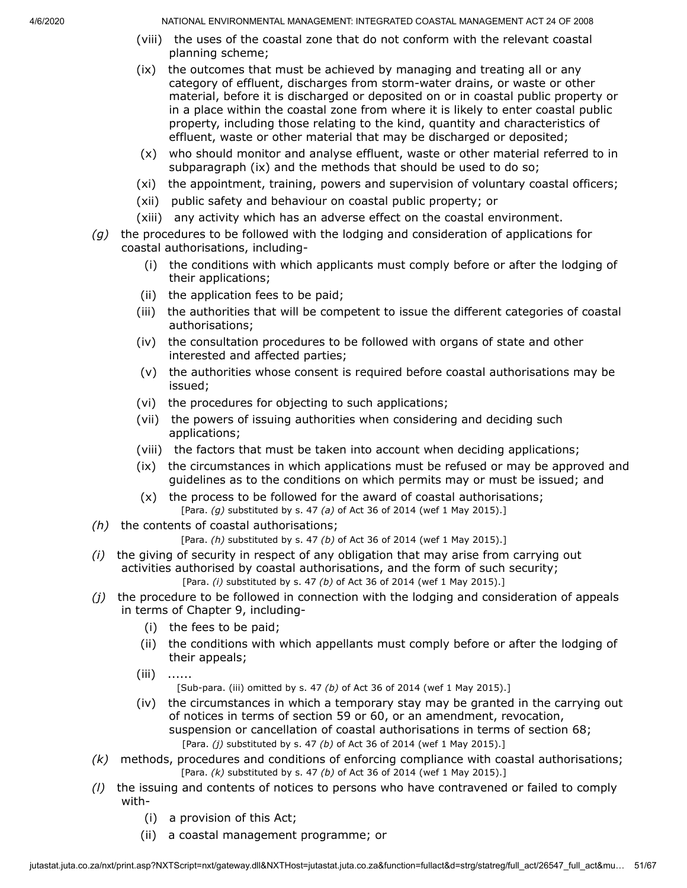(viii) the uses of the coastal zone that do not conform with the relevant coastal planning scheme;

(ix) the outcomes that must be achieved by managing and treating all or any category of effluent, discharges from storm-water drains, or waste or other material, before it is discharged or deposited on or in coastal public property or in a place within the coastal zone from where it is likely to enter coastal public property, including those relating to the kind, quantity and characteristics of effluent, waste or other material that may be discharged or deposited;

(x) who should monitor and analyse effluent, waste or other material referred to in subparagraph (ix) and the methods that should be used to do so;

(xi) the appointment, training, powers and supervision of voluntary coastal officers;

(xii) public safety and behaviour on coastal public property; or

(xiii) any activity which has an adverse effect on the coastal environment.

*(g)* the procedures to be followed with the lodging and consideration of applications for coastal authorisations, including-

(i) the conditions with which applicants must comply before or after the lodging of their applications;

(ii) the application fees to be paid;

(iii) the authorities that will be competent to issue the different categories of coastal authorisations;

(iv) the consultation procedures to be followed with organs of state and other interested and affected parties;

(v) the authorities whose consent is required before coastal authorisations may be issued;

(vi) the procedures for objecting to such applications;

(vii) the powers of issuing authorities when considering and deciding such applications;

(viii) the factors that must be taken into account when deciding applications;

(ix) the circumstances in which applications must be refused or may be approved and guidelines as to the conditions on which permits may or must be issued; and

(x) the process to be followed for the award of coastal authorisations;

[Para. *(g)* substituted by s. 47 *(a)* of Act 36 of 2014 (wef 1 May 2015).]

*(h)* the contents of coastal authorisations;

[Para. *(h)* substituted by s. 47 *(b)* of Act 36 of 2014 (wef 1 May 2015).]

*(i)* the giving of security in respect of any obligation that may arise from carrying out activities authorised by coastal authorisations, and the form of such security;

[Para. *(i)* substituted by s. 47 *(b)* of Act 36 of 2014 (wef 1 May 2015).]

*(j)* the procedure to be followed in connection with the lodging and consideration of appeals in terms of Chapter 9, including-

(i) the fees to be paid;

(ii) the conditions with which appellants must comply before or after the lodging of their appeals;

(iii) ......

[Sub-para. (iii) omitted by s. 47 *(b)* of Act 36 of 2014 (wef 1 May 2015).]

(iv) the circumstances in which a temporary stay may be granted in the carrying out of notices in terms of section 59 or 60, or an amendment, revocation, suspension or cancellation of coastal authorisations in terms of section 68;

[Para. *(j)* substituted by s. 47 *(b)* of Act 36 of 2014 (wef 1 May 2015).]

*(k)* methods, procedures and conditions of enforcing compliance with coastal authorisations;

[Para. *(k)* substituted by s. 47 *(b)* of Act 36 of 2014 (wef 1 May 2015).]

*(l)* the issuing and contents of notices to persons who have contravened or failed to comply with-

(i) a provision of this Act;

(ii) a coastal management programme; or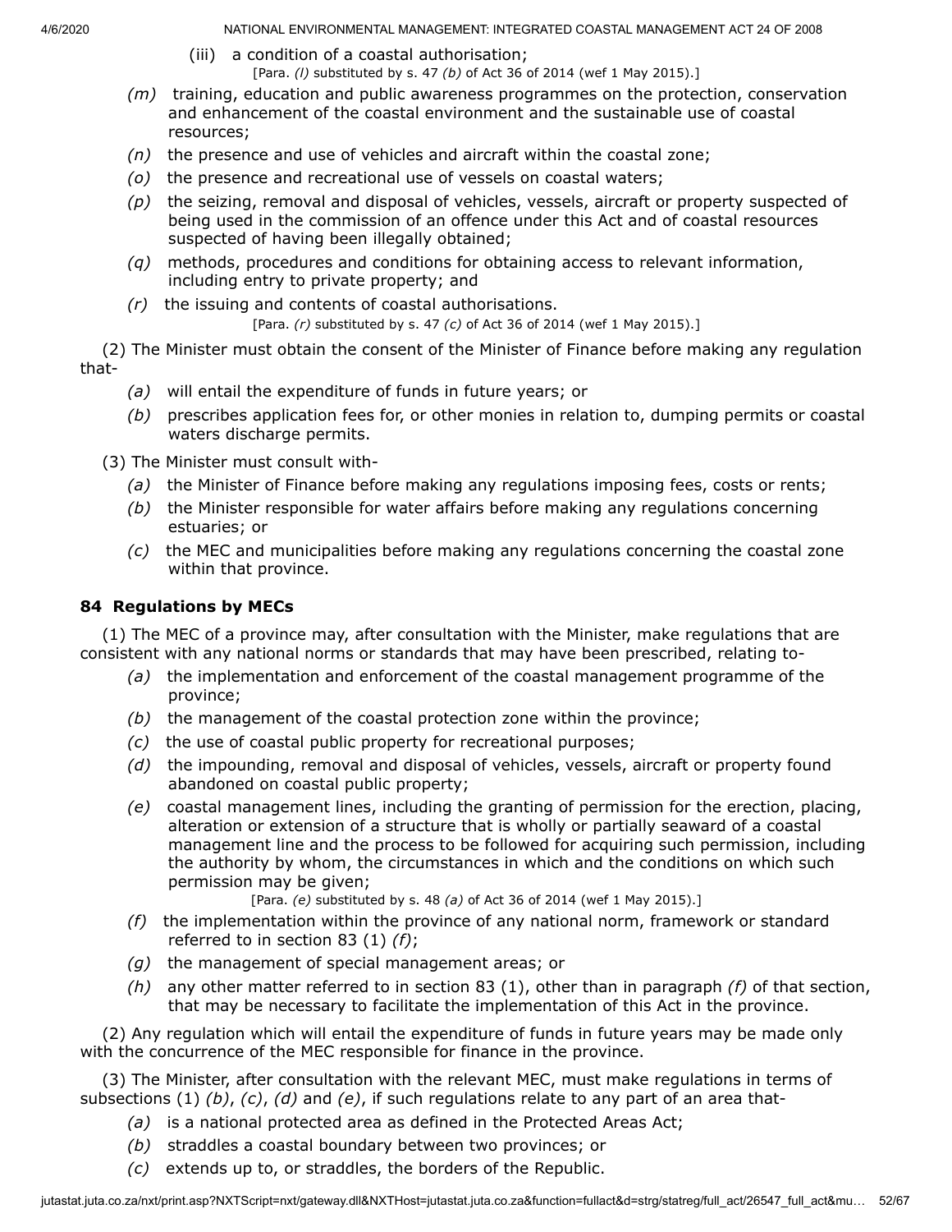(iii) a condition of a coastal authorisation;

[Para. *(l)* substituted by s. 47 *(b)* of Act 36 of 2014 (wef 1 May 2015).]

*(m)* training, education and public awareness programmes on the protection, conservation and enhancement of the coastal environment and the sustainable use of coastal resources;

*(n)* the presence and use of vehicles and aircraft within the coastal zone;

*(o)* the presence and recreational use of vessels on coastal waters;

*(p)* the seizing, removal and disposal of vehicles, vessels, aircraft or property suspected of being used in the commission of an offence under this Act and of coastal resources suspected of having been illegally obtained;

*(q)* methods, procedures and conditions for obtaining access to relevant information, including entry to private property; and

*(r)* the issuing and contents of coastal authorisations.

[Para. *(r)* substituted by s. 47 *(c)* of Act 36 of 2014 (wef 1 May 2015).]

(2) The Minister must obtain the consent of the Minister of Finance before making any regulation that-

*(a)* will entail the expenditure of funds in future years; or

*(b)* prescribes application fees for, or other monies in relation to, dumping permits or coastal waters discharge permits.

(3) The Minister must consult with-

*(a)* the Minister of Finance before making any regulations imposing fees, costs or rents;

*(b)* the Minister responsible for water affairs before making any regulations concerning estuaries; or

*(c)* the MEC and municipalities before making any regulations concerning the coastal zone within that province.

## 84 Regulations by MECs

(1) The MEC of a province may, after consultation with the Minister, make regulations that are consistent with any national norms or standards that may have been prescribed, relating to-

*(a)* the implementation and enforcement of the coastal management programme of the province;

*(b)* the management of the coastal protection zone within the province;

*(c)* the use of coastal public property for recreational purposes;

*(d)* the impounding, removal and disposal of vehicles, vessels, aircraft or property found abandoned on coastal public property;

*(e)* coastal management lines, including the granting of permission for the erection, placing, alteration or extension of a structure that is wholly or partially seaward of a coastal management line and the process to be followed for acquiring such permission, including the authority by whom, the circumstances in which and the conditions on which such permission may be given;

[Para. *(e)* substituted by s. 48 *(a)* of Act 36 of 2014 (wef 1 May 2015).]

*(f)* the implementation within the province of any national norm, framework or standard referred to in section 83 (1) *(f)*;

*(g)* the management of special management areas; or

*(h)* any other matter referred to in section 83 (1), other than in paragraph *(f)* of that section, that may be necessary to facilitate the implementation of this Act in the province.

(2) Any regulation which will entail the expenditure of funds in future years may be made only with the concurrence of the MEC responsible for finance in the province.

(3) The Minister, after consultation with the relevant MEC, must make regulations in terms of subsections (1) *(b)*, *(c)*, *(d)* and *(e)*, if such regulations relate to any part of an area that-

*(a)* is a national protected area as defined in the Protected Areas Act;

*(b)* straddles a coastal boundary between two provinces; or

*(c)* extends up to, or straddles, the borders of the Republic.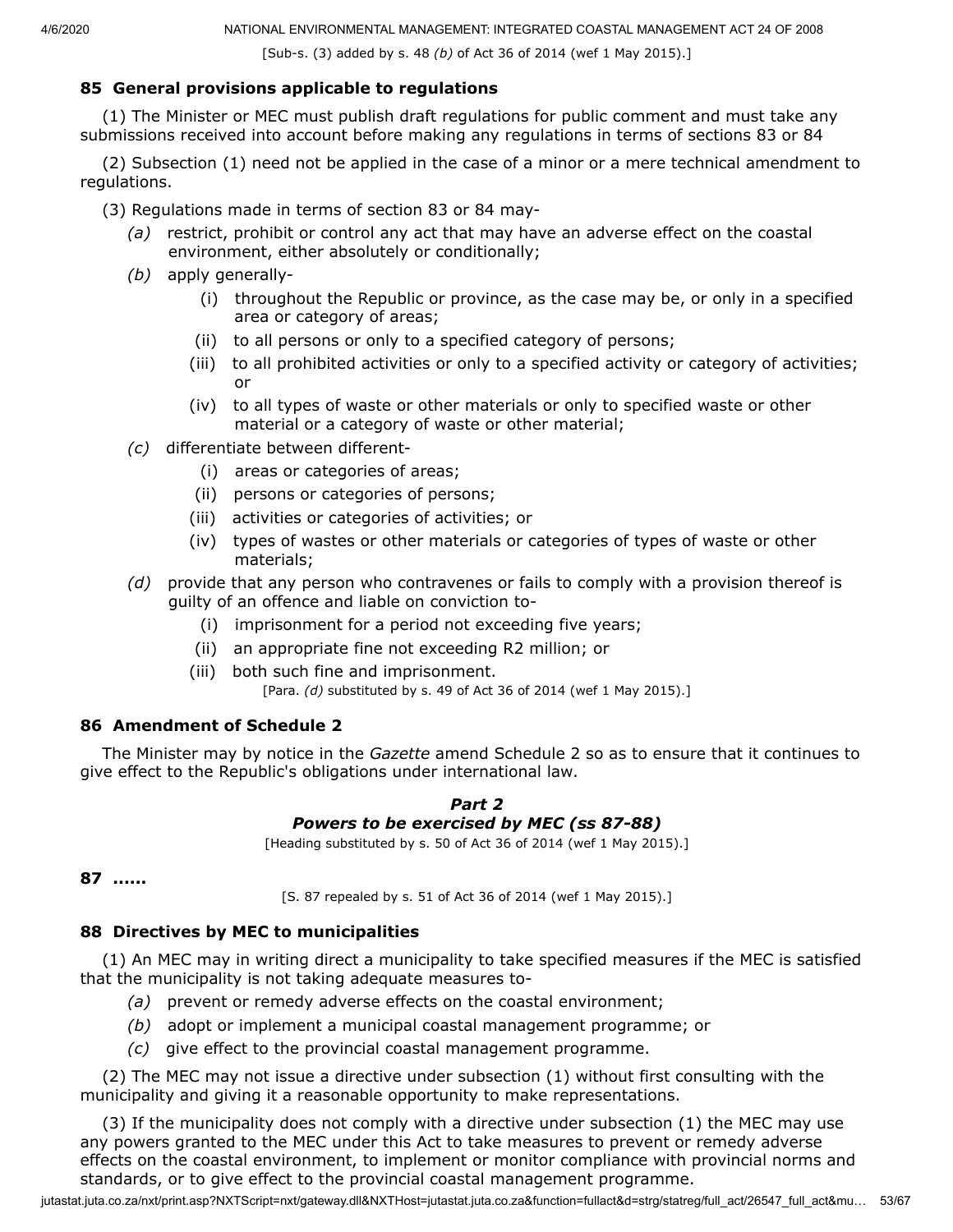[Sub-s. (3) added by s. 48 *(b)* of Act 36 of 2014 (wef 1 May 2015).]

### 85 General provisions applicable to regulations

(1) The Minister or MEC must publish draft regulations for public comment and must take any submissions received into account before making any regulations in terms of sections 83 or 84

(2) Subsection (1) need not be applied in the case of a minor or a mere technical amendment to regulations.

(3) Regulations made in terms of section 83 or 84 may-

*(a)* restrict, prohibit or control any act that may have an adverse effect on the coastal environment, either absolutely or conditionally;

*(b)* apply generally-

(i) throughout the Republic or province, as the case may be, or only in a specified area or category of areas;

(ii) to all persons or only to a specified category of persons;

(iii) to all prohibited activities or only to a specified activity or category of activities; or

(iv) to all types of waste or other materials or only to specified waste or other material or a category of waste or other material;

*(c)* differentiate between different-

(i) areas or categories of areas;

(ii) persons or categories of persons;

(iii) activities or categories of activities; or

(iv) types of wastes or other materials or categories of types of waste or other materials;

*(d)* provide that any person who contravenes or fails to comply with a provision thereof is guilty of an offence and liable on conviction to-

(i) imprisonment for a period not exceeding five years;

(ii) an appropriate fine not exceeding R2 million; or

(iii) both such fine and imprisonment.

[Para. *(d)* substituted by s. 49 of Act 36 of 2014 (wef 1 May 2015).]

### 86 Amendment of Schedule 2

The Minister may by notice in the *Gazette* amend Schedule 2 so as to ensure that it continues to give effect to the Republic's obligations under international law.

## *Part 2*
## *Powers to be exercised by MEC (ss 87-88)*

[Heading substituted by s. 50 of Act 36 of 2014 (wef 1 May 2015).]

**87 ......**

[S. 87 repealed by s. 51 of Act 36 of 2014 (wef 1 May 2015).]

### 88 Directives by MEC to municipalities

(1) An MEC may in writing direct a municipality to take specified measures if the MEC is satisfied that the municipality is not taking adequate measures to-

*(a)* prevent or remedy adverse effects on the coastal environment;

*(b)* adopt or implement a municipal coastal management programme; or

*(c)* give effect to the provincial coastal management programme.

(2) The MEC may not issue a directive under subsection (1) without first consulting with the municipality and giving it a reasonable opportunity to make representations.

(3) If the municipality does not comply with a directive under subsection (1) the MEC may use any powers granted to the MEC under this Act to take measures to prevent or remedy adverse effects on the coastal environment, to implement or monitor compliance with provincial norms and standards, or to give effect to the provincial coastal management programme.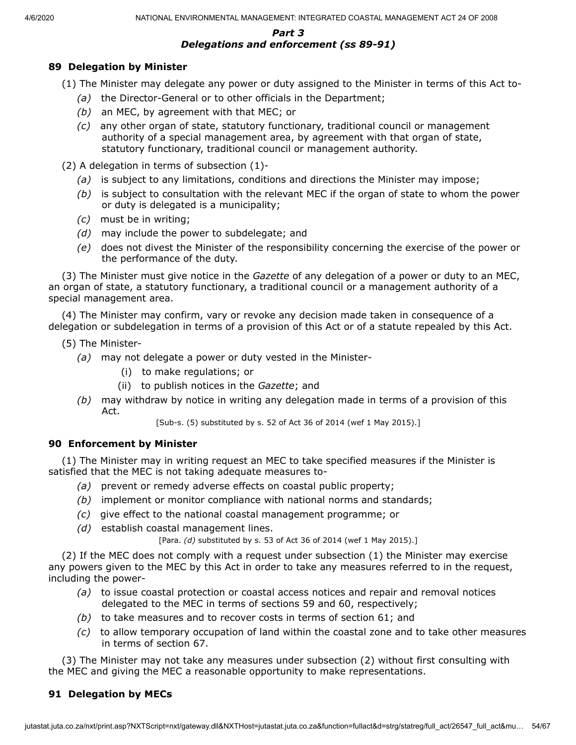## *Part 3*
## *Delegations and enforcement (ss 89-91)*

### 89 Delegation by Minister

(1) The Minister may delegate any power or duty assigned to the Minister in terms of this Act to-

*(a)* the Director-General or to other officials in the Department;

*(b)* an MEC, by agreement with that MEC; or

*(c)* any other organ of state, statutory functionary, traditional council or management authority of a special management area, by agreement with that organ of state, statutory functionary, traditional council or management authority.

(2) A delegation in terms of subsection (1)-

*(a)* is subject to any limitations, conditions and directions the Minister may impose;

*(b)* is subject to consultation with the relevant MEC if the organ of state to whom the power or duty is delegated is a municipality;

*(c)* must be in writing;

*(d)* may include the power to subdelegate; and

*(e)* does not divest the Minister of the responsibility concerning the exercise of the power or the performance of the duty.

(3) The Minister must give notice in the *Gazette* of any delegation of a power or duty to an MEC, an organ of state, a statutory functionary, a traditional council or a management authority of a special management area.

(4) The Minister may confirm, vary or revoke any decision made taken in consequence of a delegation or subdelegation in terms of a provision of this Act or of a statute repealed by this Act.

(5) The Minister-

*(a)* may not delegate a power or duty vested in the Minister-

(i) to make regulations; or

(ii) to publish notices in the *Gazette*; and

*(b)* may withdraw by notice in writing any delegation made in terms of a provision of this Act.

[Sub-s. (5) substituted by s. 52 of Act 36 of 2014 (wef 1 May 2015).]

### 90 Enforcement by Minister

(1) The Minister may in writing request an MEC to take specified measures if the Minister is satisfied that the MEC is not taking adequate measures to-

*(a)* prevent or remedy adverse effects on coastal public property;

*(b)* implement or monitor compliance with national norms and standards;

*(c)* give effect to the national coastal management programme; or

*(d)* establish coastal management lines.

[Para. *(d)* substituted by s. 53 of Act 36 of 2014 (wef 1 May 2015).]

(2) If the MEC does not comply with a request under subsection (1) the Minister may exercise any powers given to the MEC by this Act in order to take any measures referred to in the request, including the power-

*(a)* to issue coastal protection or coastal access notices and repair and removal notices delegated to the MEC in terms of sections 59 and 60, respectively;

*(b)* to take measures and to recover costs in terms of section 61; and

*(c)* to allow temporary occupation of land within the coastal zone and to take other measures in terms of section 67.

(3) The Minister may not take any measures under subsection (2) without first consulting with the MEC and giving the MEC a reasonable opportunity to make representations.

### 91 Delegation by MECs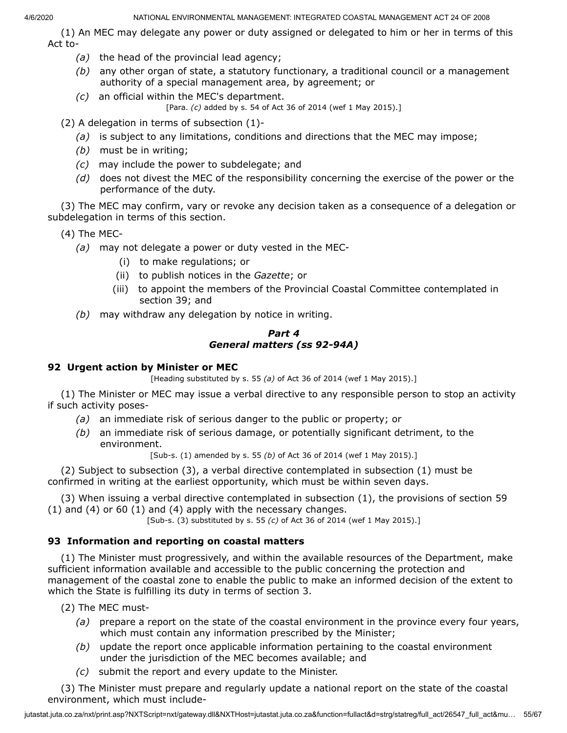(1) An MEC may delegate any power or duty assigned or delegated to him or her in terms of this Act to-

*(a)* the head of the provincial lead agency;

*(b)* any other organ of state, a statutory functionary, a traditional council or a management authority of a special management area, by agreement; or

*(c)* an official within the MEC's department.

[Para. *(c)* added by s. 54 of Act 36 of 2014 (wef 1 May 2015).]

(2) A delegation in terms of subsection (1)-

*(a)* is subject to any limitations, conditions and directions that the MEC may impose;

*(b)* must be in writing;

*(c)* may include the power to subdelegate; and

*(d)* does not divest the MEC of the responsibility concerning the exercise of the power or the performance of the duty.

(3) The MEC may confirm, vary or revoke any decision taken as a consequence of a delegation or subdelegation in terms of this section.

(4) The MEC-

*(a)* may not delegate a power or duty vested in the MEC-

(i) to make regulations; or

(ii) to publish notices in the *Gazette*; or

(iii) to appoint the members of the Provincial Coastal Committee contemplated in section 39; and

*(b)* may withdraw any delegation by notice in writing.

## *Part 4*
## *General matters (ss 92-94A)*

### 92 Urgent action by Minister or MEC

[Heading substituted by s. 55 *(a)* of Act 36 of 2014 (wef 1 May 2015).]

(1) The Minister or MEC may issue a verbal directive to any responsible person to stop an activity if such activity poses-

*(a)* an immediate risk of serious danger to the public or property; or

*(b)* an immediate risk of serious damage, or potentially significant detriment, to the environment.

[Sub-s. (1) amended by s. 55 *(b)* of Act 36 of 2014 (wef 1 May 2015).]

(2) Subject to subsection (3), a verbal directive contemplated in subsection (1) must be confirmed in writing at the earliest opportunity, which must be within seven days.

(3) When issuing a verbal directive contemplated in subsection (1), the provisions of section 59 (1) and (4) or 60 (1) and (4) apply with the necessary changes.

[Sub-s. (3) substituted by s. 55 *(c)* of Act 36 of 2014 (wef 1 May 2015).]

### 93 Information and reporting on coastal matters

(1) The Minister must progressively, and within the available resources of the Department, make sufficient information available and accessible to the public concerning the protection and management of the coastal zone to enable the public to make an informed decision of the extent to which the State is fulfilling its duty in terms of section 3.

(2) The MEC must-

*(a)* prepare a report on the state of the coastal environment in the province every four years, which must contain any information prescribed by the Minister;

*(b)* update the report once applicable information pertaining to the coastal environment under the jurisdiction of the MEC becomes available; and

*(c)* submit the report and every update to the Minister.

(3) The Minister must prepare and regularly update a national report on the state of the coastal environment, which must include-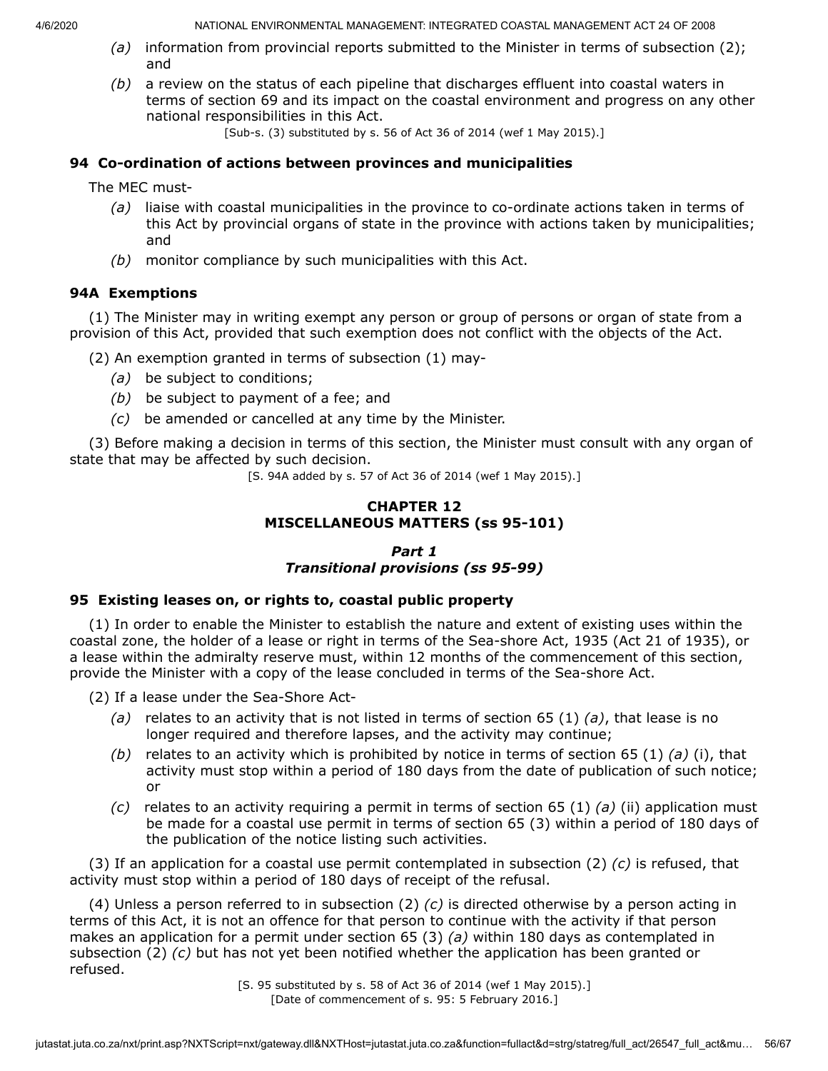*(a)* information from provincial reports submitted to the Minister in terms of subsection (2); and

*(b)* a review on the status of each pipeline that discharges effluent into coastal waters in terms of section 69 and its impact on the coastal environment and progress on any other national responsibilities in this Act.

[Sub-s. (3) substituted by s. 56 of Act 36 of 2014 (wef 1 May 2015).]

### 94 Co-ordination of actions between provinces and municipalities

The MEC must-

*(a)* liaise with coastal municipalities in the province to co-ordinate actions taken in terms of this Act by provincial organs of state in the province with actions taken by municipalities; and

*(b)* monitor compliance by such municipalities with this Act.

### 94A Exemptions

(1) The Minister may in writing exempt any person or group of persons or organ of state from a provision of this Act, provided that such exemption does not conflict with the objects of the Act.

(2) An exemption granted in terms of subsection (1) may-

*(a)* be subject to conditions;

*(b)* be subject to payment of a fee; and

*(c)* be amended or cancelled at any time by the Minister.

(3) Before making a decision in terms of this section, the Minister must consult with any organ of state that may be affected by such decision.

[S. 94A added by s. 57 of Act 36 of 2014 (wef 1 May 2015).]

## CHAPTER 12
## MISCELLANEOUS MATTERS (ss 95-101)

### *Part 1*
### *Transitional provisions (ss 95-99)*

### 95 Existing leases on, or rights to, coastal public property

(1) In order to enable the Minister to establish the nature and extent of existing uses within the coastal zone, the holder of a lease or right in terms of the Sea-shore Act, 1935 (Act 21 of 1935), or a lease within the admiralty reserve must, within 12 months of the commencement of this section, provide the Minister with a copy of the lease concluded in terms of the Sea-shore Act.

(2) If a lease under the Sea-Shore Act-

*(a)* relates to an activity that is not listed in terms of section 65 (1) *(a)*, that lease is no longer required and therefore lapses, and the activity may continue;

*(b)* relates to an activity which is prohibited by notice in terms of section 65 (1) *(a)* (i), that activity must stop within a period of 180 days from the date of publication of such notice; or

*(c)* relates to an activity requiring a permit in terms of section 65 (1) *(a)* (ii) application must be made for a coastal use permit in terms of section 65 (3) within a period of 180 days of the publication of the notice listing such activities.

(3) If an application for a coastal use permit contemplated in subsection (2) *(c)* is refused, that activity must stop within a period of 180 days of receipt of the refusal.

(4) Unless a person referred to in subsection (2) *(c)* is directed otherwise by a person acting in terms of this Act, it is not an offence for that person to continue with the activity if that person makes an application for a permit under section 65 (3) *(a)* within 180 days as contemplated in subsection (2) *(c)* but has not yet been notified whether the application has been granted or refused.

[S. 95 substituted by s. 58 of Act 36 of 2014 (wef 1 May 2015).]
[Date of commencement of s. 95: 5 February 2016.]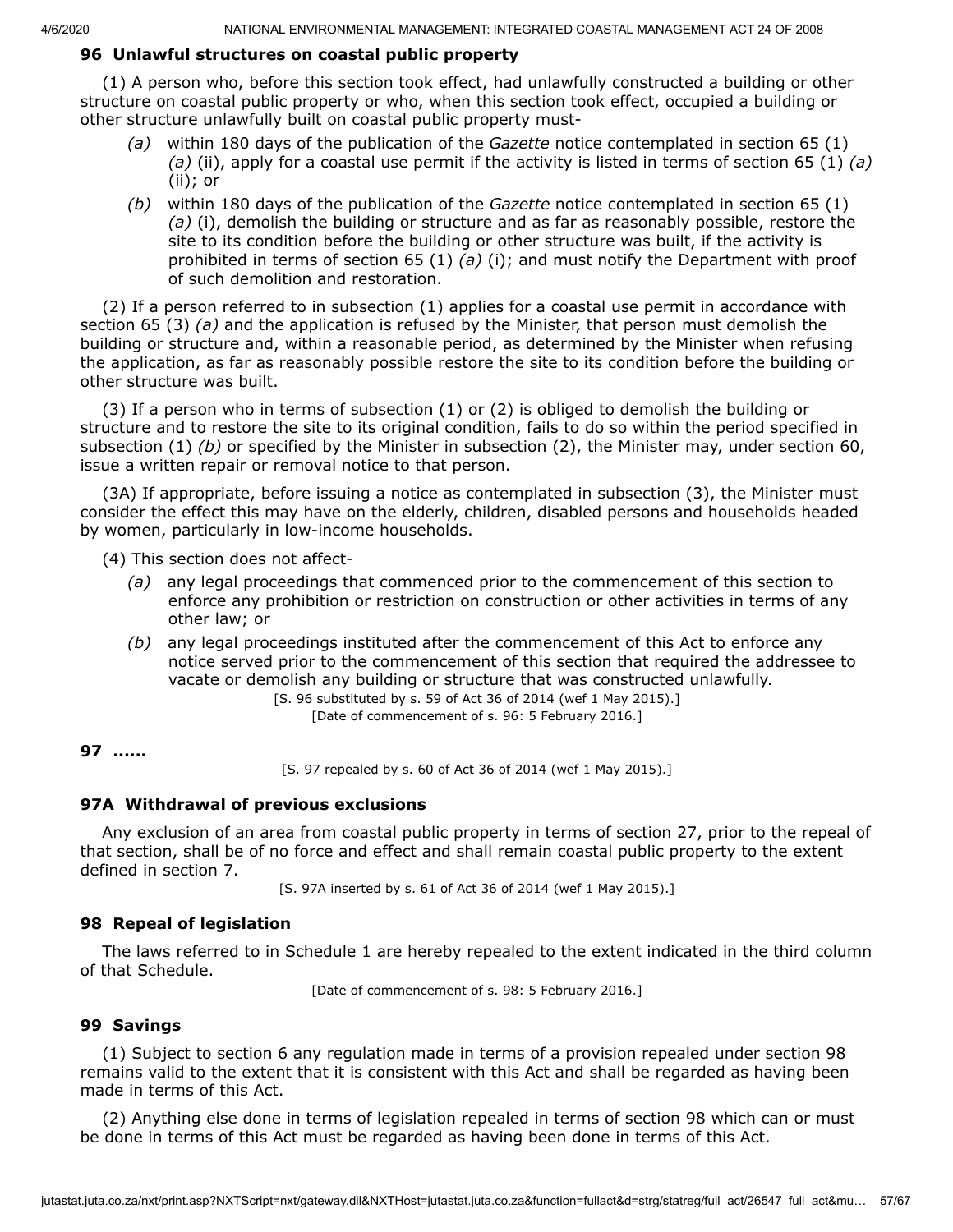### 96 Unlawful structures on coastal public property

(1) A person who, before this section took effect, had unlawfully constructed a building or other structure on coastal public property or who, when this section took effect, occupied a building or other structure unlawfully built on coastal public property must-

*(a)* within 180 days of the publication of the *Gazette* notice contemplated in section 65 (1) *(a)* (ii), apply for a coastal use permit if the activity is listed in terms of section 65 (1) *(a)* (ii); or

*(b)* within 180 days of the publication of the *Gazette* notice contemplated in section 65 (1) *(a)* (i), demolish the building or structure and as far as reasonably possible, restore the site to its condition before the building or other structure was built, if the activity is prohibited in terms of section 65 (1) *(a)* (i); and must notify the Department with proof of such demolition and restoration.

(2) If a person referred to in subsection (1) applies for a coastal use permit in accordance with section 65 (3) *(a)* and the application is refused by the Minister, that person must demolish the building or structure and, within a reasonable period, as determined by the Minister when refusing the application, as far as reasonably possible restore the site to its condition before the building or other structure was built.

(3) If a person who in terms of subsection (1) or (2) is obliged to demolish the building or structure and to restore the site to its original condition, fails to do so within the period specified in subsection (1) *(b)* or specified by the Minister in subsection (2), the Minister may, under section 60, issue a written repair or removal notice to that person.

(3A) If appropriate, before issuing a notice as contemplated in subsection (3), the Minister must consider the effect this may have on the elderly, children, disabled persons and households headed by women, particularly in low-income households.

(4) This section does not affect-

*(a)* any legal proceedings that commenced prior to the commencement of this section to enforce any prohibition or restriction on construction or other activities in terms of any other law; or

*(b)* any legal proceedings instituted after the commencement of this Act to enforce any notice served prior to the commencement of this section that required the addressee to vacate or demolish any building or structure that was constructed unlawfully.

[S. 96 substituted by s. 59 of Act 36 of 2014 (wef 1 May 2015).]

[Date of commencement of s. 96: 5 February 2016.]

### 97 ......

[S. 97 repealed by s. 60 of Act 36 of 2014 (wef 1 May 2015).]

### 97A Withdrawal of previous exclusions

Any exclusion of an area from coastal public property in terms of section 27, prior to the repeal of that section, shall be of no force and effect and shall remain coastal public property to the extent defined in section 7.

[S. 97A inserted by s. 61 of Act 36 of 2014 (wef 1 May 2015).]

### 98 Repeal of legislation

The laws referred to in Schedule 1 are hereby repealed to the extent indicated in the third column of that Schedule.

[Date of commencement of s. 98: 5 February 2016.]

### 99 Savings

(1) Subject to section 6 any regulation made in terms of a provision repealed under section 98 remains valid to the extent that it is consistent with this Act and shall be regarded as having been made in terms of this Act.

(2) Anything else done in terms of legislation repealed in terms of section 98 which can or must be done in terms of this Act must be regarded as having been done in terms of this Act.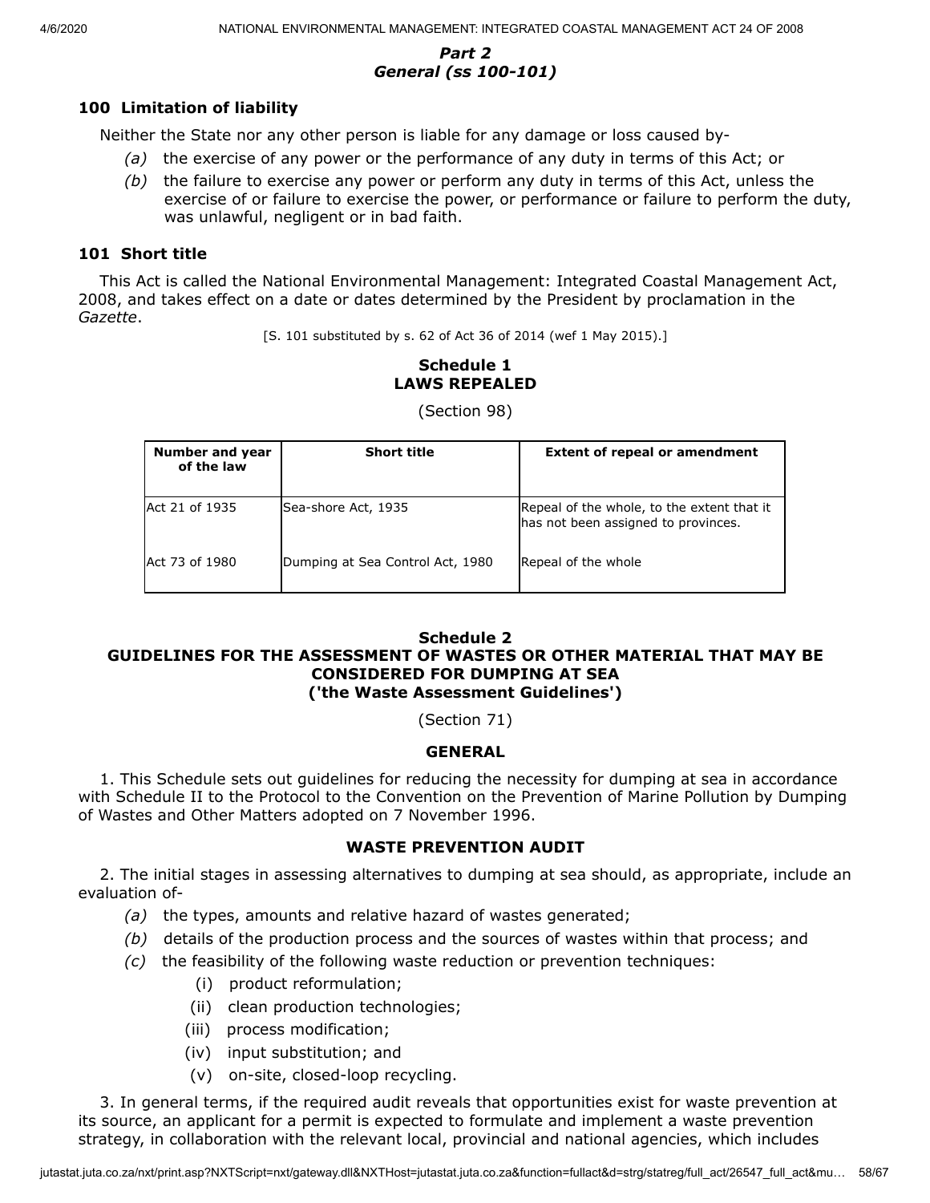## *Part 2*
## *General (ss 100-101)*

### 100 Limitation of liability

Neither the State nor any other person is liable for any damage or loss caused by-

- *(a)* the exercise of any power or the performance of any duty in terms of this Act; or
- *(b)* the failure to exercise any power or perform any duty in terms of this Act, unless the exercise of or failure to exercise the power, or performance or failure to perform the duty, was unlawful, negligent or in bad faith.

### 101 Short title

This Act is called the National Environmental Management: Integrated Coastal Management Act, 2008, and takes effect on a date or dates determined by the President by proclamation in the *Gazette*.

[S. 101 substituted by s. 62 of Act 36 of 2014 (wef 1 May 2015).]

## Schedule 1
## LAWS REPEALED

(Section 98)

| Number and year of the law | Short title | Extent of repeal or amendment |
|---|---|---|
| Act 21 of 1935 | Sea-shore Act, 1935 | Repeal of the whole, to the extent that it has not been assigned to provinces. |
| Act 73 of 1980 | Dumping at Sea Control Act, 1980 | Repeal of the whole |

## Schedule 2
## GUIDELINES FOR THE ASSESSMENT OF WASTES OR OTHER MATERIAL THAT MAY BE CONSIDERED FOR DUMPING AT SEA ('the Waste Assessment Guidelines')

(Section 71)

### GENERAL

1. This Schedule sets out guidelines for reducing the necessity for dumping at sea in accordance with Schedule II to the Protocol to the Convention on the Prevention of Marine Pollution by Dumping of Wastes and Other Matters adopted on 7 November 1996.

### WASTE PREVENTION AUDIT

2. The initial stages in assessing alternatives to dumping at sea should, as appropriate, include an evaluation of-

- *(a)* the types, amounts and relative hazard of wastes generated;
- *(b)* details of the production process and the sources of wastes within that process; and
- *(c)* the feasibility of the following waste reduction or prevention techniques:
  - (i) product reformulation;
  - (ii) clean production technologies;
  - (iii) process modification;
  - (iv) input substitution; and
  - (v) on-site, closed-loop recycling.

3. In general terms, if the required audit reveals that opportunities exist for waste prevention at its source, an applicant for a permit is expected to formulate and implement a waste prevention strategy, in collaboration with the relevant local, provincial and national agencies, which includes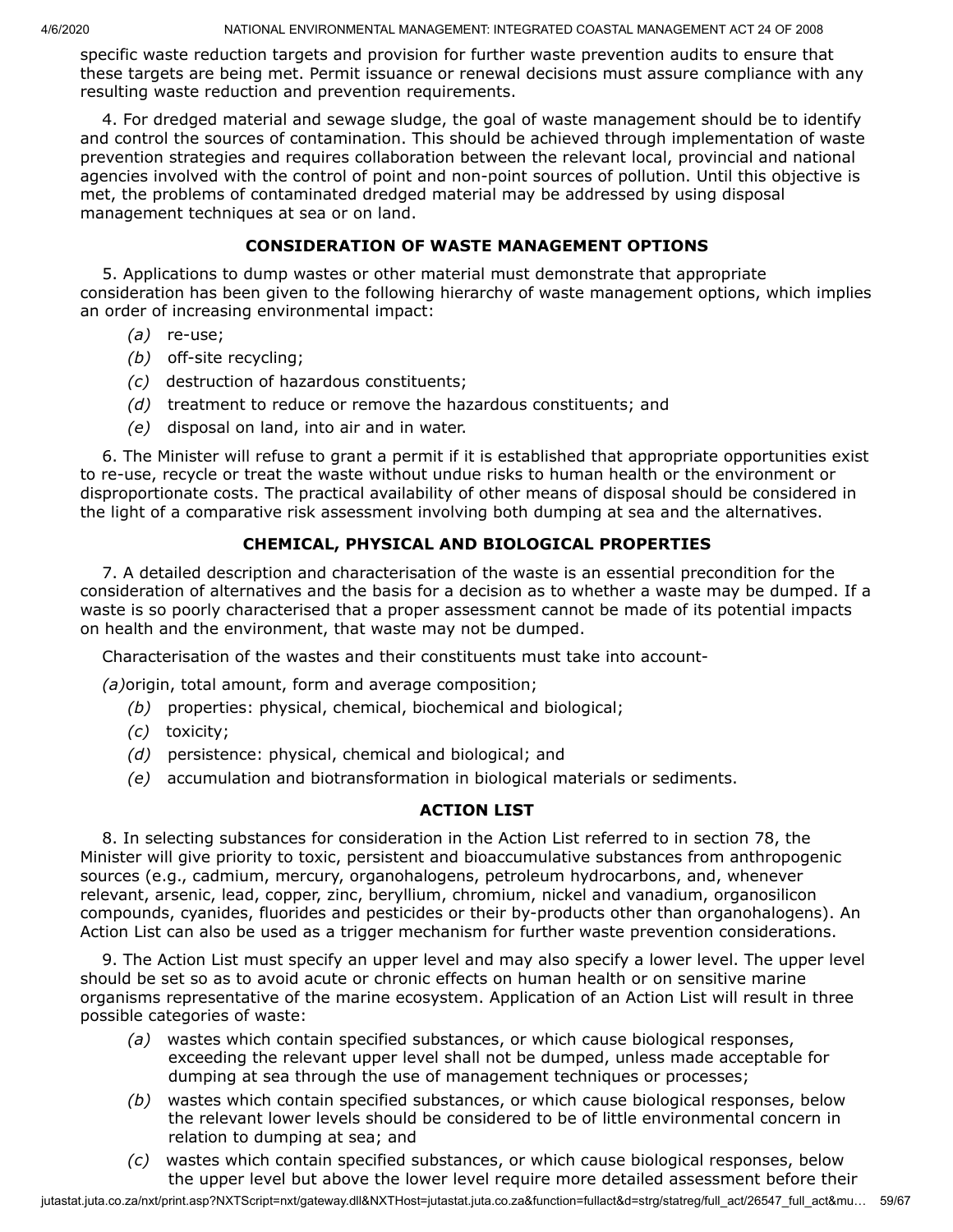specific waste reduction targets and provision for further waste prevention audits to ensure that these targets are being met. Permit issuance or renewal decisions must assure compliance with any resulting waste reduction and prevention requirements.

4. For dredged material and sewage sludge, the goal of waste management should be to identify and control the sources of contamination. This should be achieved through implementation of waste prevention strategies and requires collaboration between the relevant local, provincial and national agencies involved with the control of point and non-point sources of pollution. Until this objective is met, the problems of contaminated dredged material may be addressed by using disposal management techniques at sea or on land.

**CONSIDERATION OF WASTE MANAGEMENT OPTIONS**

5. Applications to dump wastes or other material must demonstrate that appropriate consideration has been given to the following hierarchy of waste management options, which implies an order of increasing environmental impact:

*(a)* re-use;

*(b)* off-site recycling;

*(c)* destruction of hazardous constituents;

*(d)* treatment to reduce or remove the hazardous constituents; and

*(e)* disposal on land, into air and in water.

6. The Minister will refuse to grant a permit if it is established that appropriate opportunities exist to re-use, recycle or treat the waste without undue risks to human health or the environment or disproportionate costs. The practical availability of other means of disposal should be considered in the light of a comparative risk assessment involving both dumping at sea and the alternatives.

**CHEMICAL, PHYSICAL AND BIOLOGICAL PROPERTIES**

7. A detailed description and characterisation of the waste is an essential precondition for the consideration of alternatives and the basis for a decision as to whether a waste may be dumped. If a waste is so poorly characterised that a proper assessment cannot be made of its potential impacts on health and the environment, that waste may not be dumped.

Characterisation of the wastes and their constituents must take into account-

*(a)* origin, total amount, form and average composition;

*(b)* properties: physical, chemical, biochemical and biological;

*(c)* toxicity;

*(d)* persistence: physical, chemical and biological; and

*(e)* accumulation and biotransformation in biological materials or sediments.

**ACTION LIST**

8. In selecting substances for consideration in the Action List referred to in section 78, the Minister will give priority to toxic, persistent and bioaccumulative substances from anthropogenic sources (e.g., cadmium, mercury, organohalogens, petroleum hydrocarbons, and, whenever relevant, arsenic, lead, copper, zinc, beryllium, chromium, nickel and vanadium, organosilicon compounds, cyanides, fluorides and pesticides or their by-products other than organohalogens). An Action List can also be used as a trigger mechanism for further waste prevention considerations.

9. The Action List must specify an upper level and may also specify a lower level. The upper level should be set so as to avoid acute or chronic effects on human health or on sensitive marine organisms representative of the marine ecosystem. Application of an Action List will result in three possible categories of waste:

*(a)* wastes which contain specified substances, or which cause biological responses, exceeding the relevant upper level shall not be dumped, unless made acceptable for dumping at sea through the use of management techniques or processes;

*(b)* wastes which contain specified substances, or which cause biological responses, below the relevant lower levels should be considered to be of little environmental concern in relation to dumping at sea; and

*(c)* wastes which contain specified substances, or which cause biological responses, below the upper level but above the lower level require more detailed assessment before their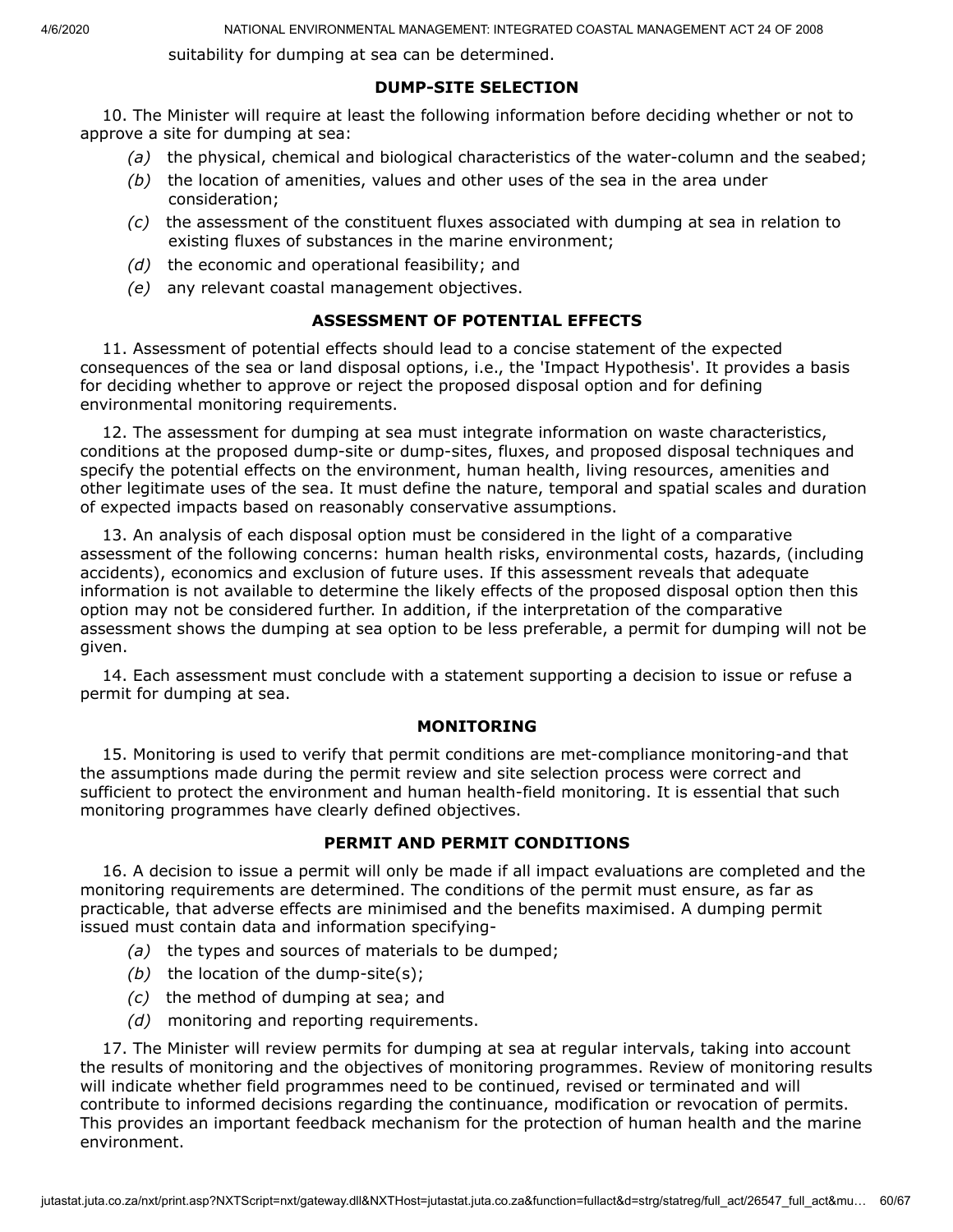suitability for dumping at sea can be determined.

**DUMP-SITE SELECTION**

10. The Minister will require at least the following information before deciding whether or not to approve a site for dumping at sea:

- *(a)* the physical, chemical and biological characteristics of the water-column and the seabed;
- *(b)* the location of amenities, values and other uses of the sea in the area under consideration;
- *(c)* the assessment of the constituent fluxes associated with dumping at sea in relation to existing fluxes of substances in the marine environment;
- *(d)* the economic and operational feasibility; and
- *(e)* any relevant coastal management objectives.

**ASSESSMENT OF POTENTIAL EFFECTS**

11. Assessment of potential effects should lead to a concise statement of the expected consequences of the sea or land disposal options, i.e., the 'Impact Hypothesis'. It provides a basis for deciding whether to approve or reject the proposed disposal option and for defining environmental monitoring requirements.

12. The assessment for dumping at sea must integrate information on waste characteristics, conditions at the proposed dump-site or dump-sites, fluxes, and proposed disposal techniques and specify the potential effects on the environment, human health, living resources, amenities and other legitimate uses of the sea. It must define the nature, temporal and spatial scales and duration of expected impacts based on reasonably conservative assumptions.

13. An analysis of each disposal option must be considered in the light of a comparative assessment of the following concerns: human health risks, environmental costs, hazards, (including accidents), economics and exclusion of future uses. If this assessment reveals that adequate information is not available to determine the likely effects of the proposed disposal option then this option may not be considered further. In addition, if the interpretation of the comparative assessment shows the dumping at sea option to be less preferable, a permit for dumping will not be given.

14. Each assessment must conclude with a statement supporting a decision to issue or refuse a permit for dumping at sea.

**MONITORING**

15. Monitoring is used to verify that permit conditions are met-compliance monitoring-and that the assumptions made during the permit review and site selection process were correct and sufficient to protect the environment and human health-field monitoring. It is essential that such monitoring programmes have clearly defined objectives.

**PERMIT AND PERMIT CONDITIONS**

16. A decision to issue a permit will only be made if all impact evaluations are completed and the monitoring requirements are determined. The conditions of the permit must ensure, as far as practicable, that adverse effects are minimised and the benefits maximised. A dumping permit issued must contain data and information specifying-

- *(a)* the types and sources of materials to be dumped;
- *(b)* the location of the dump-site(s);
- *(c)* the method of dumping at sea; and
- *(d)* monitoring and reporting requirements.

17. The Minister will review permits for dumping at sea at regular intervals, taking into account the results of monitoring and the objectives of monitoring programmes. Review of monitoring results will indicate whether field programmes need to be continued, revised or terminated and will contribute to informed decisions regarding the continuance, modification or revocation of permits. This provides an important feedback mechanism for the protection of human health and the marine environment.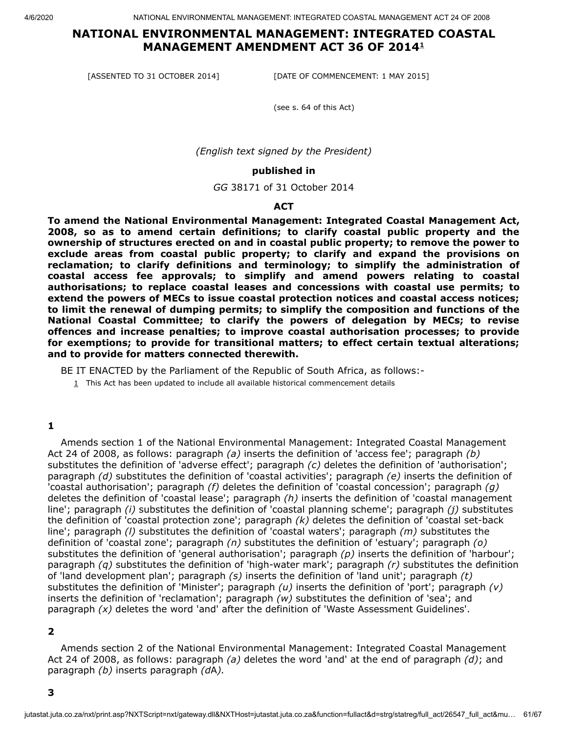# NATIONAL ENVIRONMENTAL MANAGEMENT: INTEGRATED COASTAL MANAGEMENT AMENDMENT ACT 36 OF 2014[1]

[ASSENTED TO 31 OCTOBER 2014] [DATE OF COMMENCEMENT: 1 MAY 2015]

(see s. 64 of this Act)

*(English text signed by the President)*

**published in**

*GG* 38171 of 31 October 2014

**ACT**

**To amend the National Environmental Management: Integrated Coastal Management Act, 2008, so as to amend certain definitions; to clarify coastal public property and the ownership of structures erected on and in coastal public property; to remove the power to exclude areas from coastal public property; to clarify and expand the provisions on reclamation; to clarify definitions and terminology; to simplify the administration of coastal access fee approvals; to simplify and amend powers relating to coastal authorisations; to replace coastal leases and concessions with coastal use permits; to extend the powers of MECs to issue coastal protection notices and coastal access notices; to limit the renewal of dumping permits; to simplify the composition and functions of the National Coastal Committee; to clarify the powers of delegation by MECs; to revise offences and increase penalties; to improve coastal authorisation processes; to provide for exemptions; to provide for transitional matters; to effect certain textual alterations; and to provide for matters connected therewith.**

BE IT ENACTED by the Parliament of the Republic of South Africa, as follows:-

[1] This Act has been updated to include all available historical commencement details

**1**

Amends section 1 of the National Environmental Management: Integrated Coastal Management Act 24 of 2008, as follows: paragraph *(a)* inserts the definition of 'access fee'; paragraph *(b)* substitutes the definition of 'adverse effect'; paragraph *(c)* deletes the definition of 'authorisation'; paragraph *(d)* substitutes the definition of 'coastal activities'; paragraph *(e)* inserts the definition of 'coastal authorisation'; paragraph *(f)* deletes the definition of 'coastal concession'; paragraph *(g)* deletes the definition of 'coastal lease'; paragraph *(h)* inserts the definition of 'coastal management line'; paragraph *(i)* substitutes the definition of 'coastal planning scheme'; paragraph *(j)* substitutes the definition of 'coastal protection zone'; paragraph *(k)* deletes the definition of 'coastal set-back line'; paragraph *(l)* substitutes the definition of 'coastal waters'; paragraph *(m)* substitutes the definition of 'coastal zone'; paragraph *(n)* substitutes the definition of 'estuary'; paragraph *(o)* substitutes the definition of 'general authorisation'; paragraph *(p)* inserts the definition of 'harbour'; paragraph *(q)* substitutes the definition of 'high-water mark'; paragraph *(r)* substitutes the definition of 'land development plan'; paragraph *(s)* inserts the definition of 'land unit'; paragraph *(t)* substitutes the definition of 'Minister'; paragraph *(u)* inserts the definition of 'port'; paragraph *(v)* inserts the definition of 'reclamation'; paragraph *(w)* substitutes the definition of 'sea'; and paragraph *(x)* deletes the word 'and' after the definition of 'Waste Assessment Guidelines'.

**2**

Amends section 2 of the National Environmental Management: Integrated Coastal Management Act 24 of 2008, as follows: paragraph *(a)* deletes the word 'and' at the end of paragraph *(d)*; and paragraph *(b)* inserts paragraph *(d*A*).*

**3**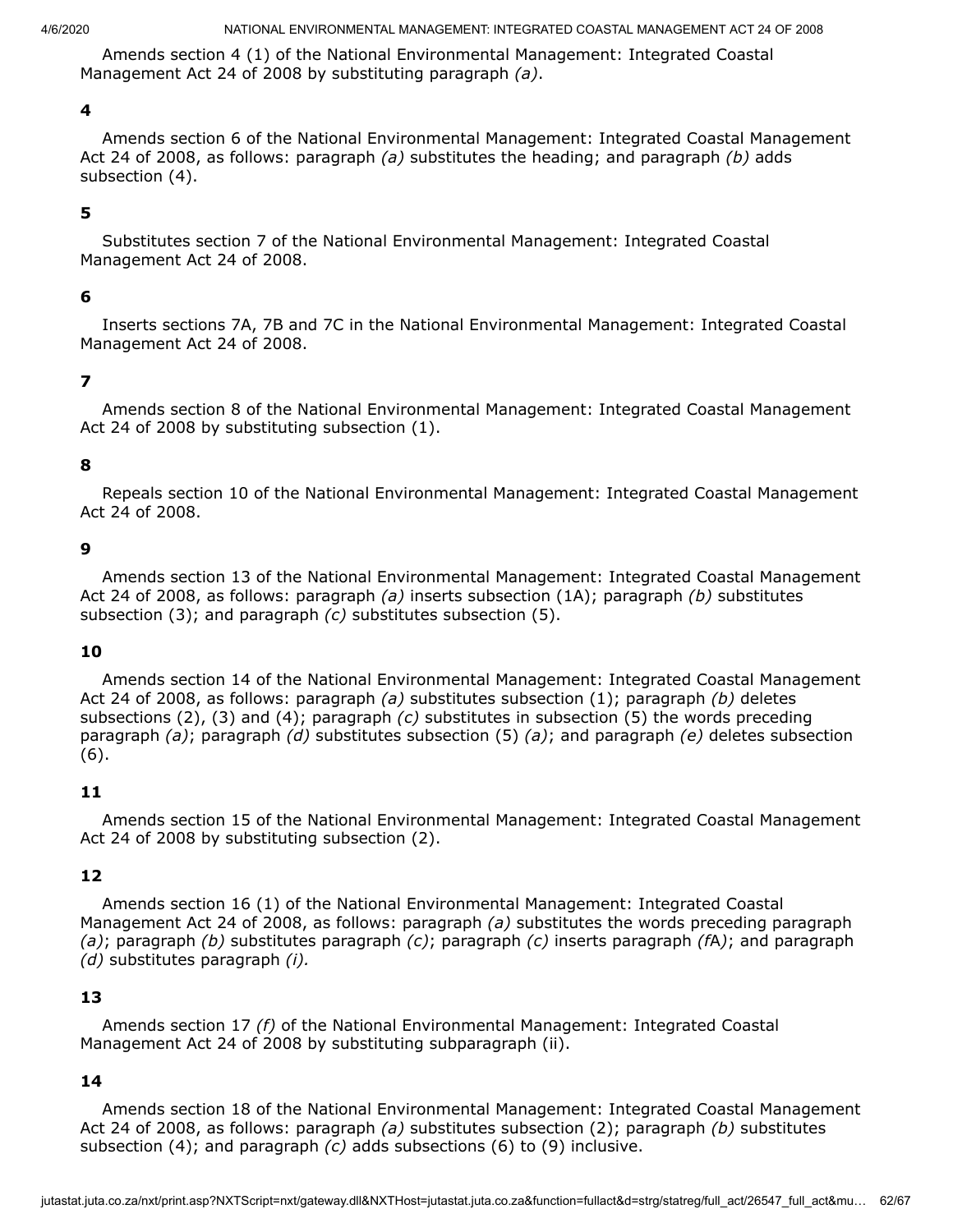Amends section 4 (1) of the National Environmental Management: Integrated Coastal Management Act 24 of 2008 by substituting paragraph *(a)*.

**4**

Amends section 6 of the National Environmental Management: Integrated Coastal Management Act 24 of 2008, as follows: paragraph *(a)* substitutes the heading; and paragraph *(b)* adds subsection (4).

**5**

Substitutes section 7 of the National Environmental Management: Integrated Coastal Management Act 24 of 2008.

**6**

Inserts sections 7A, 7B and 7C in the National Environmental Management: Integrated Coastal Management Act 24 of 2008.

**7**

Amends section 8 of the National Environmental Management: Integrated Coastal Management Act 24 of 2008 by substituting subsection (1).

**8**

Repeals section 10 of the National Environmental Management: Integrated Coastal Management Act 24 of 2008.

**9**

Amends section 13 of the National Environmental Management: Integrated Coastal Management Act 24 of 2008, as follows: paragraph *(a)* inserts subsection (1A); paragraph *(b)* substitutes subsection (3); and paragraph *(c)* substitutes subsection (5).

**10**

Amends section 14 of the National Environmental Management: Integrated Coastal Management Act 24 of 2008, as follows: paragraph *(a)* substitutes subsection (1); paragraph *(b)* deletes subsections (2), (3) and (4); paragraph *(c)* substitutes in subsection (5) the words preceding paragraph *(a)*; paragraph *(d)* substitutes subsection (5) *(a)*; and paragraph *(e)* deletes subsection (6).

**11**

Amends section 15 of the National Environmental Management: Integrated Coastal Management Act 24 of 2008 by substituting subsection (2).

**12**

Amends section 16 (1) of the National Environmental Management: Integrated Coastal Management Act 24 of 2008, as follows: paragraph *(a)* substitutes the words preceding paragraph *(a)*; paragraph *(b)* substitutes paragraph *(c)*; paragraph *(c)* inserts paragraph *(f*A*)*; and paragraph *(d)* substitutes paragraph *(i).*

**13**

Amends section 17 *(f)* of the National Environmental Management: Integrated Coastal Management Act 24 of 2008 by substituting subparagraph (ii).

**14**

Amends section 18 of the National Environmental Management: Integrated Coastal Management Act 24 of 2008, as follows: paragraph *(a)* substitutes subsection (2); paragraph *(b)* substitutes subsection (4); and paragraph *(c)* adds subsections (6) to (9) inclusive.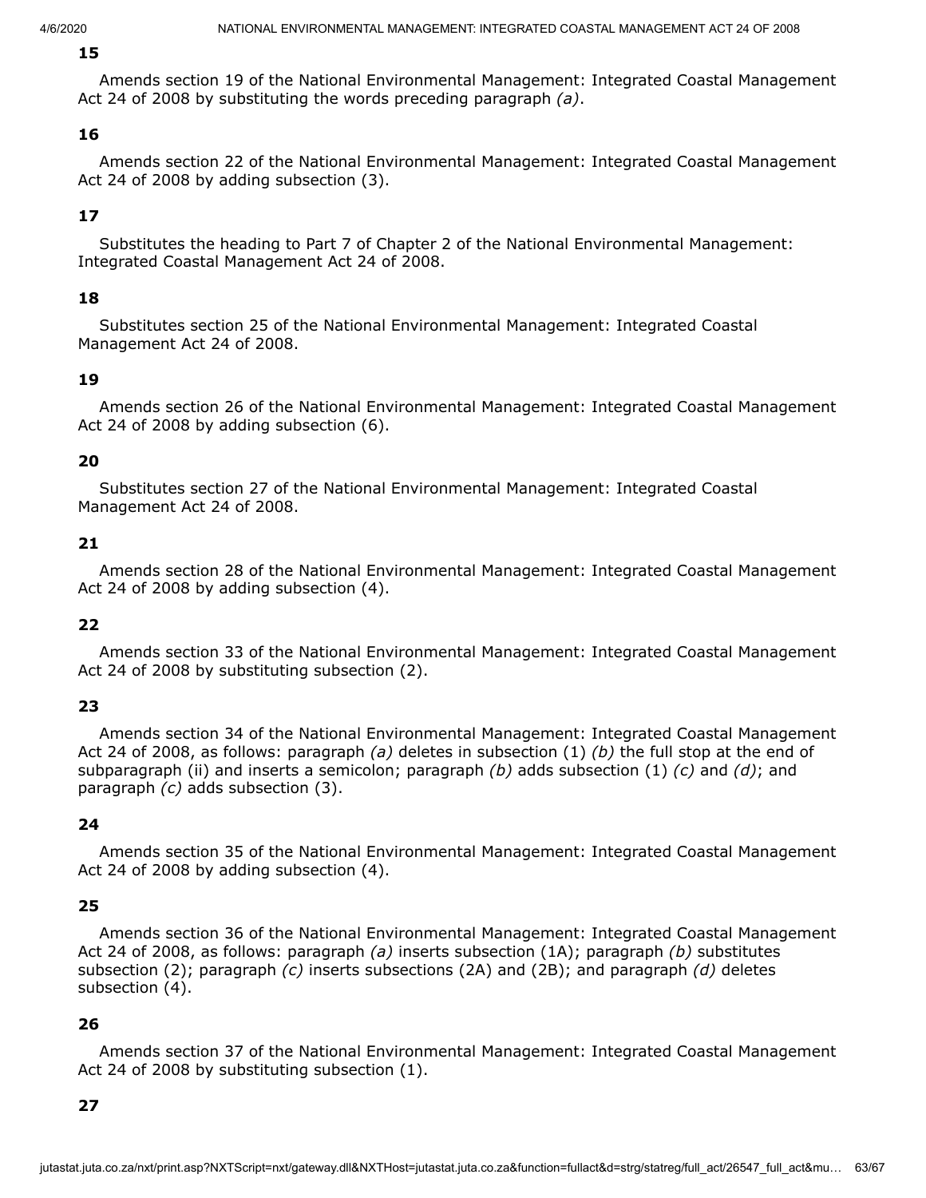**15**

Amends section 19 of the National Environmental Management: Integrated Coastal Management Act 24 of 2008 by substituting the words preceding paragraph *(a)*.

**16**

Amends section 22 of the National Environmental Management: Integrated Coastal Management Act 24 of 2008 by adding subsection (3).

**17**

Substitutes the heading to Part 7 of Chapter 2 of the National Environmental Management: Integrated Coastal Management Act 24 of 2008.

**18**

Substitutes section 25 of the National Environmental Management: Integrated Coastal Management Act 24 of 2008.

**19**

Amends section 26 of the National Environmental Management: Integrated Coastal Management Act 24 of 2008 by adding subsection (6).

**20**

Substitutes section 27 of the National Environmental Management: Integrated Coastal Management Act 24 of 2008.

**21**

Amends section 28 of the National Environmental Management: Integrated Coastal Management Act 24 of 2008 by adding subsection (4).

**22**

Amends section 33 of the National Environmental Management: Integrated Coastal Management Act 24 of 2008 by substituting subsection (2).

**23**

Amends section 34 of the National Environmental Management: Integrated Coastal Management Act 24 of 2008, as follows: paragraph *(a)* deletes in subsection (1) *(b)* the full stop at the end of subparagraph (ii) and inserts a semicolon; paragraph *(b)* adds subsection (1) *(c)* and *(d)*; and paragraph *(c)* adds subsection (3).

**24**

Amends section 35 of the National Environmental Management: Integrated Coastal Management Act 24 of 2008 by adding subsection (4).

**25**

Amends section 36 of the National Environmental Management: Integrated Coastal Management Act 24 of 2008, as follows: paragraph *(a)* inserts subsection (1A); paragraph *(b)* substitutes subsection (2); paragraph *(c)* inserts subsections (2A) and (2B); and paragraph *(d)* deletes subsection (4).

**26**

Amends section 37 of the National Environmental Management: Integrated Coastal Management Act 24 of 2008 by substituting subsection (1).

**27**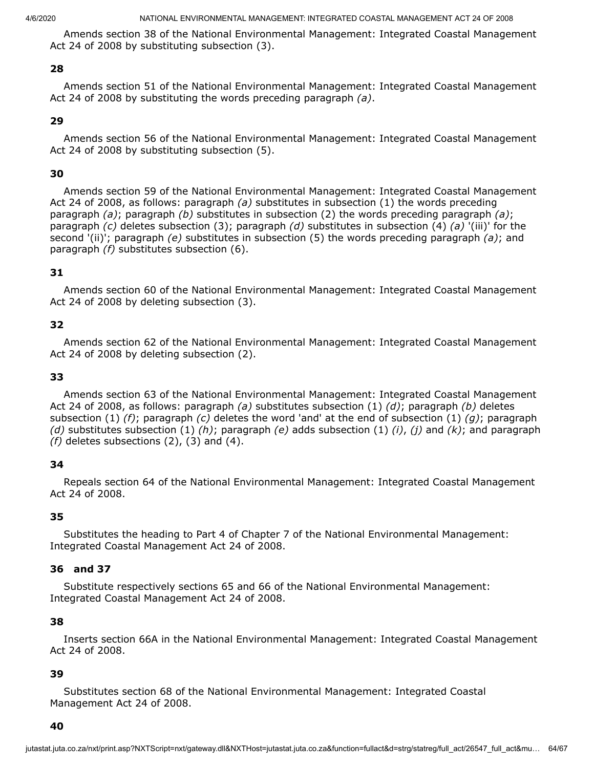Amends section 38 of the National Environmental Management: Integrated Coastal Management Act 24 of 2008 by substituting subsection (3).

**28**

Amends section 51 of the National Environmental Management: Integrated Coastal Management Act 24 of 2008 by substituting the words preceding paragraph *(a)*.

**29**

Amends section 56 of the National Environmental Management: Integrated Coastal Management Act 24 of 2008 by substituting subsection (5).

**30**

Amends section 59 of the National Environmental Management: Integrated Coastal Management Act 24 of 2008, as follows: paragraph *(a)* substitutes in subsection (1) the words preceding paragraph *(a)*; paragraph *(b)* substitutes in subsection (2) the words preceding paragraph *(a)*; paragraph *(c)* deletes subsection (3); paragraph *(d)* substitutes in subsection (4) *(a)* '(iii)' for the second '(ii)'; paragraph *(e)* substitutes in subsection (5) the words preceding paragraph *(a)*; and paragraph *(f)* substitutes subsection (6).

**31**

Amends section 60 of the National Environmental Management: Integrated Coastal Management Act 24 of 2008 by deleting subsection (3).

**32**

Amends section 62 of the National Environmental Management: Integrated Coastal Management Act 24 of 2008 by deleting subsection (2).

**33**

Amends section 63 of the National Environmental Management: Integrated Coastal Management Act 24 of 2008, as follows: paragraph *(a)* substitutes subsection (1) *(d)*; paragraph *(b)* deletes subsection (1) *(f)*; paragraph *(c)* deletes the word 'and' at the end of subsection (1) *(g)*; paragraph *(d)* substitutes subsection (1) *(h)*; paragraph *(e)* adds subsection (1) *(i)*, *(j)* and *(k)*; and paragraph *(f)* deletes subsections (2), (3) and (4).

**34**

Repeals section 64 of the National Environmental Management: Integrated Coastal Management Act 24 of 2008.

**35**

Substitutes the heading to Part 4 of Chapter 7 of the National Environmental Management: Integrated Coastal Management Act 24 of 2008.

**36 and 37**

Substitute respectively sections 65 and 66 of the National Environmental Management: Integrated Coastal Management Act 24 of 2008.

**38**

Inserts section 66A in the National Environmental Management: Integrated Coastal Management Act 24 of 2008.

**39**

Substitutes section 68 of the National Environmental Management: Integrated Coastal Management Act 24 of 2008.

**40**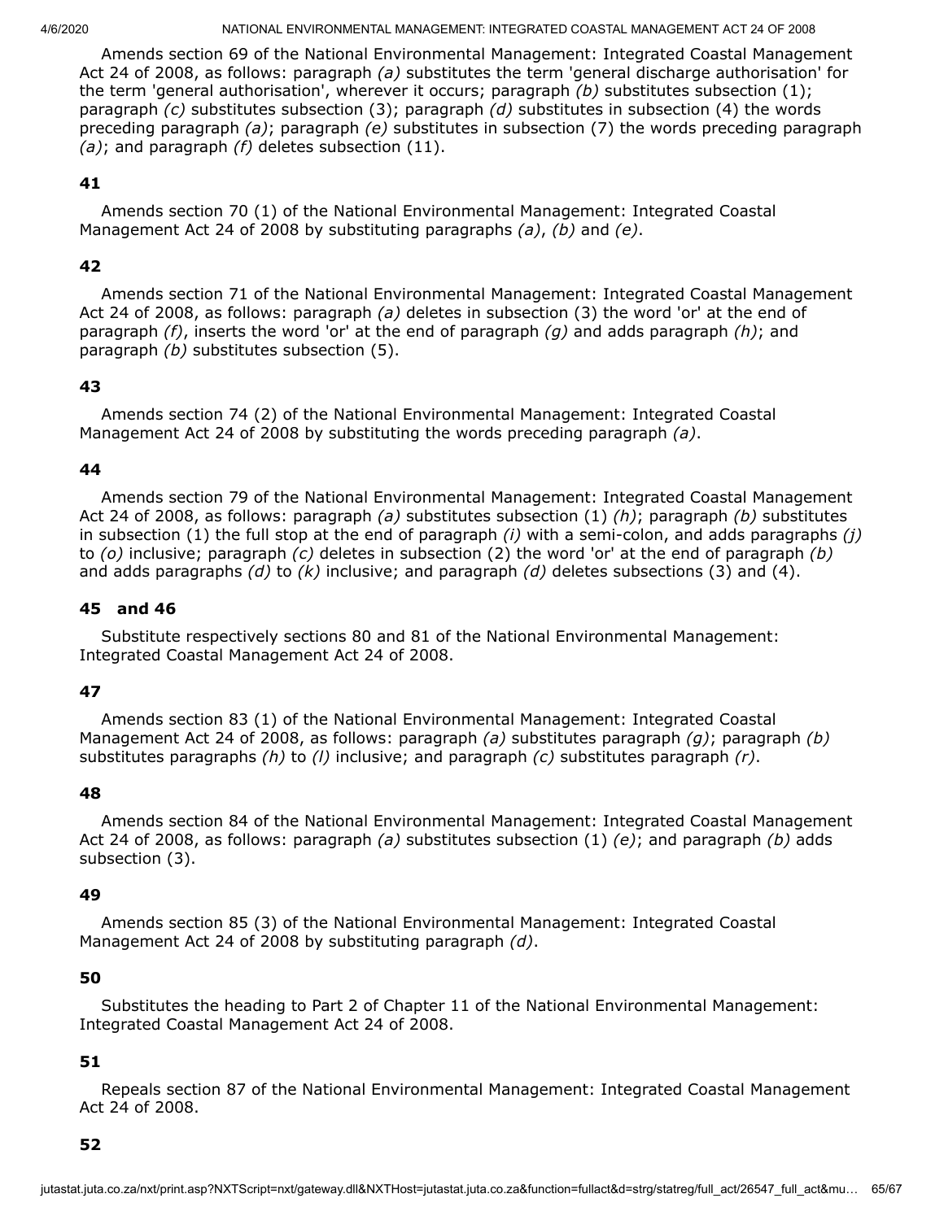Amends section 69 of the National Environmental Management: Integrated Coastal Management Act 24 of 2008, as follows: paragraph *(a)* substitutes the term 'general discharge authorisation' for the term 'general authorisation', wherever it occurs; paragraph *(b)* substitutes subsection (1); paragraph *(c)* substitutes subsection (3); paragraph *(d)* substitutes in subsection (4) the words preceding paragraph *(a)*; paragraph *(e)* substitutes in subsection (7) the words preceding paragraph *(a)*; and paragraph *(f)* deletes subsection (11).

**41**

Amends section 70 (1) of the National Environmental Management: Integrated Coastal Management Act 24 of 2008 by substituting paragraphs *(a)*, *(b)* and *(e)*.

**42**

Amends section 71 of the National Environmental Management: Integrated Coastal Management Act 24 of 2008, as follows: paragraph *(a)* deletes in subsection (3) the word 'or' at the end of paragraph *(f)*, inserts the word 'or' at the end of paragraph *(g)* and adds paragraph *(h)*; and paragraph *(b)* substitutes subsection (5).

**43**

Amends section 74 (2) of the National Environmental Management: Integrated Coastal Management Act 24 of 2008 by substituting the words preceding paragraph *(a)*.

**44**

Amends section 79 of the National Environmental Management: Integrated Coastal Management Act 24 of 2008, as follows: paragraph *(a)* substitutes subsection (1) *(h)*; paragraph *(b)* substitutes in subsection (1) the full stop at the end of paragraph *(i)* with a semi-colon, and adds paragraphs *(j)* to *(o)* inclusive; paragraph *(c)* deletes in subsection (2) the word 'or' at the end of paragraph *(b)* and adds paragraphs *(d)* to *(k)* inclusive; and paragraph *(d)* deletes subsections (3) and (4).

**45 and 46**

Substitute respectively sections 80 and 81 of the National Environmental Management: Integrated Coastal Management Act 24 of 2008.

**47**

Amends section 83 (1) of the National Environmental Management: Integrated Coastal Management Act 24 of 2008, as follows: paragraph *(a)* substitutes paragraph *(g)*; paragraph *(b)* substitutes paragraphs *(h)* to *(l)* inclusive; and paragraph *(c)* substitutes paragraph *(r)*.

**48**

Amends section 84 of the National Environmental Management: Integrated Coastal Management Act 24 of 2008, as follows: paragraph *(a)* substitutes subsection (1) *(e)*; and paragraph *(b)* adds subsection (3).

**49**

Amends section 85 (3) of the National Environmental Management: Integrated Coastal Management Act 24 of 2008 by substituting paragraph *(d)*.

**50**

Substitutes the heading to Part 2 of Chapter 11 of the National Environmental Management: Integrated Coastal Management Act 24 of 2008.

**51**

Repeals section 87 of the National Environmental Management: Integrated Coastal Management Act 24 of 2008.

**52**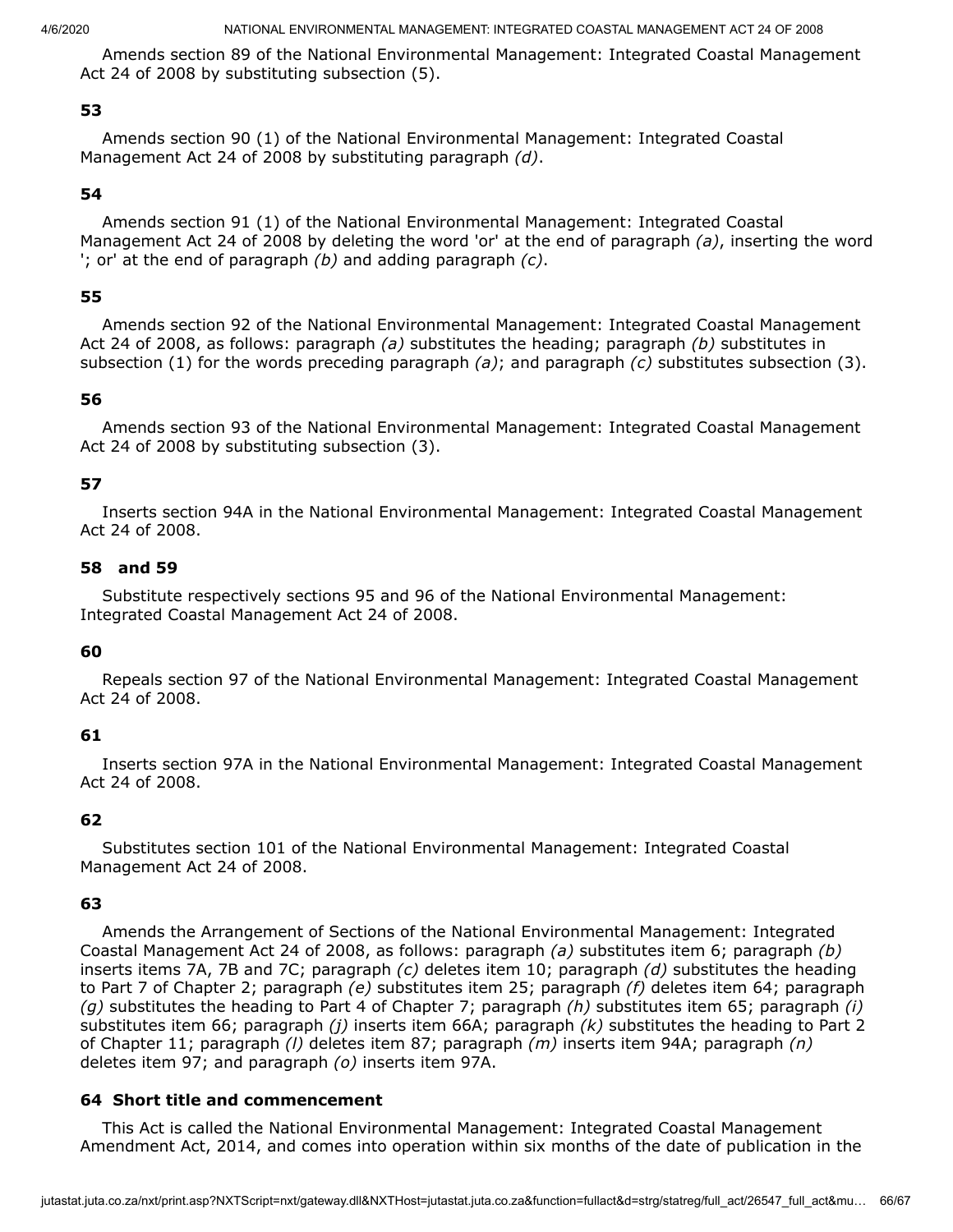Amends section 89 of the National Environmental Management: Integrated Coastal Management Act 24 of 2008 by substituting subsection (5).

### 53

Amends section 90 (1) of the National Environmental Management: Integrated Coastal Management Act 24 of 2008 by substituting paragraph *(d)*.

### 54

Amends section 91 (1) of the National Environmental Management: Integrated Coastal Management Act 24 of 2008 by deleting the word 'or' at the end of paragraph *(a)*, inserting the word '; or' at the end of paragraph *(b)* and adding paragraph *(c)*.

### 55

Amends section 92 of the National Environmental Management: Integrated Coastal Management Act 24 of 2008, as follows: paragraph *(a)* substitutes the heading; paragraph *(b)* substitutes in subsection (1) for the words preceding paragraph *(a)*; and paragraph *(c)* substitutes subsection (3).

### 56

Amends section 93 of the National Environmental Management: Integrated Coastal Management Act 24 of 2008 by substituting subsection (3).

### 57

Inserts section 94A in the National Environmental Management: Integrated Coastal Management Act 24 of 2008.

### 58 and 59

Substitute respectively sections 95 and 96 of the National Environmental Management: Integrated Coastal Management Act 24 of 2008.

### 60

Repeals section 97 of the National Environmental Management: Integrated Coastal Management Act 24 of 2008.

### 61

Inserts section 97A in the National Environmental Management: Integrated Coastal Management Act 24 of 2008.

### 62

Substitutes section 101 of the National Environmental Management: Integrated Coastal Management Act 24 of 2008.

### 63

Amends the Arrangement of Sections of the National Environmental Management: Integrated Coastal Management Act 24 of 2008, as follows: paragraph *(a)* substitutes item 6; paragraph *(b)* inserts items 7A, 7B and 7C; paragraph *(c)* deletes item 10; paragraph *(d)* substitutes the heading to Part 7 of Chapter 2; paragraph *(e)* substitutes item 25; paragraph *(f)* deletes item 64; paragraph *(g)* substitutes the heading to Part 4 of Chapter 7; paragraph *(h)* substitutes item 65; paragraph *(i)* substitutes item 66; paragraph *(j)* inserts item 66A; paragraph *(k)* substitutes the heading to Part 2 of Chapter 11; paragraph *(l)* deletes item 87; paragraph *(m)* inserts item 94A; paragraph *(n)* deletes item 97; and paragraph *(o)* inserts item 97A.

### 64 Short title and commencement

This Act is called the National Environmental Management: Integrated Coastal Management Amendment Act, 2014, and comes into operation within six months of the date of publication in the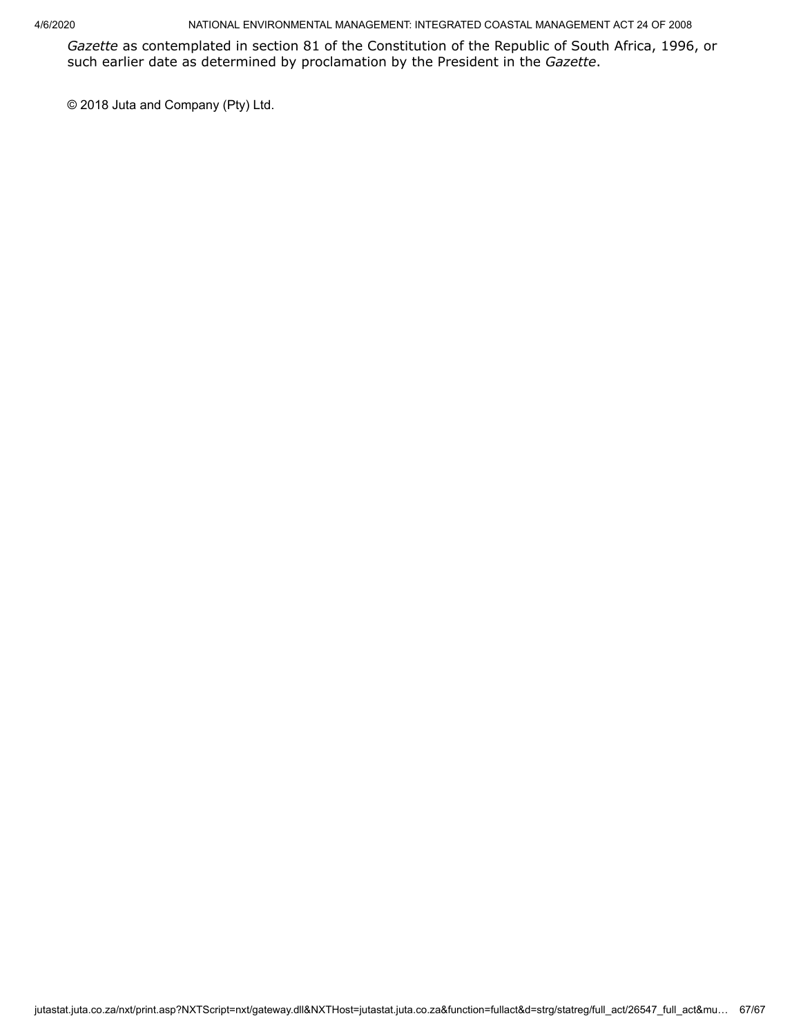*Gazette* as contemplated in section 81 of the Constitution of the Republic of South Africa, 1996, or such earlier date as determined by proclamation by the President in the *Gazette*.

© 2018 Juta and Company (Pty) Ltd.